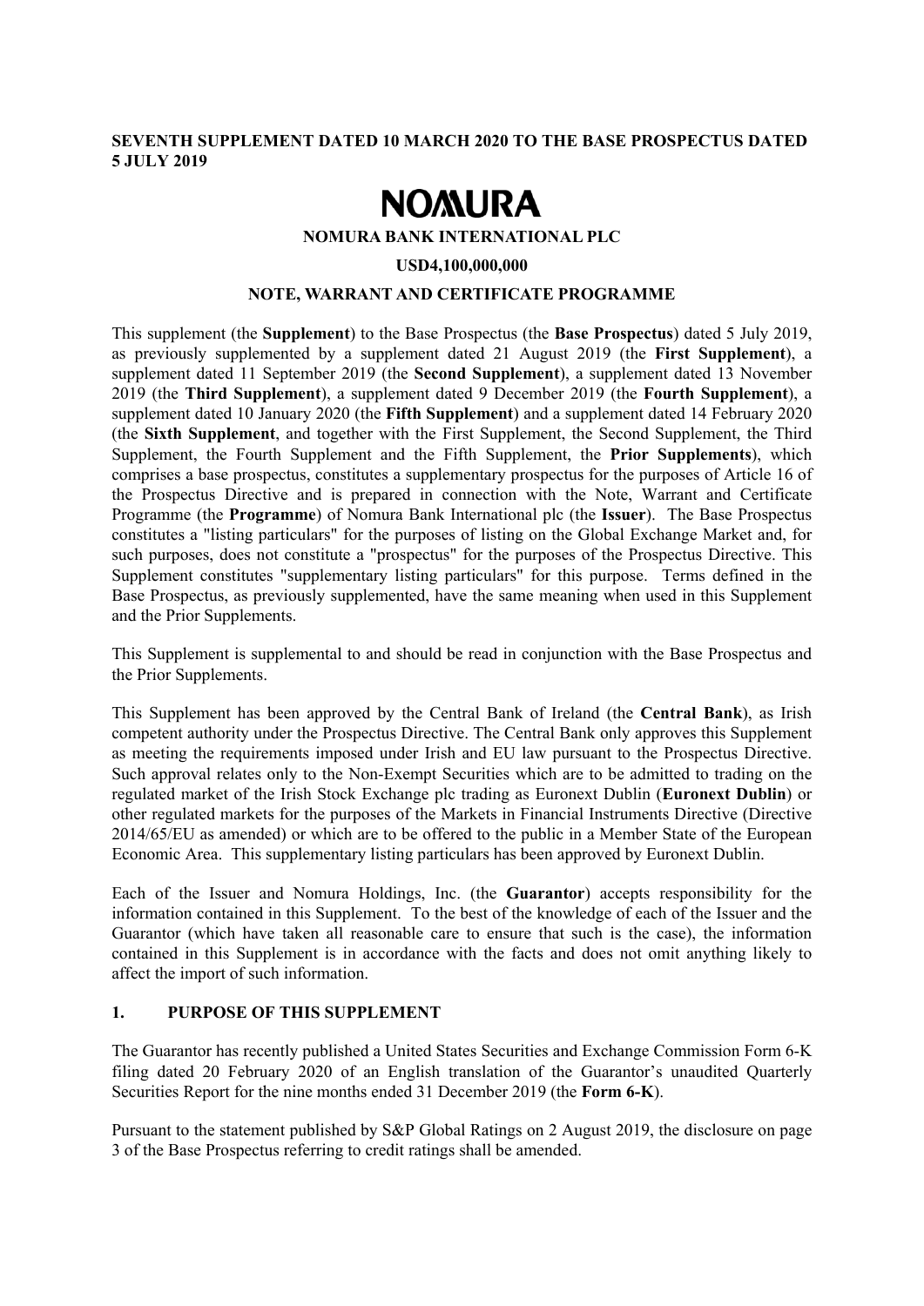**SEVENTH SUPPLEMENT DATED 10 MARCH 2020 TO THE BASE PROSPECTUS DATED 5 JULY 2019**

# NOMURA

**NOMURA BANK INTERNATIONAL PLC**

**USD4,100,000,000**

**NOTE, WARRANT AND CERTIFICATE PROGRAMME**

This supplement (the **Supplement**) to the Base Prospectus (the **Base Prospectus**) dated 5 July 2019, as previously supplemented by a supplement dated 21 August 2019 (the **First Supplement**), a supplement dated 11 September 2019 (the **Second Supplement**), a supplement dated 13 November 2019 (the **Third Supplement**), a supplement dated 9 December 2019 (the **Fourth Supplement**), a supplement dated 10 January 2020 (the **Fifth Supplement**) and a supplement dated 14 February 2020 (the **Sixth Supplement**, and together with the First Supplement, the Second Supplement, the Third Supplement, the Fourth Supplement and the Fifth Supplement, the **Prior Supplements**), which comprises a base prospectus, constitutes a supplementary prospectus for the purposes of Article 16 of the Prospectus Directive and is prepared in connection with the Note, Warrant and Certificate Programme (the **Programme**) of Nomura Bank International plc (the **Issuer**). The Base Prospectus constitutes a "listing particulars" for the purposes of listing on the Global Exchange Market and, for such purposes, does not constitute a "prospectus" for the purposes of the Prospectus Directive. This Supplement constitutes "supplementary listing particulars" for this purpose. Terms defined in the Base Prospectus, as previously supplemented, have the same meaning when used in this Supplement and the Prior Supplements.

This Supplement is supplemental to and should be read in conjunction with the Base Prospectus and the Prior Supplements.

This Supplement has been approved by the Central Bank of Ireland (the **Central Bank**), as Irish competent authority under the Prospectus Directive. The Central Bank only approves this Supplement as meeting the requirements imposed under Irish and EU law pursuant to the Prospectus Directive. Such approval relates only to the Non-Exempt Securities which are to be admitted to trading on the regulated market of the Irish Stock Exchange plc trading as Euronext Dublin (**Euronext Dublin**) or other regulated markets for the purposes of the Markets in Financial Instruments Directive (Directive 2014/65/EU as amended) or which are to be offered to the public in a Member State of the European Economic Area. This supplementary listing particulars has been approved by Euronext Dublin.

Each of the Issuer and Nomura Holdings, Inc. (the **Guarantor**) accepts responsibility for the information contained in this Supplement. To the best of the knowledge of each of the Issuer and the Guarantor (which have taken all reasonable care to ensure that such is the case), the information contained in this Supplement is in accordance with the facts and does not omit anything likely to affect the import of such information.

## 1. PURPOSE OF THIS SUPPLEMENT

The Guarantor has recently published a United States Securities and Exchange Commission Form 6-K filing dated 20 February 2020 of an English translation of the Guarantor's unaudited Quarterly Securities Report for the nine months ended 31 December 2019 (the **Form 6-K**).

Pursuant to the statement published by S&P Global Ratings on 2 August 2019, the disclosure on page 3 of the Base Prospectus referring to credit ratings shall be amended.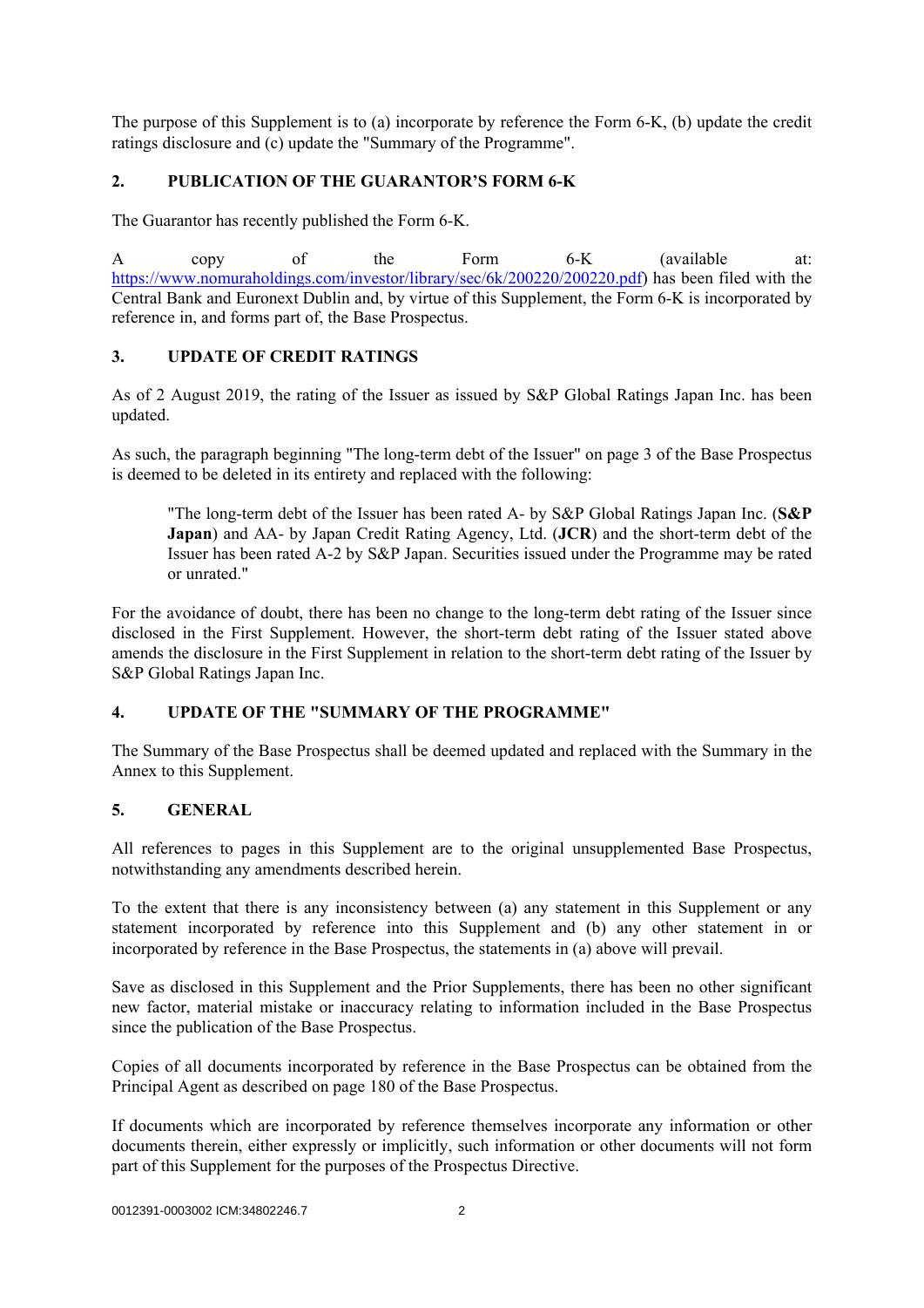The purpose of this Supplement is to (a) incorporate by reference the Form 6-K, (b) update the credit ratings disclosure and (c) update the "Summary of the Programme".

## 2. PUBLICATION OF THE GUARANTOR'S FORM 6-K

The Guarantor has recently published the Form 6-K.

A copy of the Form 6-K (available at: https://www.nomuraholdings.com/investor/library/sec/6k/200220/200220.pdf) has been filed with the Central Bank and Euronext Dublin and, by virtue of this Supplement, the Form 6-K is incorporated by reference in, and forms part of, the Base Prospectus.

## 3. UPDATE OF CREDIT RATINGS

As of 2 August 2019, the rating of the Issuer as issued by S&P Global Ratings Japan Inc. has been updated.

As such, the paragraph beginning "The long-term debt of the Issuer" on page 3 of the Base Prospectus is deemed to be deleted in its entirety and replaced with the following:

> "The long-term debt of the Issuer has been rated A- by S&P Global Ratings Japan Inc. (**S&P Japan**) and AA- by Japan Credit Rating Agency, Ltd. (**JCR**) and the short-term debt of the Issuer has been rated A-2 by S&P Japan. Securities issued under the Programme may be rated or unrated."

For the avoidance of doubt, there has been no change to the long-term debt rating of the Issuer since disclosed in the First Supplement. However, the short-term debt rating of the Issuer stated above amends the disclosure in the First Supplement in relation to the short-term debt rating of the Issuer by S&P Global Ratings Japan Inc.

## 4. UPDATE OF THE "SUMMARY OF THE PROGRAMME"

The Summary of the Base Prospectus shall be deemed updated and replaced with the Summary in the Annex to this Supplement.

## 5. GENERAL

All references to pages in this Supplement are to the original unsupplemented Base Prospectus, notwithstanding any amendments described herein.

To the extent that there is any inconsistency between (a) any statement in this Supplement or any statement incorporated by reference into this Supplement and (b) any other statement in or incorporated by reference in the Base Prospectus, the statements in (a) above will prevail.

Save as disclosed in this Supplement and the Prior Supplements, there has been no other significant new factor, material mistake or inaccuracy relating to information included in the Base Prospectus since the publication of the Base Prospectus.

Copies of all documents incorporated by reference in the Base Prospectus can be obtained from the Principal Agent as described on page 180 of the Base Prospectus.

If documents which are incorporated by reference themselves incorporate any information or other documents therein, either expressly or implicitly, such information or other documents will not form part of this Supplement for the purposes of the Prospectus Directive.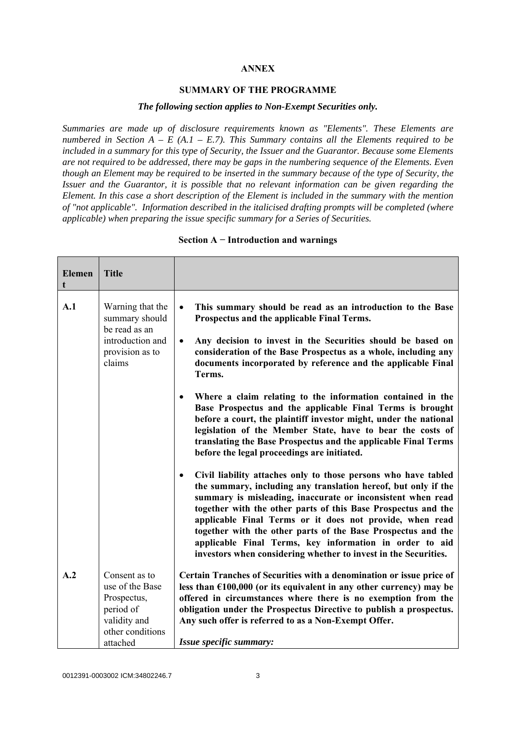**ANNEX**

**SUMMARY OF THE PROGRAMME**

***The following section applies to Non-Exempt Securities only.***

*Summaries are made up of disclosure requirements known as "Elements". These Elements are numbered in Section A – E (A.1 – E.7). This Summary contains all the Elements required to be included in a summary for this type of Security, the Issuer and the Guarantor. Because some Elements are not required to be addressed, there may be gaps in the numbering sequence of the Elements. Even though an Element may be required to be inserted in the summary because of the type of Security, the Issuer and the Guarantor, it is possible that no relevant information can be given regarding the Element. In this case a short description of the Element is included in the summary with the mention of "not applicable". Information described in the italicised drafting prompts will be completed (where applicable) when preparing the issue specific summary for a Series of Securities.*

**Section A − Introduction and warnings**

| **Element** | **Title** | |
|---|---|---|
| **A.1** | Warning that the summary should be read as an introduction and provision as to claims | • **This summary should be read as an introduction to the Base Prospectus and the applicable Final Terms.**<br>• **Any decision to invest in the Securities should be based on consideration of the Base Prospectus as a whole, including any documents incorporated by reference and the applicable Final Terms.**<br>• **Where a claim relating to the information contained in the Base Prospectus and the applicable Final Terms is brought before a court, the plaintiff investor might, under the national legislation of the Member State, have to bear the costs of translating the Base Prospectus and the applicable Final Terms before the legal proceedings are initiated.**<br>• **Civil liability attaches only to those persons who have tabled the summary, including any translation hereof, but only if the summary is misleading, inaccurate or inconsistent when read together with the other parts of this Base Prospectus and the applicable Final Terms or it does not provide, when read together with the other parts of the Base Prospectus and the applicable Final Terms, key information in order to aid investors when considering whether to invest in the Securities.** |
| **A.2** | Consent as to use of the Base Prospectus, period of validity and other conditions attached | **Certain Tranches of Securities with a denomination or issue price of less than €100,000 (or its equivalent in any other currency) may be offered in circumstances where there is no exemption from the obligation under the Prospectus Directive to publish a prospectus. Any such offer is referred to as a Non-Exempt Offer.**<br><br>***Issue specific summary:*** |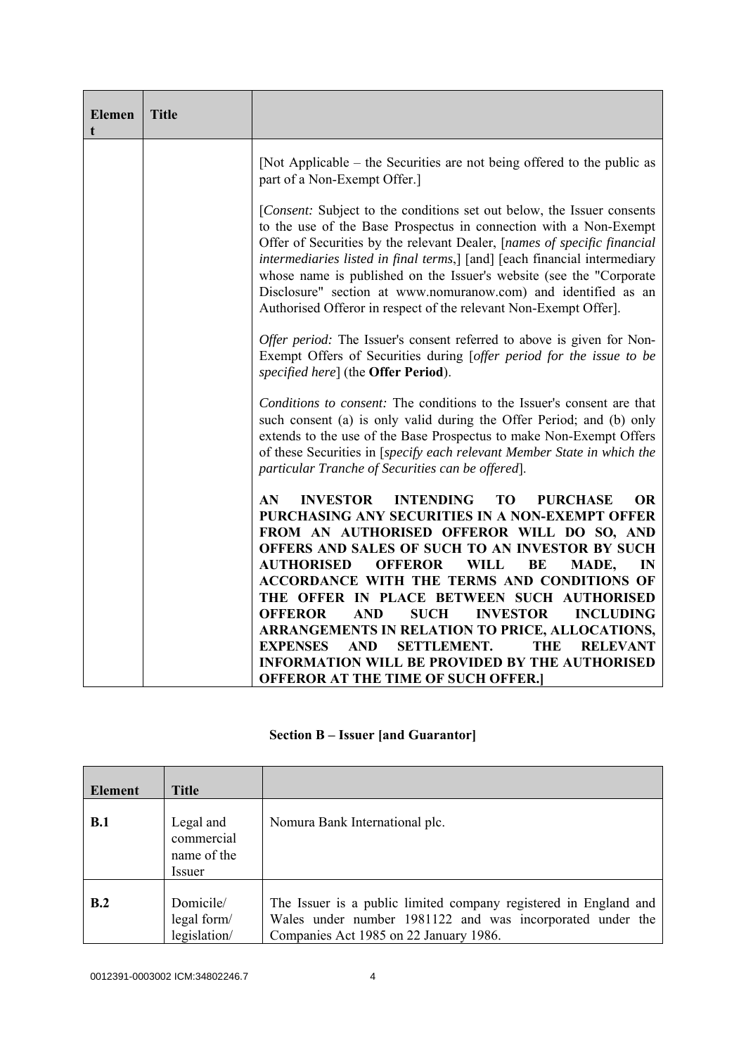| Element | Title | |
|---|---|---|
| | | [Not Applicable – the Securities are not being offered to the public as part of a Non-Exempt Offer.]<br><br>[*Consent:* Subject to the conditions set out below, the Issuer consents to the use of the Base Prospectus in connection with a Non-Exempt Offer of Securities by the relevant Dealer, [*names of specific financial intermediaries listed in final terms*,] [and] [each financial intermediary whose name is published on the Issuer's website (see the "Corporate Disclosure" section at www.nomuranow.com) and identified as an Authorised Offeror in respect of the relevant Non-Exempt Offer].<br><br>*Offer period:* The Issuer's consent referred to above is given for Non-Exempt Offers of Securities during [*offer period for the issue to be specified here*] (the **Offer Period**).<br><br>*Conditions to consent:* The conditions to the Issuer's consent are that such consent (a) is only valid during the Offer Period; and (b) only extends to the use of the Base Prospectus to make Non-Exempt Offers of these Securities in [*specify each relevant Member State in which the particular Tranche of Securities can be offered*].<br><br>**AN INVESTOR INTENDING TO PURCHASE OR PURCHASING ANY SECURITIES IN A NON-EXEMPT OFFER FROM AN AUTHORISED OFFEROR WILL DO SO, AND OFFERS AND SALES OF SUCH TO AN INVESTOR BY SUCH AUTHORISED OFFEROR WILL BE MADE, IN ACCORDANCE WITH THE TERMS AND CONDITIONS OF THE OFFER IN PLACE BETWEEN SUCH AUTHORISED OFFEROR AND SUCH INVESTOR INCLUDING ARRANGEMENTS IN RELATION TO PRICE, ALLOCATIONS, EXPENSES AND SETTLEMENT. THE RELEVANT INFORMATION WILL BE PROVIDED BY THE AUTHORISED OFFEROR AT THE TIME OF SUCH OFFER.]** |

## Section B – Issuer [and Guarantor]

| Element | Title | |
|---|---|---|
| **B.1** | Legal and commercial name of the Issuer | Nomura Bank International plc. |
| **B.2** | Domicile/ legal form/ legislation/ | The Issuer is a public limited company registered in England and Wales under number 1981122 and was incorporated under the Companies Act 1985 on 22 January 1986. |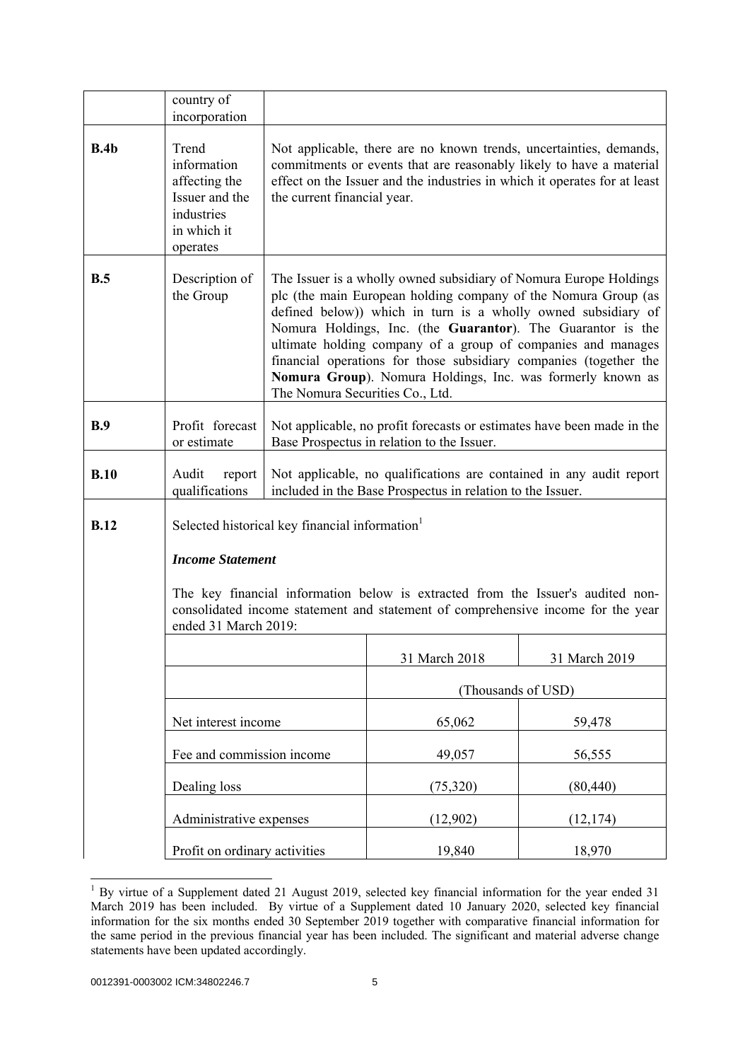| | | |
|---|---|---|
| | country of incorporation | |
| **B.4b** | Trend information affecting the Issuer and the industries in which it operates | Not applicable, there are no known trends, uncertainties, demands, commitments or events that are reasonably likely to have a material effect on the Issuer and the industries in which it operates for at least the current financial year. |
| **B.5** | Description of the Group | The Issuer is a wholly owned subsidiary of Nomura Europe Holdings plc (the main European holding company of the Nomura Group (as defined below)) which in turn is a wholly owned subsidiary of Nomura Holdings, Inc. (the **Guarantor**). The Guarantor is the ultimate holding company of a group of companies and manages financial operations for those subsidiary companies (together the **Nomura Group**). Nomura Holdings, Inc. was formerly known as The Nomura Securities Co., Ltd. |
| **B.9** | Profit forecast or estimate | Not applicable, no profit forecasts or estimates have been made in the Base Prospectus in relation to the Issuer. |
| **B.10** | Audit report qualifications | Not applicable, no qualifications are contained in any audit report included in the Base Prospectus in relation to the Issuer. |
| **B.12** | Selected historical key financial information[1] | |

***Income Statement***

The key financial information below is extracted from the Issuer's audited non-consolidated income statement and statement of comprehensive income for the year ended 31 March 2019:

| | 31 March 2018 | 31 March 2019 |
|---|---|---|
| | (Thousands of USD) | |
| Net interest income | 65,062 | 59,478 |
| Fee and commission income | 49,057 | 56,555 |
| Dealing loss | (75,320) | (80,440) |
| Administrative expenses | (12,902) | (12,174) |
| Profit on ordinary activities | 19,840 | 18,970 |

[1] By virtue of a Supplement dated 21 August 2019, selected key financial information for the year ended 31 March 2019 has been included. By virtue of a Supplement dated 10 January 2020, selected key financial information for the six months ended 30 September 2019 together with comparative financial information for the same period in the previous financial year has been included. The significant and material adverse change statements have been updated accordingly.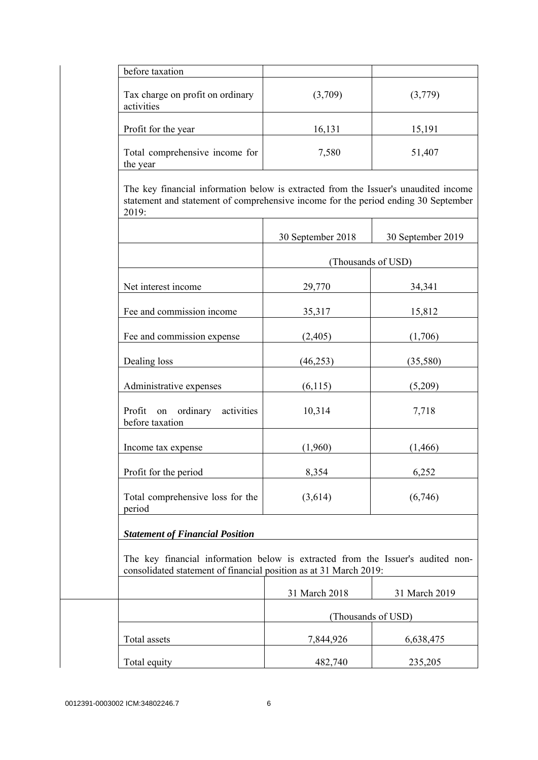| before taxation | | |
|---|---|---|
| Tax charge on profit on ordinary activities | (3,709) | (3,779) |
| Profit for the year | 16,131 | 15,191 |
| Total comprehensive income for the year | 7,580 | 51,407 |

The key financial information below is extracted from the Issuer's unaudited income statement and statement of comprehensive income for the period ending 30 September 2019:

| | 30 September 2018 | 30 September 2019 |
|---|---|---|
| | (Thousands of USD) | |
| Net interest income | 29,770 | 34,341 |
| Fee and commission income | 35,317 | 15,812 |
| Fee and commission expense | (2,405) | (1,706) |
| Dealing loss | (46,253) | (35,580) |
| Administrative expenses | (6,115) | (5,209) |
| Profit on ordinary activities before taxation | 10,314 | 7,718 |
| Income tax expense | (1,960) | (1,466) |
| Profit for the period | 8,354 | 6,252 |
| Total comprehensive loss for the period | (3,614) | (6,746) |

***Statement of Financial Position***

The key financial information below is extracted from the Issuer's audited non-consolidated statement of financial position as at 31 March 2019:

| | 31 March 2018 | 31 March 2019 |
|---|---|---|
| | (Thousands of USD) | |
| Total assets | 7,844,926 | 6,638,475 |
| Total equity | 482,740 | 235,205 |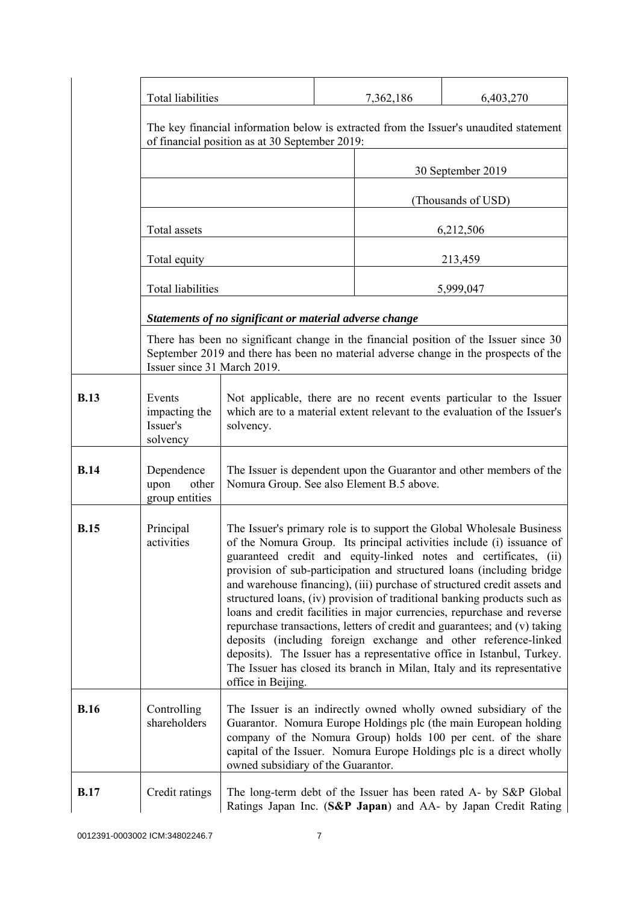| | | | |
|---|---|---|---|
| | Total liabilities | 7,362,186 | 6,403,270 |

The key financial information below is extracted from the Issuer's unaudited statement of financial position as at 30 September 2019:

| | 30 September 2019 |
|---|---|
| | (Thousands of USD) |
| Total assets | 6,212,506 |
| Total equity | 213,459 |
| Total liabilities | 5,999,047 |

***Statements of no significant or material adverse change***

There has been no significant change in the financial position of the Issuer since 30 September 2019 and there has been no material adverse change in the prospects of the Issuer since 31 March 2019.

| | | |
|---|---|---|
| **B.13** | Events impacting the Issuer's solvency | Not applicable, there are no recent events particular to the Issuer which are to a material extent relevant to the evaluation of the Issuer's solvency. |
| **B.14** | Dependence upon other group entities | The Issuer is dependent upon the Guarantor and other members of the Nomura Group. See also Element B.5 above. |
| **B.15** | Principal activities | The Issuer's primary role is to support the Global Wholesale Business of the Nomura Group. Its principal activities include (i) issuance of guaranteed credit and equity-linked notes and certificates, (ii) provision of sub-participation and structured loans (including bridge and warehouse financing), (iii) purchase of structured credit assets and structured loans, (iv) provision of traditional banking products such as loans and credit facilities in major currencies, repurchase and reverse repurchase transactions, letters of credit and guarantees; and (v) taking deposits (including foreign exchange and other reference-linked deposits). The Issuer has a representative office in Istanbul, Turkey. The Issuer has closed its branch in Milan, Italy and its representative office in Beijing. |
| **B.16** | Controlling shareholders | The Issuer is an indirectly owned wholly owned subsidiary of the Guarantor. Nomura Europe Holdings plc (the main European holding company of the Nomura Group) holds 100 per cent. of the share capital of the Issuer. Nomura Europe Holdings plc is a direct wholly owned subsidiary of the Guarantor. |
| **B.17** | Credit ratings | The long-term debt of the Issuer has been rated A- by S&P Global Ratings Japan Inc. (**S&P Japan**) and AA- by Japan Credit Rating |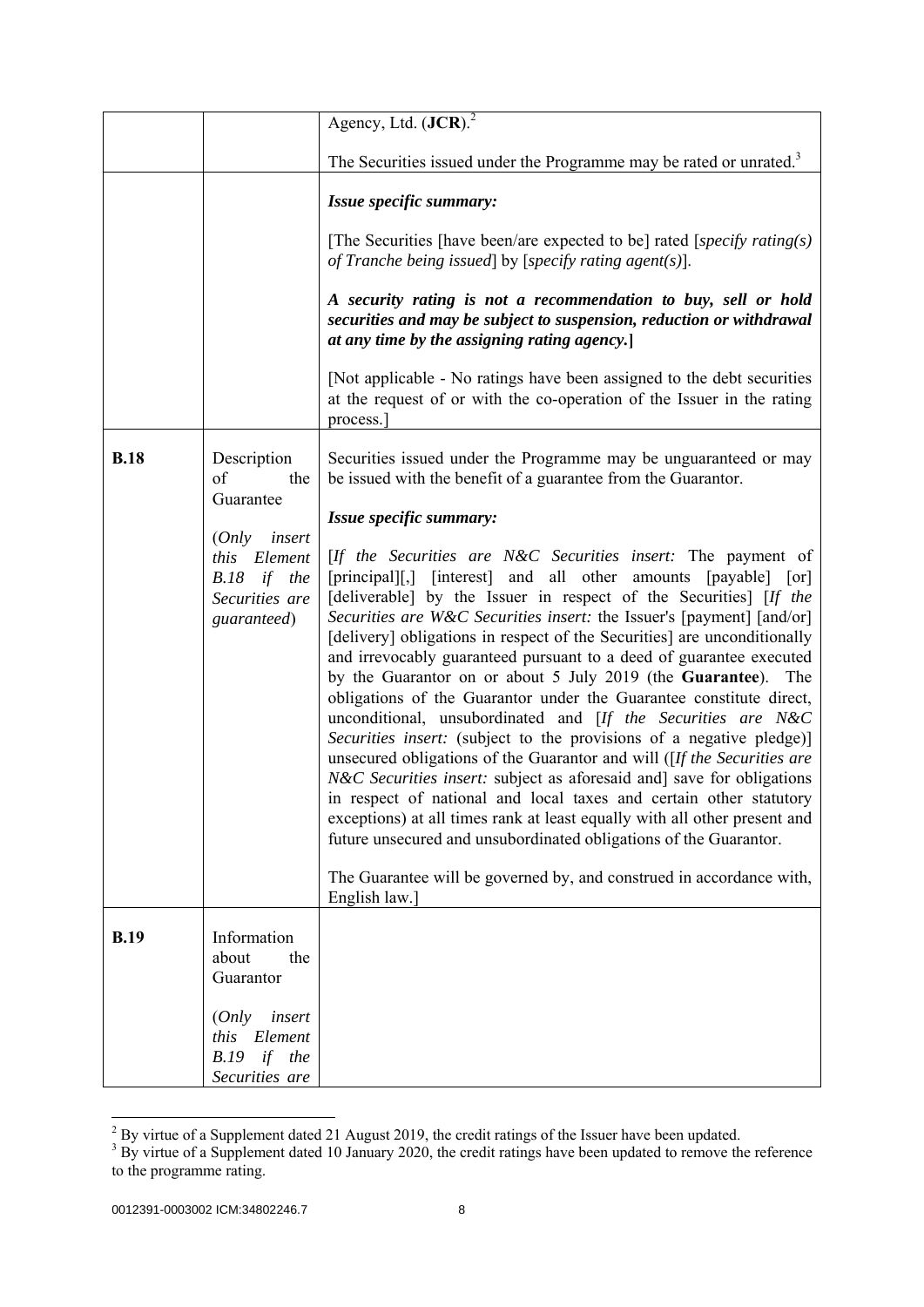| | | |
|---|---|---|
| | | Agency, Ltd. (**JCR**).[2]<br><br>The Securities issued under the Programme may be rated or unrated.[3] |
| | | ***Issue specific summary:***<br><br>[The Securities [have been/are expected to be] rated [*specify rating(s) of Tranche being issued*] by [*specify rating agent(s)*].<br><br>***A security rating is not a recommendation to buy, sell or hold securities and may be subject to suspension, reduction or withdrawal at any time by the assigning rating agency.*****]**<br><br>[Not applicable - No ratings have been assigned to the debt securities at the request of or with the co-operation of the Issuer in the rating process.] |
| **B.18** | Description of the Guarantee<br><br>(*Only insert this Element B.18 if the Securities are guaranteed*) | Securities issued under the Programme may be unguaranteed or may be issued with the benefit of a guarantee from the Guarantor.<br><br>***Issue specific summary:***<br><br>[*If the Securities are N&C Securities insert:* The payment of [principal][,] [interest] and all other amounts [payable] [or] [deliverable] by the Issuer in respect of the Securities] [*If the Securities are W&C Securities insert:* the Issuer's [payment] [and/or] [delivery] obligations in respect of the Securities] are unconditionally and irrevocably guaranteed pursuant to a deed of guarantee executed by the Guarantor on or about 5 July 2019 (the **Guarantee**). The obligations of the Guarantor under the Guarantee constitute direct, unconditional, unsubordinated and [*If the Securities are N&C Securities insert:* (subject to the provisions of a negative pledge)] unsecured obligations of the Guarantor and will ([*If the Securities are N&C Securities insert:* subject as aforesaid and] save for obligations in respect of national and local taxes and certain other statutory exceptions) at all times rank at least equally with all other present and future unsecured and unsubordinated obligations of the Guarantor.<br><br>The Guarantee will be governed by, and construed in accordance with, English law.] |
| **B.19** | Information about the Guarantor<br><br>(*Only insert this Element B.19 if the Securities are* | |

[2] By virtue of a Supplement dated 21 August 2019, the credit ratings of the Issuer have been updated.

[3] By virtue of a Supplement dated 10 January 2020, the credit ratings have been updated to remove the reference to the programme rating.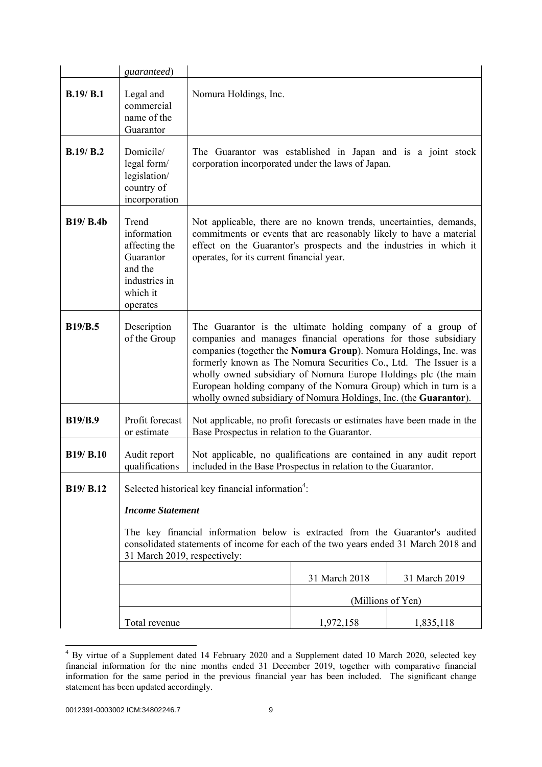| | *guaranteed*) | |
|---|---|---|
| **B.19/ B.1** | Legal and commercial name of the Guarantor | Nomura Holdings, Inc. |
| **B.19/ B.2** | Domicile/ legal form/ legislation/ country of incorporation | The Guarantor was established in Japan and is a joint stock corporation incorporated under the laws of Japan. |
| **B19/ B.4b** | Trend information affecting the Guarantor and the industries in which it operates | Not applicable, there are no known trends, uncertainties, demands, commitments or events that are reasonably likely to have a material effect on the Guarantor's prospects and the industries in which it operates, for its current financial year. |
| **B19/B.5** | Description of the Group | The Guarantor is the ultimate holding company of a group of companies and manages financial operations for those subsidiary companies (together the **Nomura Group**). Nomura Holdings, Inc. was formerly known as The Nomura Securities Co., Ltd. The Issuer is a wholly owned subsidiary of Nomura Europe Holdings plc (the main European holding company of the Nomura Group) which in turn is a wholly owned subsidiary of Nomura Holdings, Inc. (the **Guarantor**). |
| **B19/B.9** | Profit forecast or estimate | Not applicable, no profit forecasts or estimates have been made in the Base Prospectus in relation to the Guarantor. |
| **B19/ B.10** | Audit report qualifications | Not applicable, no qualifications are contained in any audit report included in the Base Prospectus in relation to the Guarantor. |
| **B19/ B.12** | Selected historical key financial information[4]: | |

***Income Statement***

The key financial information below is extracted from the Guarantor's audited consolidated statements of income for each of the two years ended 31 March 2018 and 31 March 2019, respectively:

| | 31 March 2018 | 31 March 2019 |
|---|---|---|
| | (Millions of Yen) | |
| Total revenue | 1,972,158 | 1,835,118 |

[4] By virtue of a Supplement dated 14 February 2020 and a Supplement dated 10 March 2020, selected key financial information for the nine months ended 31 December 2019, together with comparative financial information for the same period in the previous financial year has been included. The significant change statement has been updated accordingly.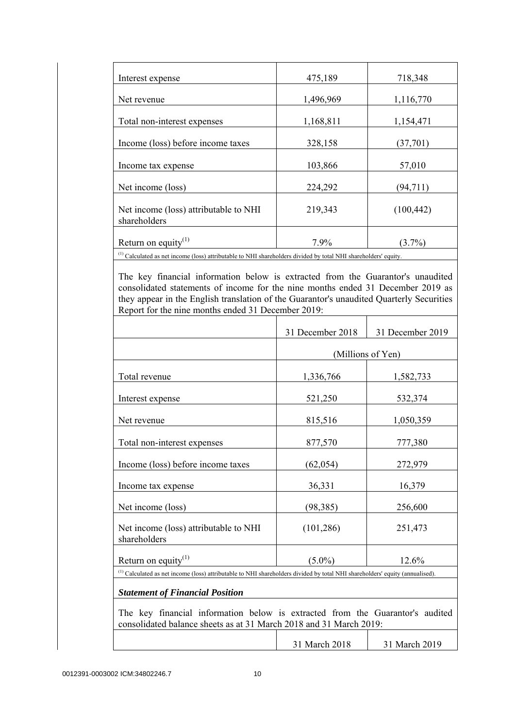| | | |
|---|---|---|
| Interest expense | 475,189 | 718,348 |
| Net revenue | 1,496,969 | 1,116,770 |
| Total non-interest expenses | 1,168,811 | 1,154,471 |
| Income (loss) before income taxes | 328,158 | (37,701) |
| Income tax expense | 103,866 | 57,010 |
| Net income (loss) | 224,292 | (94,711) |
| Net income (loss) attributable to NHI shareholders | 219,343 | (100,442) |
| Return on equity[(1)] | 7.9% | (3.7%) |

[(1)] Calculated as net income (loss) attributable to NHI shareholders divided by total NHI shareholders' equity.

The key financial information below is extracted from the Guarantor's unaudited consolidated statements of income for the nine months ended 31 December 2019 as they appear in the English translation of the Guarantor's unaudited Quarterly Securities Report for the nine months ended 31 December 2019:

| | 31 December 2018 | 31 December 2019 |
|---|---|---|
| | (Millions of Yen) | |
| Total revenue | 1,336,766 | 1,582,733 |
| Interest expense | 521,250 | 532,374 |
| Net revenue | 815,516 | 1,050,359 |
| Total non-interest expenses | 877,570 | 777,380 |
| Income (loss) before income taxes | (62,054) | 272,979 |
| Income tax expense | 36,331 | 16,379 |
| Net income (loss) | (98,385) | 256,600 |
| Net income (loss) attributable to NHI shareholders | (101,286) | 251,473 |
| Return on equity[(1)] | (5.0%) | 12.6% |

[(1)] Calculated as net income (loss) attributable to NHI shareholders divided by total NHI shareholders' equity (annualised).

***Statement of Financial Position***

The key financial information below is extracted from the Guarantor's audited consolidated balance sheets as at 31 March 2018 and 31 March 2019:

| | 31 March 2018 | 31 March 2019 |
|---|---|---|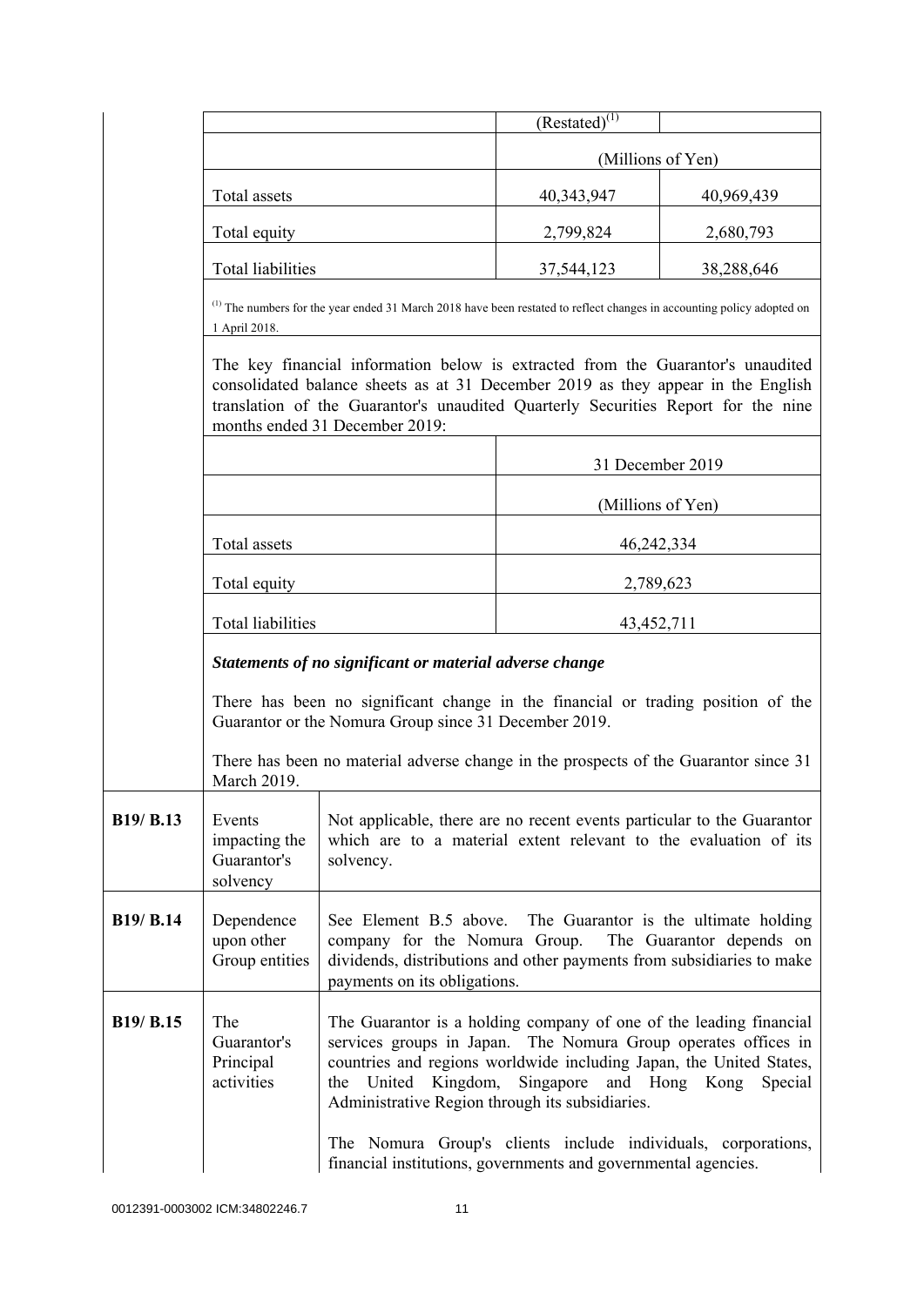| | (Restated)[1] | |
|---|---|---|
| | (Millions of Yen) | |
| Total assets | 40,343,947 | 40,969,439 |
| Total equity | 2,799,824 | 2,680,793 |
| Total liabilities | 37,544,123 | 38,288,646 |

[1] The numbers for the year ended 31 March 2018 have been restated to reflect changes in accounting policy adopted on 1 April 2018.

The key financial information below is extracted from the Guarantor's unaudited consolidated balance sheets as at 31 December 2019 as they appear in the English translation of the Guarantor's unaudited Quarterly Securities Report for the nine months ended 31 December 2019:

| | 31 December 2019 |
|---|---|
| | (Millions of Yen) |
| Total assets | 46,242,334 |
| Total equity | 2,789,623 |
| Total liabilities | 43,452,711 |

***Statements of no significant or material adverse change***

There has been no significant change in the financial or trading position of the Guarantor or the Nomura Group since 31 December 2019.

There has been no material adverse change in the prospects of the Guarantor since 31 March 2019.

| | | |
|---|---|---|
| **B19/ B.13** | Events impacting the Guarantor's solvency | Not applicable, there are no recent events particular to the Guarantor which are to a material extent relevant to the evaluation of its solvency. |
| **B19/ B.14** | Dependence upon other Group entities | See Element B.5 above. The Guarantor is the ultimate holding company for the Nomura Group. The Guarantor depends on dividends, distributions and other payments from subsidiaries to make payments on its obligations. |
| **B19/ B.15** | The Guarantor's Principal activities | The Guarantor is a holding company of one of the leading financial services groups in Japan. The Nomura Group operates offices in countries and regions worldwide including Japan, the United States, the United Kingdom, Singapore and Hong Kong Special Administrative Region through its subsidiaries.<br><br>The Nomura Group's clients include individuals, corporations, financial institutions, governments and governmental agencies. |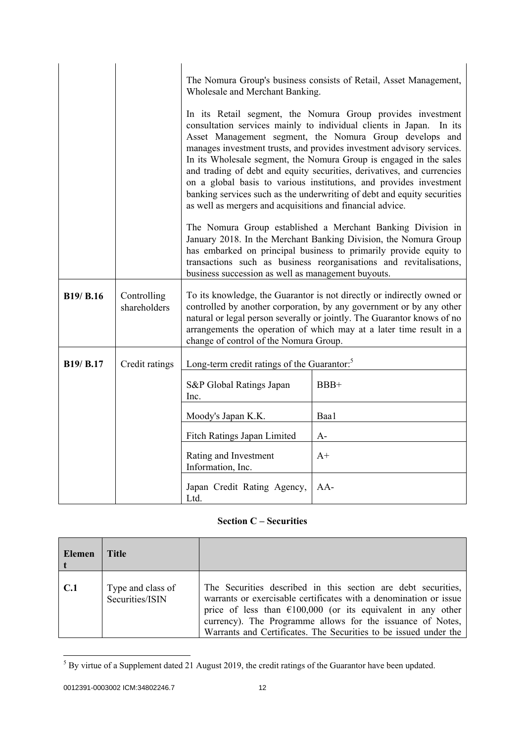| | | |
|---|---|---|
| | | The Nomura Group's business consists of Retail, Asset Management, Wholesale and Merchant Banking.<br><br>In its Retail segment, the Nomura Group provides investment consultation services mainly to individual clients in Japan. In its Asset Management segment, the Nomura Group develops and manages investment trusts, and provides investment advisory services. In its Wholesale segment, the Nomura Group is engaged in the sales and trading of debt and equity securities, derivatives, and currencies on a global basis to various institutions, and provides investment banking services such as the underwriting of debt and equity securities as well as mergers and acquisitions and financial advice.<br><br>The Nomura Group established a Merchant Banking Division in January 2018. In the Merchant Banking Division, the Nomura Group has embarked on principal business to primarily provide equity to transactions such as business reorganisations and revitalisations, business succession as well as management buyouts. |
| **B19/ B.16** | Controlling shareholders | To its knowledge, the Guarantor is not directly or indirectly owned or controlled by another corporation, by any government or by any other natural or legal person severally or jointly. The Guarantor knows of no arrangements the operation of which may at a later time result in a change of control of the Nomura Group. |
| **B19/ B.17** | Credit ratings | Long-term credit ratings of the Guarantor:[5]<br><br>S&P Global Ratings Japan Inc.: BBB+<br>Moody's Japan K.K.: Baa1<br>Fitch Ratings Japan Limited: A-<br>Rating and Investment Information, Inc.: A+<br>Japan Credit Rating Agency, Ltd.: AA- |

## Section C – Securities

| Element | Title | |
|---|---|---|
| **C.1** | Type and class of Securities/ISIN | The Securities described in this section are debt securities, warrants or exercisable certificates with a denomination or issue price of less than €100,000 (or its equivalent in any other currency). The Programme allows for the issuance of Notes, Warrants and Certificates. The Securities to be issued under the |

[5] By virtue of a Supplement dated 21 August 2019, the credit ratings of the Guarantor have been updated.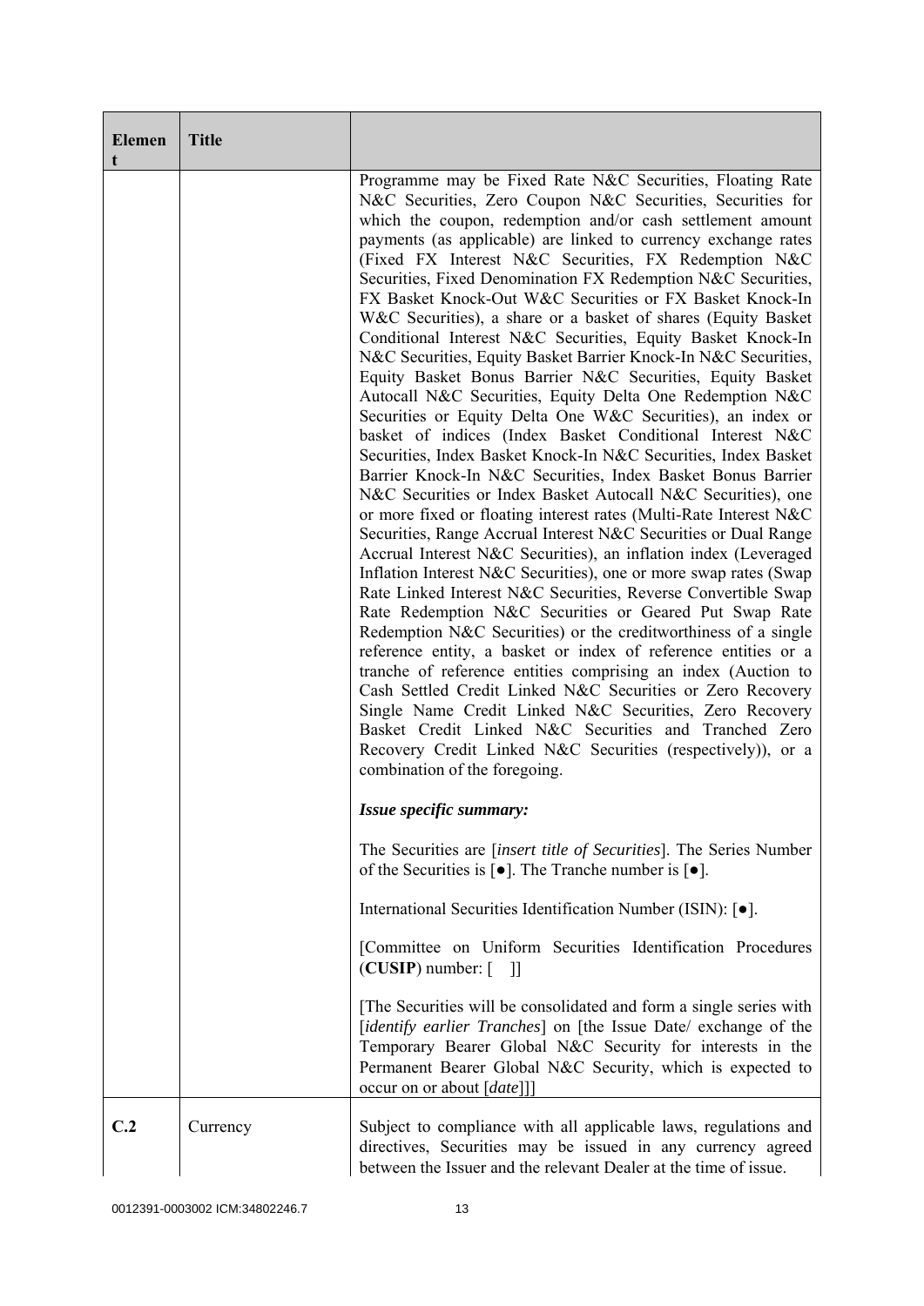| Element | Title | |
|---|---|---|
| | | Programme may be Fixed Rate N&C Securities, Floating Rate N&C Securities, Zero Coupon N&C Securities, Securities for which the coupon, redemption and/or cash settlement amount payments (as applicable) are linked to currency exchange rates (Fixed FX Interest N&C Securities, FX Redemption N&C Securities, Fixed Denomination FX Redemption N&C Securities, FX Basket Knock-Out W&C Securities or FX Basket Knock-In W&C Securities), a share or a basket of shares (Equity Basket Conditional Interest N&C Securities, Equity Basket Knock-In N&C Securities, Equity Basket Barrier Knock-In N&C Securities, Equity Basket Bonus Barrier N&C Securities, Equity Basket Autocall N&C Securities, Equity Delta One Redemption N&C Securities or Equity Delta One W&C Securities), an index or basket of indices (Index Basket Conditional Interest N&C Securities, Index Basket Knock-In N&C Securities, Index Basket Barrier Knock-In N&C Securities, Index Basket Bonus Barrier N&C Securities or Index Basket Autocall N&C Securities), one or more fixed or floating interest rates (Multi-Rate Interest N&C Securities, Range Accrual Interest N&C Securities or Dual Range Accrual Interest N&C Securities), an inflation index (Leveraged Inflation Interest N&C Securities), one or more swap rates (Swap Rate Linked Interest N&C Securities, Reverse Convertible Swap Rate Redemption N&C Securities or Geared Put Swap Rate Redemption N&C Securities) or the creditworthiness of a single reference entity, a basket or index of reference entities or a tranche of reference entities comprising an index (Auction to Cash Settled Credit Linked N&C Securities or Zero Recovery Single Name Credit Linked N&C Securities, Zero Recovery Basket Credit Linked N&C Securities and Tranched Zero Recovery Credit Linked N&C Securities (respectively)), or a combination of the foregoing.<br><br>***Issue specific summary:***<br><br>The Securities are [*insert title of Securities*]. The Series Number of the Securities is [●]. The Tranche number is [●].<br><br>International Securities Identification Number (ISIN): [●].<br><br>[Committee on Uniform Securities Identification Procedures (**CUSIP**) number: [ ]]<br><br>[The Securities will be consolidated and form a single series with [*identify earlier Tranches*] on [the Issue Date/ exchange of the Temporary Bearer Global N&C Security for interests in the Permanent Bearer Global N&C Security, which is expected to occur on or about [*date*]]] |
| C.2 | Currency | Subject to compliance with all applicable laws, regulations and directives, Securities may be issued in any currency agreed between the Issuer and the relevant Dealer at the time of issue. |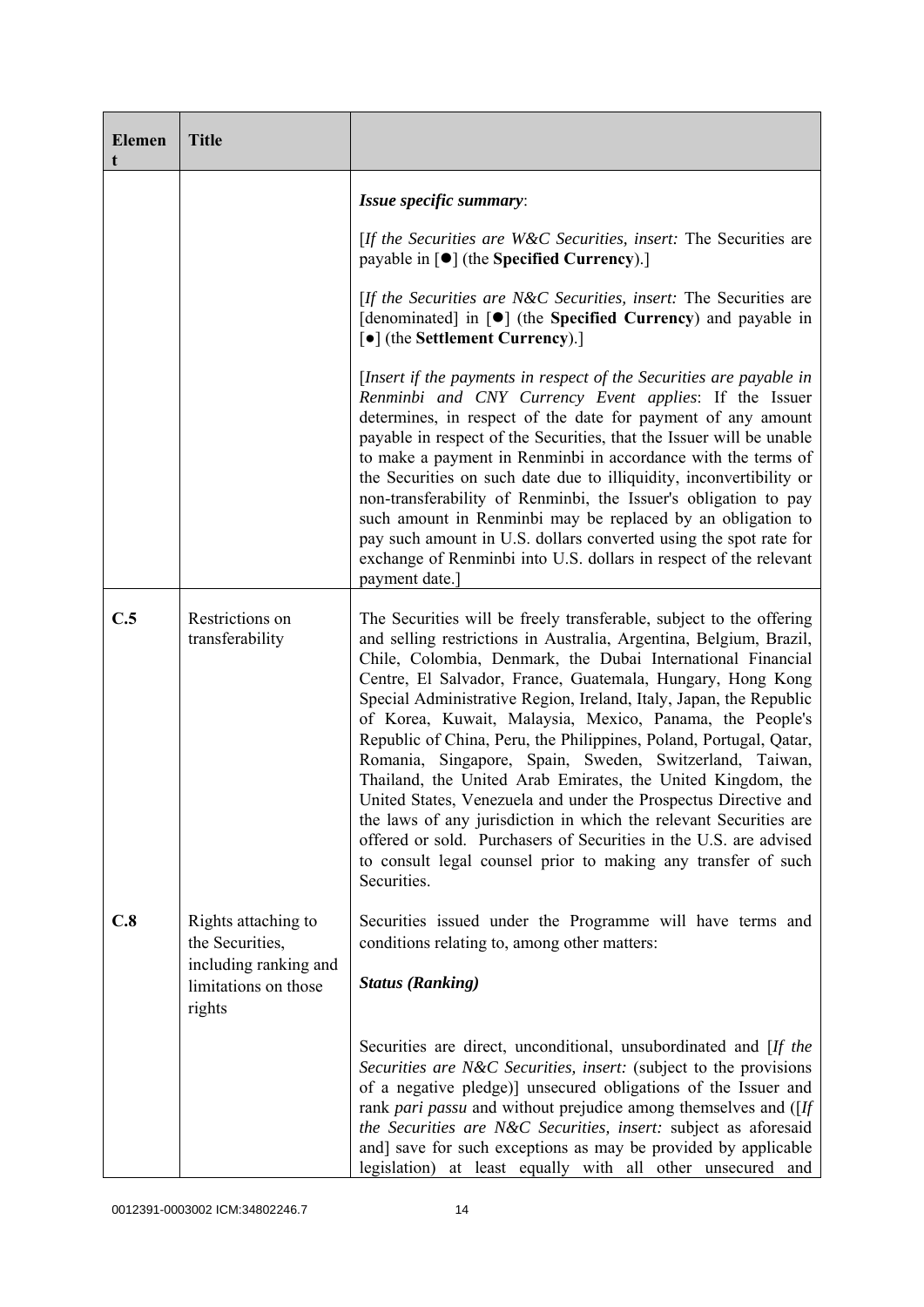| Element | Title | |
|---|---|---|
| | | ***Issue specific summary*:**<br><br>[*If the Securities are W&C Securities, insert:* The Securities are payable in [●] (the **Specified Currency**).]<br><br>[*If the Securities are N&C Securities, insert:* The Securities are [denominated] in [●] (the **Specified Currency**) and payable in [●] (the **Settlement Currency**).]<br><br>[*Insert if the payments in respect of the Securities are payable in Renminbi and CNY Currency Event applies*: If the Issuer determines, in respect of the date for payment of any amount payable in respect of the Securities, that the Issuer will be unable to make a payment in Renminbi in accordance with the terms of the Securities on such date due to illiquidity, inconvertibility or non-transferability of Renminbi, the Issuer's obligation to pay such amount in Renminbi may be replaced by an obligation to pay such amount in U.S. dollars converted using the spot rate for exchange of Renminbi into U.S. dollars in respect of the relevant payment date.] |
| **C.5** | Restrictions on transferability | The Securities will be freely transferable, subject to the offering and selling restrictions in Australia, Argentina, Belgium, Brazil, Chile, Colombia, Denmark, the Dubai International Financial Centre, El Salvador, France, Guatemala, Hungary, Hong Kong Special Administrative Region, Ireland, Italy, Japan, the Republic of Korea, Kuwait, Malaysia, Mexico, Panama, the People's Republic of China, Peru, the Philippines, Poland, Portugal, Qatar, Romania, Singapore, Spain, Sweden, Switzerland, Taiwan, Thailand, the United Arab Emirates, the United Kingdom, the United States, Venezuela and under the Prospectus Directive and the laws of any jurisdiction in which the relevant Securities are offered or sold. Purchasers of Securities in the U.S. are advised to consult legal counsel prior to making any transfer of such Securities. |
| **C.8** | Rights attaching to the Securities, including ranking and limitations on those rights | Securities issued under the Programme will have terms and conditions relating to, among other matters:<br><br>***Status (Ranking)***<br><br>Securities are direct, unconditional, unsubordinated and [*If the Securities are N&C Securities, insert:* (subject to the provisions of a negative pledge)] unsecured obligations of the Issuer and rank *pari passu* and without prejudice among themselves and ([*If the Securities are N&C Securities, insert:* subject as aforesaid and] save for such exceptions as may be provided by applicable legislation) at least equally with all other unsecured and |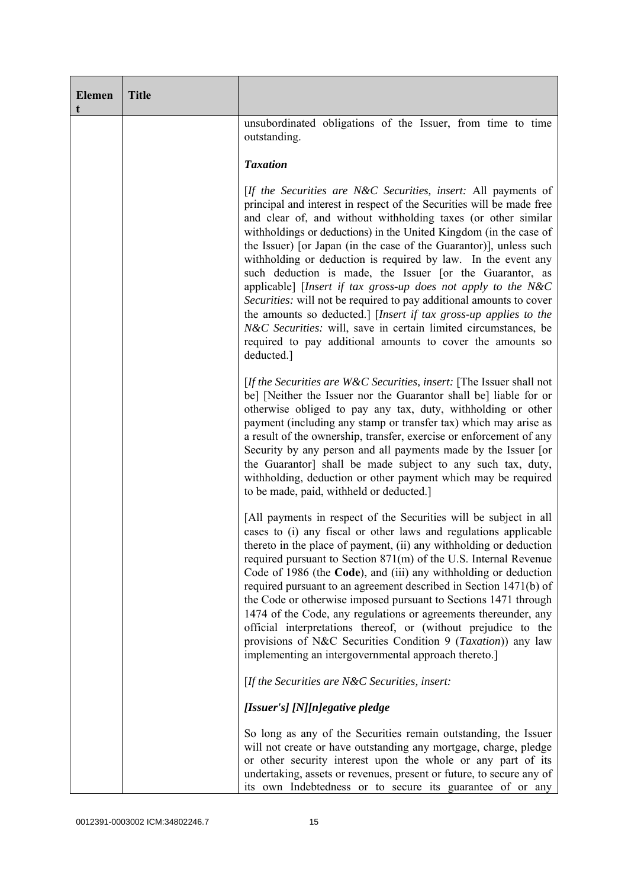| Element | Title | |
|---|---|---|
| | | unsubordinated obligations of the Issuer, from time to time outstanding.<br><br>***Taxation***<br><br>[*If the Securities are N&C Securities, insert:* All payments of principal and interest in respect of the Securities will be made free and clear of, and without withholding taxes (or other similar withholdings or deductions) in the United Kingdom (in the case of the Issuer) [or Japan (in the case of the Guarantor)], unless such withholding or deduction is required by law. In the event any such deduction is made, the Issuer [or the Guarantor, as applicable] [*Insert if tax gross-up does not apply to the N&C Securities:* will not be required to pay additional amounts to cover the amounts so deducted.] [*Insert if tax gross-up applies to the N&C Securities:* will, save in certain limited circumstances, be required to pay additional amounts to cover the amounts so deducted.]<br><br>[*If the Securities are W&C Securities, insert:* [The Issuer shall not be] [Neither the Issuer nor the Guarantor shall be] liable for or otherwise obliged to pay any tax, duty, withholding or other payment (including any stamp or transfer tax) which may arise as a result of the ownership, transfer, exercise or enforcement of any Security by any person and all payments made by the Issuer [or the Guarantor] shall be made subject to any such tax, duty, withholding, deduction or other payment which may be required to be made, paid, withheld or deducted.]<br><br>[All payments in respect of the Securities will be subject in all cases to (i) any fiscal or other laws and regulations applicable thereto in the place of payment, (ii) any withholding or deduction required pursuant to Section 871(m) of the U.S. Internal Revenue Code of 1986 (the **Code**), and (iii) any withholding or deduction required pursuant to an agreement described in Section 1471(b) of the Code or otherwise imposed pursuant to Sections 1471 through 1474 of the Code, any regulations or agreements thereunder, any official interpretations thereof, or (without prejudice to the provisions of N&C Securities Condition 9 (*Taxation*)) any law implementing an intergovernmental approach thereto.]<br><br>[*If the Securities are N&C Securities, insert:*<br><br>***[Issuer's] [N][n]egative pledge***<br><br>So long as any of the Securities remain outstanding, the Issuer will not create or have outstanding any mortgage, charge, pledge or other security interest upon the whole or any part of its undertaking, assets or revenues, present or future, to secure any of its own Indebtedness or to secure its guarantee of or any |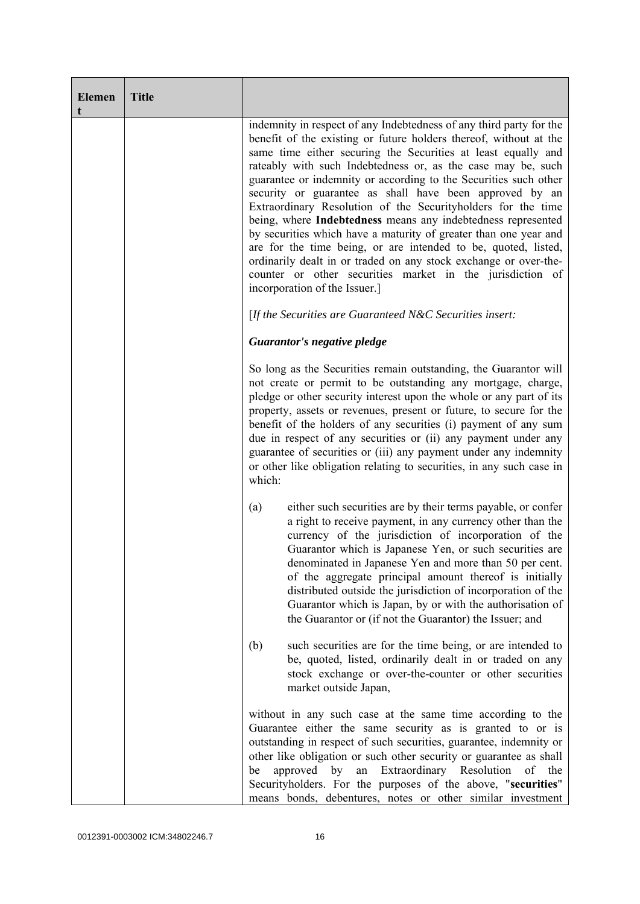| Element | Title | |
|---|---|---|
| | | indemnity in respect of any Indebtedness of any third party for the benefit of the existing or future holders thereof, without at the same time either securing the Securities at least equally and rateably with such Indebtedness or, as the case may be, such guarantee or indemnity or according to the Securities such other security or guarantee as shall have been approved by an Extraordinary Resolution of the Securityholders for the time being, where **Indebtedness** means any indebtedness represented by securities which have a maturity of greater than one year and are for the time being, or are intended to be, quoted, listed, ordinarily dealt in or traded on any stock exchange or over-the-counter or other securities market in the jurisdiction of incorporation of the Issuer.]<br><br>[*If the Securities are Guaranteed N&C Securities insert:*<br><br>***Guarantor's negative pledge***<br><br>So long as the Securities remain outstanding, the Guarantor will not create or permit to be outstanding any mortgage, charge, pledge or other security interest upon the whole or any part of its property, assets or revenues, present or future, to secure for the benefit of the holders of any securities (i) payment of any sum due in respect of any securities or (ii) any payment under any guarantee of securities or (iii) any payment under any indemnity or other like obligation relating to securities, in any such case in which:<br><br>(a) either such securities are by their terms payable, or confer a right to receive payment, in any currency other than the currency of the jurisdiction of incorporation of the Guarantor which is Japanese Yen, or such securities are denominated in Japanese Yen and more than 50 per cent. of the aggregate principal amount thereof is initially distributed outside the jurisdiction of incorporation of the Guarantor which is Japan, by or with the authorisation of the Guarantor or (if not the Guarantor) the Issuer; and<br><br>(b) such securities are for the time being, or are intended to be, quoted, listed, ordinarily dealt in or traded on any stock exchange or over-the-counter or other securities market outside Japan,<br><br>without in any such case at the same time according to the Guarantee either the same security as is granted to or is outstanding in respect of such securities, guarantee, indemnity or other like obligation or such other security or guarantee as shall be approved by an Extraordinary Resolution of the Securityholders. For the purposes of the above, "**securities**" means bonds, debentures, notes or other similar investment |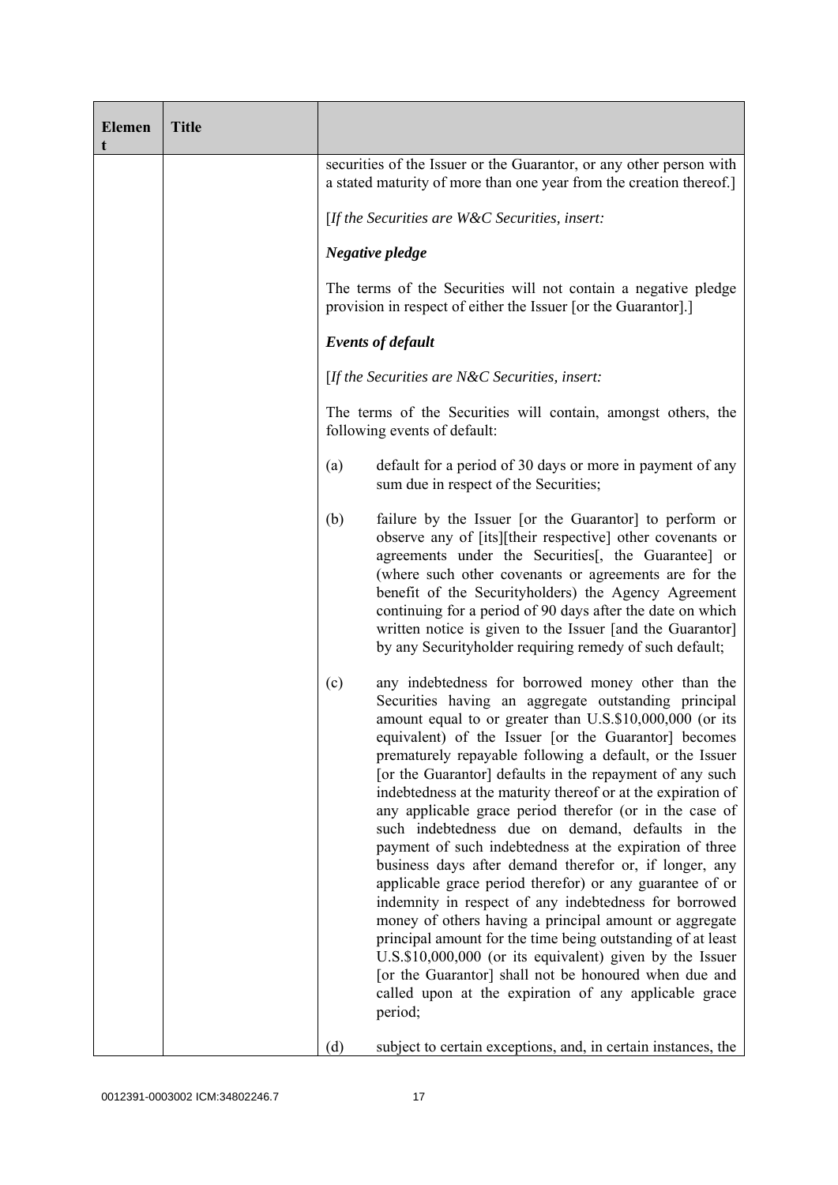| Element | Title | |
|---|---|---|
| | | securities of the Issuer or the Guarantor, or any other person with a stated maturity of more than one year from the creation thereof.]<br><br>[*If the Securities are W&C Securities, insert:*<br><br>***Negative pledge***<br><br>The terms of the Securities will not contain a negative pledge provision in respect of either the Issuer [or the Guarantor].]<br><br>***Events of default***<br><br>[*If the Securities are N&C Securities, insert:*<br><br>The terms of the Securities will contain, amongst others, the following events of default:<br><br>(a) default for a period of 30 days or more in payment of any sum due in respect of the Securities;<br><br>(b) failure by the Issuer [or the Guarantor] to perform or observe any of [its][their respective] other covenants or agreements under the Securities[, the Guarantee] or (where such other covenants or agreements are for the benefit of the Securityholders) the Agency Agreement continuing for a period of 90 days after the date on which written notice is given to the Issuer [and the Guarantor] by any Securityholder requiring remedy of such default;<br><br>(c) any indebtedness for borrowed money other than the Securities having an aggregate outstanding principal amount equal to or greater than U.S.$10,000,000 (or its equivalent) of the Issuer [or the Guarantor] becomes prematurely repayable following a default, or the Issuer [or the Guarantor] defaults in the repayment of any such indebtedness at the maturity thereof or at the expiration of any applicable grace period therefor (or in the case of such indebtedness due on demand, defaults in the payment of such indebtedness at the expiration of three business days after demand therefor or, if longer, any applicable grace period therefor) or any guarantee of or indemnity in respect of any indebtedness for borrowed money of others having a principal amount or aggregate principal amount for the time being outstanding of at least U.S.$10,000,000 (or its equivalent) given by the Issuer [or the Guarantor] shall not be honoured when due and called upon at the expiration of any applicable grace period;<br><br>(d) subject to certain exceptions, and, in certain instances, the |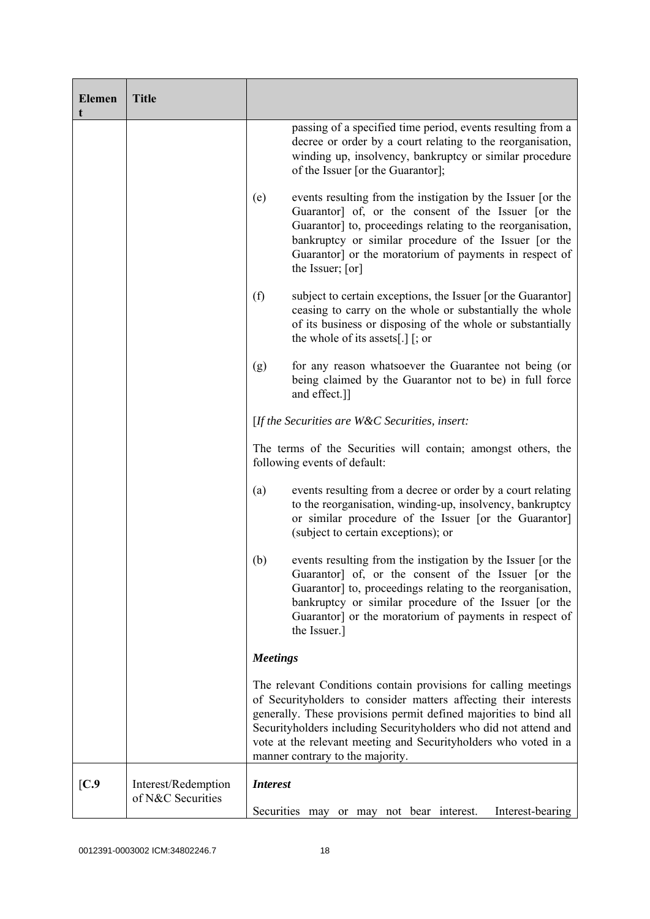| Element | Title | |
|---|---|---|
| | | passing of a specified time period, events resulting from a decree or order by a court relating to the reorganisation, winding up, insolvency, bankruptcy or similar procedure of the Issuer [or the Guarantor];<br><br>(e) events resulting from the instigation by the Issuer [or the Guarantor] of, or the consent of the Issuer [or the Guarantor] to, proceedings relating to the reorganisation, bankruptcy or similar procedure of the Issuer [or the Guarantor] or the moratorium of payments in respect of the Issuer; [or]<br><br>(f) subject to certain exceptions, the Issuer [or the Guarantor] ceasing to carry on the whole or substantially the whole of its business or disposing of the whole or substantially the whole of its assets[.] [; or<br><br>(g) for any reason whatsoever the Guarantee not being (or being claimed by the Guarantor not to be) in full force and effect.]]<br><br>[*If the Securities are W&C Securities, insert:*<br><br>The terms of the Securities will contain; amongst others, the following events of default:<br><br>(a) events resulting from a decree or order by a court relating to the reorganisation, winding-up, insolvency, bankruptcy or similar procedure of the Issuer [or the Guarantor] (subject to certain exceptions); or<br><br>(b) events resulting from the instigation by the Issuer [or the Guarantor] of, or the consent of the Issuer [or the Guarantor] to, proceedings relating to the reorganisation, bankruptcy or similar procedure of the Issuer [or the Guarantor] or the moratorium of payments in respect of the Issuer.]<br><br>***Meetings***<br><br>The relevant Conditions contain provisions for calling meetings of Securityholders to consider matters affecting their interests generally. These provisions permit defined majorities to bind all Securityholders including Securityholders who did not attend and vote at the relevant meeting and Securityholders who voted in a manner contrary to the majority. |
| [**C.9** | Interest/Redemption of N&C Securities | ***Interest***<br><br>Securities may or may not bear interest. Interest-bearing |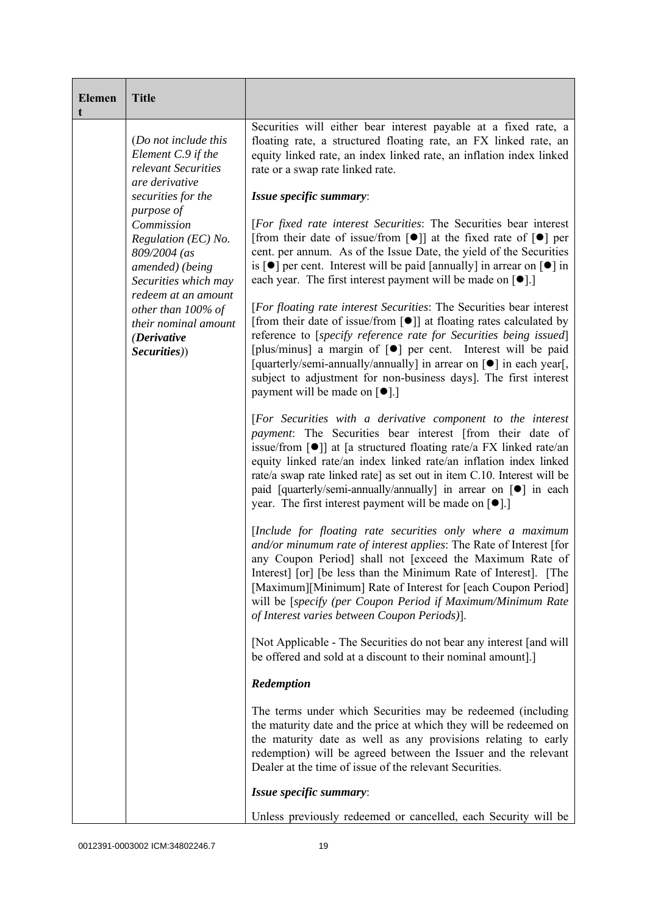| Element | Title | |
|---|---|---|
| | (*Do not include this Element C.9 if the relevant Securities are derivative securities for the purpose of Commission Regulation (EC) No. 809/2004 (as amended) (being Securities which may redeem at an amount other than 100% of their nominal amount (**Derivative Securities**)*) | Securities will either bear interest payable at a fixed rate, a floating rate, a structured floating rate, an FX linked rate, an equity linked rate, an index linked rate, an inflation index linked rate or a swap rate linked rate.<br><br>***Issue specific summary***:<br><br>[*For fixed rate interest Securities*: The Securities bear interest [from their date of issue/from [●]] at the fixed rate of [●] per cent. per annum. As of the Issue Date, the yield of the Securities is [●] per cent. Interest will be paid [annually] in arrear on [●] in each year. The first interest payment will be made on [●].]<br><br>[*For floating rate interest Securities*: The Securities bear interest [from their date of issue/from [●]] at floating rates calculated by reference to [*specify reference rate for Securities being issued*] [plus/minus] a margin of [●] per cent. Interest will be paid [quarterly/semi-annually/annually] in arrear on [●] in each year[, subject to adjustment for non-business days]. The first interest payment will be made on [●].]<br><br>[*For Securities with a derivative component to the interest payment*: The Securities bear interest [from their date of issue/from [●]] at [a structured floating rate/a FX linked rate/an equity linked rate/an index linked rate/an inflation index linked rate/a swap rate linked rate] as set out in item C.10. Interest will be paid [quarterly/semi-annually/annually] in arrear on [●] in each year. The first interest payment will be made on [●].]<br><br>[*Include for floating rate securities only where a maximum and/or minumum rate of interest applies*: The Rate of Interest [for any Coupon Period] shall not [exceed the Maximum Rate of Interest] [or] [be less than the Minimum Rate of Interest]. [The [Maximum][Minimum] Rate of Interest for [each Coupon Period] will be [*specify (per Coupon Period if Maximum/Minimum Rate of Interest varies between Coupon Periods)*].<br><br>[Not Applicable - The Securities do not bear any interest [and will be offered and sold at a discount to their nominal amount].]<br><br>***Redemption***<br><br>The terms under which Securities may be redeemed (including the maturity date and the price at which they will be redeemed on the maturity date as well as any provisions relating to early redemption) will be agreed between the Issuer and the relevant Dealer at the time of issue of the relevant Securities.<br><br>***Issue specific summary***:<br><br>Unless previously redeemed or cancelled, each Security will be |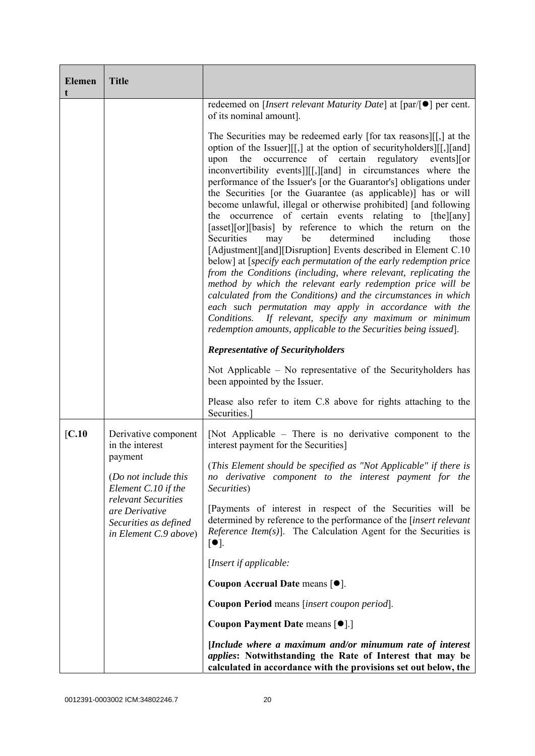| Element | Title | |
|---|---|---|
| | | redeemed on [*Insert relevant Maturity Date*] at [par/[●] per cent. of its nominal amount].<br><br>The Securities may be redeemed early [for tax reasons][[,] at the option of the Issuer][[,] at the option of securityholders][[,][and] upon the occurrence of certain regulatory events][or inconvertibility events]][[,][and] in circumstances where the performance of the Issuer's [or the Guarantor's] obligations under the Securities [or the Guarantee (as applicable)] has or will become unlawful, illegal or otherwise prohibited] [and following the occurrence of certain events relating to [the][any] [asset][or][basis] by reference to which the return on the Securities may be determined including those [Adjustment][and][Disruption] Events described in Element C.10 below] at [*specify each permutation of the early redemption price from the Conditions (including, where relevant, replicating the method by which the relevant early redemption price will be calculated from the Conditions) and the circumstances in which each such permutation may apply in accordance with the Conditions. If relevant, specify any maximum or minimum redemption amounts, applicable to the Securities being issued*].<br><br>***Representative of Securityholders***<br><br>Not Applicable – No representative of the Securityholders has been appointed by the Issuer.<br><br>Please also refer to item C.8 above for rights attaching to the Securities.] |
| [C.10 | Derivative component in the interest payment<br><br>(*Do not include this Element C.10 if the relevant Securities are Derivative Securities as defined in Element C.9 above*) | [Not Applicable – There is no derivative component to the interest payment for the Securities]<br><br>(*This Element should be specified as "Not Applicable" if there is no derivative component to the interest payment for the Securities*)<br><br>[Payments of interest in respect of the Securities will be determined by reference to the performance of the [*insert relevant Reference Item(s)*]. The Calculation Agent for the Securities is [●].<br><br>[*Insert if applicable:*<br><br>**Coupon Accrual Date** means [●].<br><br>**Coupon Period** means [*insert coupon period*].<br><br>**Coupon Payment Date** means [●].]<br><br>**[*Include where a maximum and/or minumum rate of interest applies*: Notwithstanding the Rate of Interest that may be calculated in accordance with the provisions set out below, the** |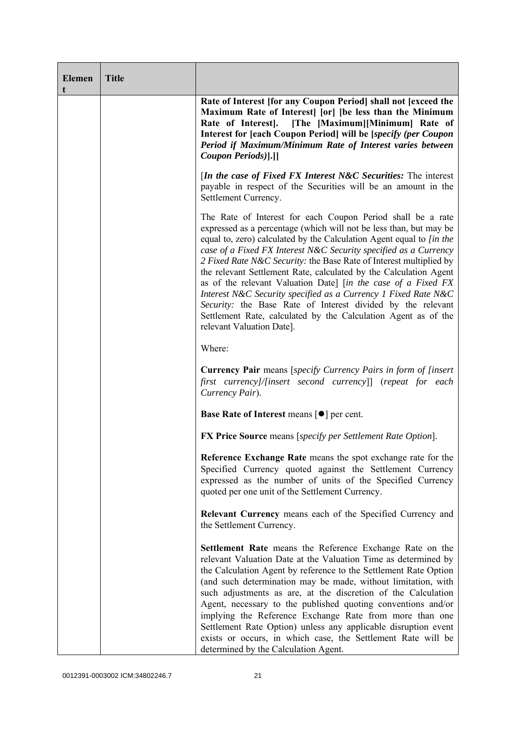| Element | Title | |
|---|---|---|
| | | **Rate of Interest [for any Coupon Period] shall not [exceed the Maximum Rate of Interest] [or] [be less than the Minimum Rate of Interest]. [The [Maximum][Minimum] Rate of Interest for [each Coupon Period] will be [*specify (per Coupon Period if Maximum/Minimum Rate of Interest varies between Coupon Periods)*].]]**<br><br>[***In the case of Fixed FX Interest N&C Securities:*** The interest payable in respect of the Securities will be an amount in the Settlement Currency.<br><br>The Rate of Interest for each Coupon Period shall be a rate expressed as a percentage (which will not be less than, but may be equal to, zero) calculated by the Calculation Agent equal to *[in the case of a Fixed FX Interest N&C Security specified as a Currency 2 Fixed Rate N&C Security:* the Base Rate of Interest multiplied by the relevant Settlement Rate, calculated by the Calculation Agent as of the relevant Valuation Date] [*in the case of a Fixed FX Interest N&C Security specified as a Currency 1 Fixed Rate N&C Security:* the Base Rate of Interest divided by the relevant Settlement Rate, calculated by the Calculation Agent as of the relevant Valuation Date].<br><br>Where:<br><br>**Currency Pair** means [*specify Currency Pairs in form of [insert first currency]/[insert second currency]*] (*repeat for each Currency Pair*).<br><br>**Base Rate of Interest** means [●] per cent.<br><br>**FX Price Source** means [*specify per Settlement Rate Option*].<br><br>**Reference Exchange Rate** means the spot exchange rate for the Specified Currency quoted against the Settlement Currency expressed as the number of units of the Specified Currency quoted per one unit of the Settlement Currency.<br><br>**Relevant Currency** means each of the Specified Currency and the Settlement Currency.<br><br>**Settlement Rate** means the Reference Exchange Rate on the relevant Valuation Date at the Valuation Time as determined by the Calculation Agent by reference to the Settlement Rate Option (and such determination may be made, without limitation, with such adjustments as are, at the discretion of the Calculation Agent, necessary to the published quoting conventions and/or implying the Reference Exchange Rate from more than one Settlement Rate Option) unless any applicable disruption event exists or occurs, in which case, the Settlement Rate will be determined by the Calculation Agent. |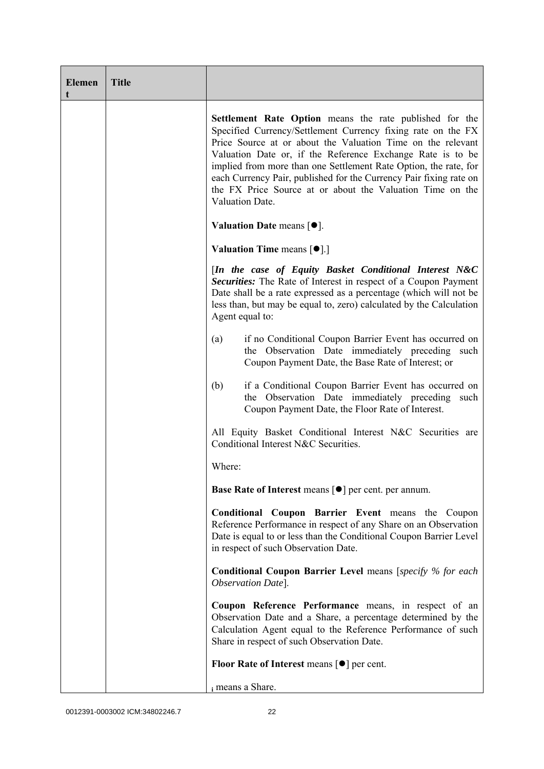| Element | Title |  |
|---|---|---|
| | | **Settlement Rate Option** means the rate published for the Specified Currency/Settlement Currency fixing rate on the FX Price Source at or about the Valuation Time on the relevant Valuation Date or, if the Reference Exchange Rate is to be implied from more than one Settlement Rate Option, the rate, for each Currency Pair, published for the Currency Pair fixing rate on the FX Price Source at or about the Valuation Time on the Valuation Date.<br><br>**Valuation Date** means [●].<br><br>**Valuation Time** means [●].]<br><br>[***In the case of Equity Basket Conditional Interest N&C Securities:*** The Rate of Interest in respect of a Coupon Payment Date shall be a rate expressed as a percentage (which will not be less than, but may be equal to, zero) calculated by the Calculation Agent equal to:<br><br>(a) if no Conditional Coupon Barrier Event has occurred on the Observation Date immediately preceding such Coupon Payment Date, the Base Rate of Interest; or<br><br>(b) if a Conditional Coupon Barrier Event has occurred on the Observation Date immediately preceding such Coupon Payment Date, the Floor Rate of Interest.<br><br>All Equity Basket Conditional Interest N&C Securities are Conditional Interest N&C Securities.<br><br>Where:<br><br>**Base Rate of Interest** means [●] per cent. per annum.<br><br>**Conditional Coupon Barrier Event** means the Coupon Reference Performance in respect of any Share on an Observation Date is equal to or less than the Conditional Coupon Barrier Level in respect of such Observation Date.<br><br>**Conditional Coupon Barrier Level** means [*specify % for each Observation Date*].<br><br>**Coupon Reference Performance** means, in respect of an Observation Date and a Share, a percentage determined by the Calculation Agent equal to the Reference Performance of such Share in respect of such Observation Date.<br><br>**Floor Rate of Interest** means [●] per cent.<br><br>$_i$ means a Share. |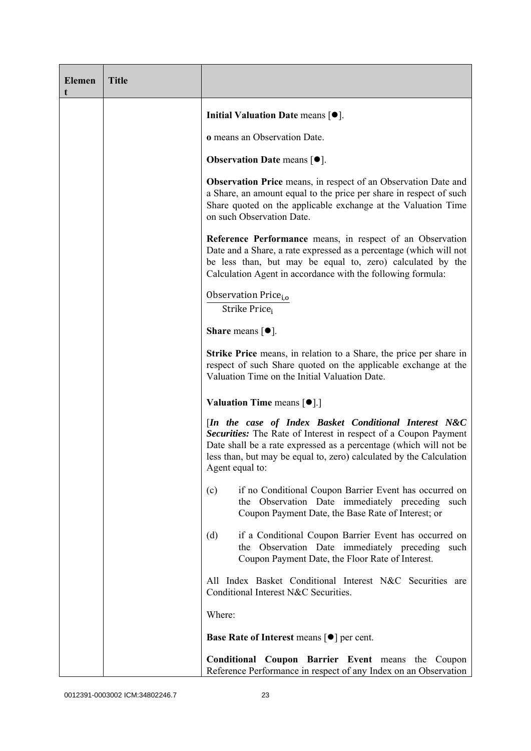| Element | Title | |
|---|---|---|
| | | **Initial Valuation Date** means [●].<br><br>**o** means an Observation Date.<br><br>**Observation Date** means [●].<br><br>**Observation Price** means, in respect of an Observation Date and a Share, an amount equal to the price per share in respect of such Share quoted on the applicable exchange at the Valuation Time on such Observation Date.<br><br>**Reference Performance** means, in respect of an Observation Date and a Share, a rate expressed as a percentage (which will not be less than, but may be equal to, zero) calculated by the Calculation Agent in accordance with the following formula:<br><br>$\frac{\text{Observation Price}_{i,o}}{\text{Strike Price}_i}$<br><br>**Share** means [●].<br><br>**Strike Price** means, in relation to a Share, the price per share in respect of such Share quoted on the applicable exchange at the Valuation Time on the Initial Valuation Date.<br><br>**Valuation Time** means [●].]<br><br>[***In the case of Index Basket Conditional Interest N&C Securities:*** The Rate of Interest in respect of a Coupon Payment Date shall be a rate expressed as a percentage (which will not be less than, but may be equal to, zero) calculated by the Calculation Agent equal to:<br><br>(c) if no Conditional Coupon Barrier Event has occurred on the Observation Date immediately preceding such Coupon Payment Date, the Base Rate of Interest; or<br><br>(d) if a Conditional Coupon Barrier Event has occurred on the Observation Date immediately preceding such Coupon Payment Date, the Floor Rate of Interest.<br><br>All Index Basket Conditional Interest N&C Securities are Conditional Interest N&C Securities.<br><br>Where:<br><br>**Base Rate of Interest** means [●] per cent.<br><br>**Conditional Coupon Barrier Event** means the Coupon Reference Performance in respect of any Index on an Observation |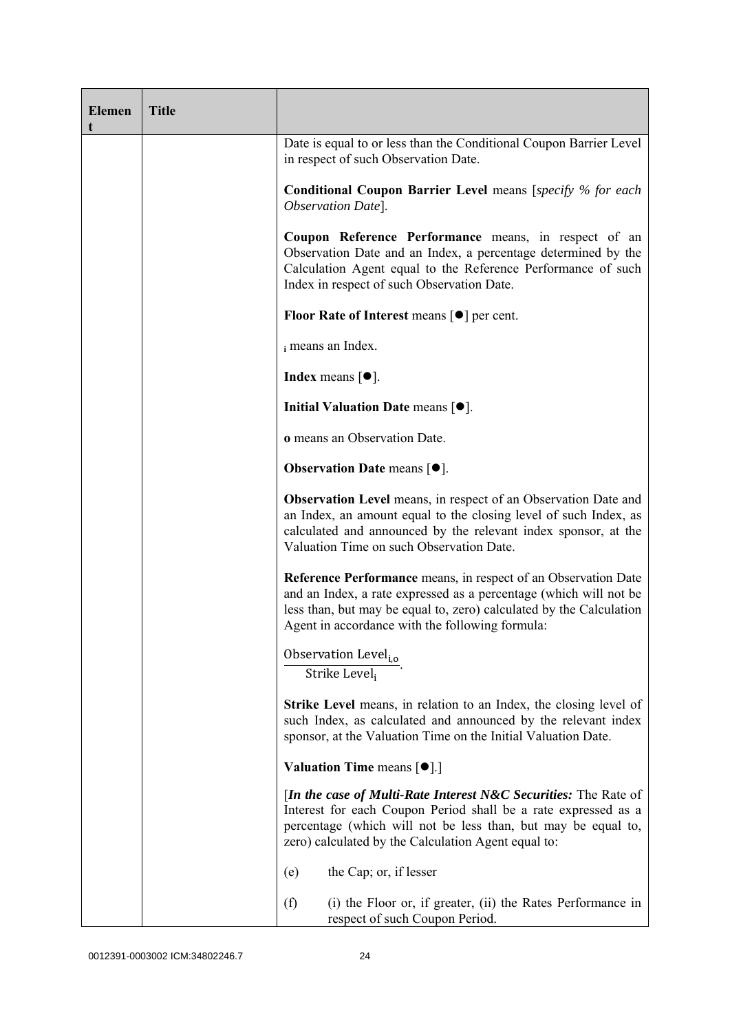| Element | Title | |
|---|---|---|
| | | Date is equal to or less than the Conditional Coupon Barrier Level in respect of such Observation Date.<br><br>**Conditional Coupon Barrier Level** means [*specify % for each Observation Date*].<br><br>**Coupon Reference Performance** means, in respect of an Observation Date and an Index, a percentage determined by the Calculation Agent equal to the Reference Performance of such Index in respect of such Observation Date.<br><br>**Floor Rate of Interest** means [●] per cent.<br><br>$_{i}$ means an Index.<br><br>**Index** means [●].<br><br>**Initial Valuation Date** means [●].<br><br>**o** means an Observation Date.<br><br>**Observation Date** means [●].<br><br>**Observation Level** means, in respect of an Observation Date and an Index, an amount equal to the closing level of such Index, as calculated and announced by the relevant index sponsor, at the Valuation Time on such Observation Date.<br><br>**Reference Performance** means, in respect of an Observation Date and an Index, a rate expressed as a percentage (which will not be less than, but may be equal to, zero) calculated by the Calculation Agent in accordance with the following formula:<br><br>$\frac{\text{Observation Level}_{i,o}}{\text{Strike Level}_{i}}$.<br><br>**Strike Level** means, in relation to an Index, the closing level of such Index, as calculated and announced by the relevant index sponsor, at the Valuation Time on the Initial Valuation Date.<br><br>**Valuation Time** means [●].]<br><br>[***In the case of Multi-Rate Interest N&C Securities:*** The Rate of Interest for each Coupon Period shall be a rate expressed as a percentage (which will not be less than, but may be equal to, zero) calculated by the Calculation Agent equal to:<br><br>(e) the Cap; or, if lesser<br><br>(f) (i) the Floor or, if greater, (ii) the Rates Performance in respect of such Coupon Period. |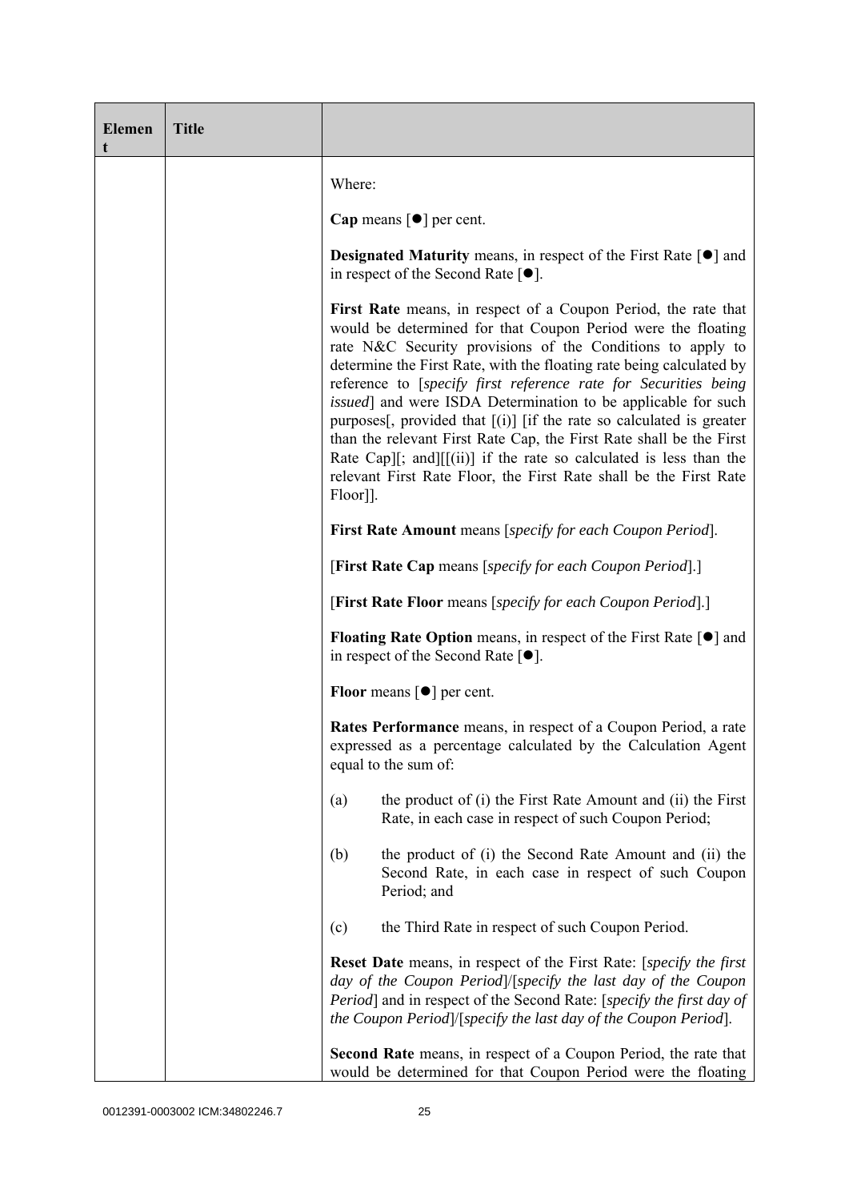| Element | Title | |
|---|---|---|
| | | Where:<br><br>**Cap** means [●] per cent.<br><br>**Designated Maturity** means, in respect of the First Rate [●] and in respect of the Second Rate [●].<br><br>**First Rate** means, in respect of a Coupon Period, the rate that would be determined for that Coupon Period were the floating rate N&C Security provisions of the Conditions to apply to determine the First Rate, with the floating rate being calculated by reference to [*specify first reference rate for Securities being issued*] and were ISDA Determination to be applicable for such purposes[, provided that [(i)] [if the rate so calculated is greater than the relevant First Rate Cap, the First Rate shall be the First Rate Cap][; and][[(ii)] if the rate so calculated is less than the relevant First Rate Floor, the First Rate shall be the First Rate Floor]].<br><br>**First Rate Amount** means [*specify for each Coupon Period*].<br><br>[**First Rate Cap** means [*specify for each Coupon Period*].]<br><br>[**First Rate Floor** means [*specify for each Coupon Period*].]<br><br>**Floating Rate Option** means, in respect of the First Rate [●] and in respect of the Second Rate [●].<br><br>**Floor** means [●] per cent.<br><br>**Rates Performance** means, in respect of a Coupon Period, a rate expressed as a percentage calculated by the Calculation Agent equal to the sum of:<br><br>(a) the product of (i) the First Rate Amount and (ii) the First Rate, in each case in respect of such Coupon Period;<br><br>(b) the product of (i) the Second Rate Amount and (ii) the Second Rate, in each case in respect of such Coupon Period; and<br><br>(c) the Third Rate in respect of such Coupon Period.<br><br>**Reset Date** means, in respect of the First Rate: [*specify the first day of the Coupon Period*]/[*specify the last day of the Coupon Period*] and in respect of the Second Rate: [*specify the first day of the Coupon Period*]/[*specify the last day of the Coupon Period*].<br><br>**Second Rate** means, in respect of a Coupon Period, the rate that would be determined for that Coupon Period were the floating |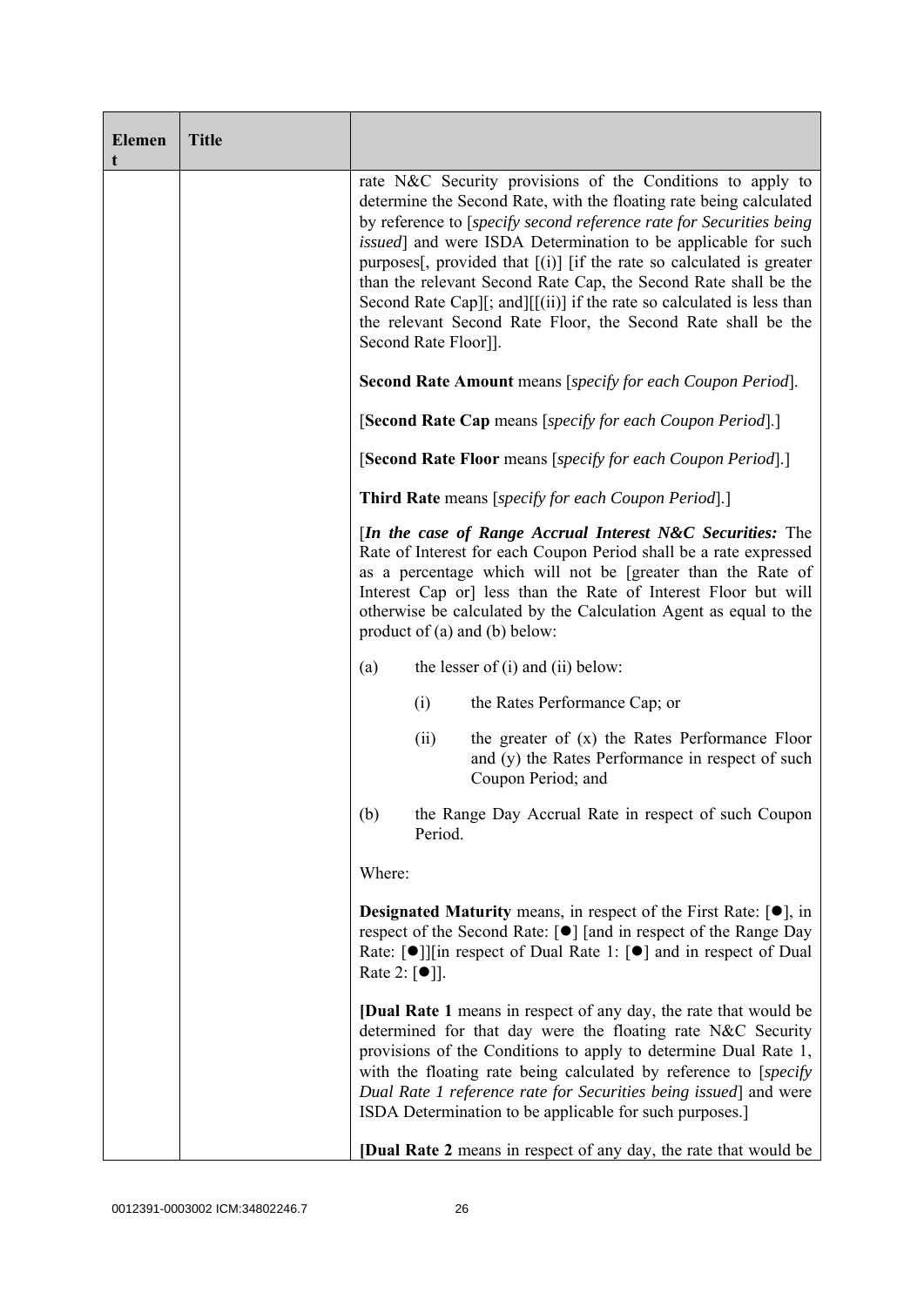| Element | Title | |
|---|---|---|
| | | rate N&C Security provisions of the Conditions to apply to determine the Second Rate, with the floating rate being calculated by reference to [*specify second reference rate for Securities being issued*] and were ISDA Determination to be applicable for such purposes[, provided that [(i)] [if the rate so calculated is greater than the relevant Second Rate Cap, the Second Rate shall be the Second Rate Cap][; and][[(ii)] if the rate so calculated is less than the relevant Second Rate Floor, the Second Rate shall be the Second Rate Floor]].<br><br>**Second Rate Amount** means [*specify for each Coupon Period*].<br><br>[**Second Rate Cap** means [*specify for each Coupon Period*].]<br><br>[**Second Rate Floor** means [*specify for each Coupon Period*].]<br><br>**Third Rate** means [*specify for each Coupon Period*].]<br><br>[***In the case of Range Accrual Interest N&C Securities:*** The Rate of Interest for each Coupon Period shall be a rate expressed as a percentage which will not be [greater than the Rate of Interest Cap or] less than the Rate of Interest Floor but will otherwise be calculated by the Calculation Agent as equal to the product of (a) and (b) below:<br><br>(a) the lesser of (i) and (ii) below:<br><br>(i) the Rates Performance Cap; or<br><br>(ii) the greater of (x) the Rates Performance Floor and (y) the Rates Performance in respect of such Coupon Period; and<br><br>(b) the Range Day Accrual Rate in respect of such Coupon Period.<br><br>Where:<br><br>**Designated Maturity** means, in respect of the First Rate: [●], in respect of the Second Rate: [●] [and in respect of the Range Day Rate: [●]][in respect of Dual Rate 1: [●] and in respect of Dual Rate 2: [●]].<br><br>[**Dual Rate 1** means in respect of any day, the rate that would be determined for that day were the floating rate N&C Security provisions of the Conditions to apply to determine Dual Rate 1, with the floating rate being calculated by reference to [*specify Dual Rate 1 reference rate for Securities being issued*] and were ISDA Determination to be applicable for such purposes.]<br><br>[**Dual Rate 2** means in respect of any day, the rate that would be |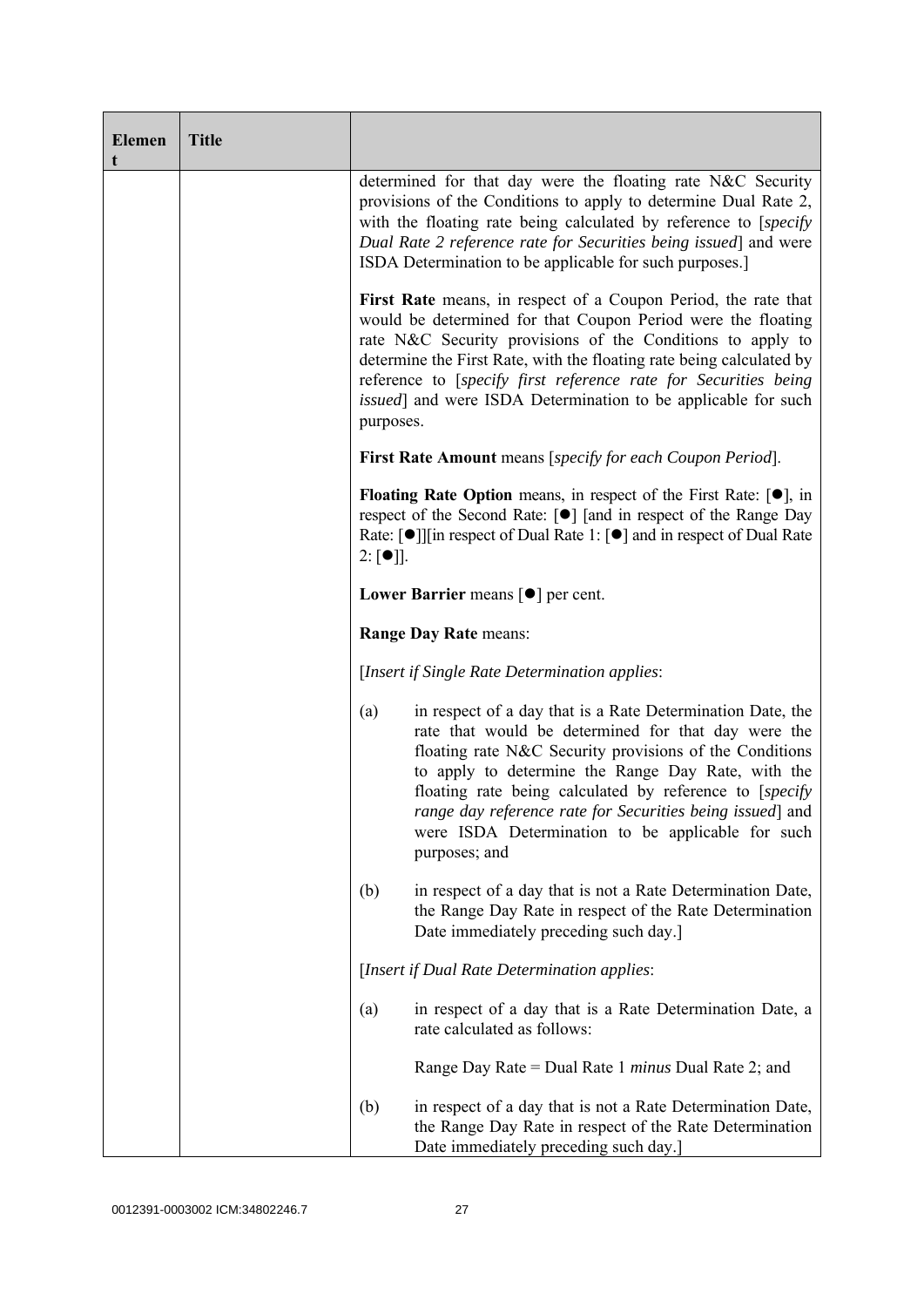| Element | Title | |
|---|---|---|
| | | determined for that day were the floating rate N&C Security provisions of the Conditions to apply to determine Dual Rate 2, with the floating rate being calculated by reference to [*specify Dual Rate 2 reference rate for Securities being issued*] and were ISDA Determination to be applicable for such purposes.]<br><br>**First Rate** means, in respect of a Coupon Period, the rate that would be determined for that Coupon Period were the floating rate N&C Security provisions of the Conditions to apply to determine the First Rate, with the floating rate being calculated by reference to [*specify first reference rate for Securities being issued*] and were ISDA Determination to be applicable for such purposes.<br><br>**First Rate Amount** means [*specify for each Coupon Period*].<br><br>**Floating Rate Option** means, in respect of the First Rate: [●], in respect of the Second Rate: [●] [and in respect of the Range Day Rate: [●]][in respect of Dual Rate 1: [●] and in respect of Dual Rate 2: [●]].<br><br>**Lower Barrier** means [●] per cent.<br><br>**Range Day Rate** means:<br><br>[*Insert if Single Rate Determination applies*:<br><br>(a) in respect of a day that is a Rate Determination Date, the rate that would be determined for that day were the floating rate N&C Security provisions of the Conditions to apply to determine the Range Day Rate, with the floating rate being calculated by reference to [*specify range day reference rate for Securities being issued*] and were ISDA Determination to be applicable for such purposes; and<br><br>(b) in respect of a day that is not a Rate Determination Date, the Range Day Rate in respect of the Rate Determination Date immediately preceding such day.]<br><br>[*Insert if Dual Rate Determination applies*:<br><br>(a) in respect of a day that is a Rate Determination Date, a rate calculated as follows:<br><br>Range Day Rate = Dual Rate 1 *minus* Dual Rate 2; and<br><br>(b) in respect of a day that is not a Rate Determination Date, the Range Day Rate in respect of the Rate Determination Date immediately preceding such day.] |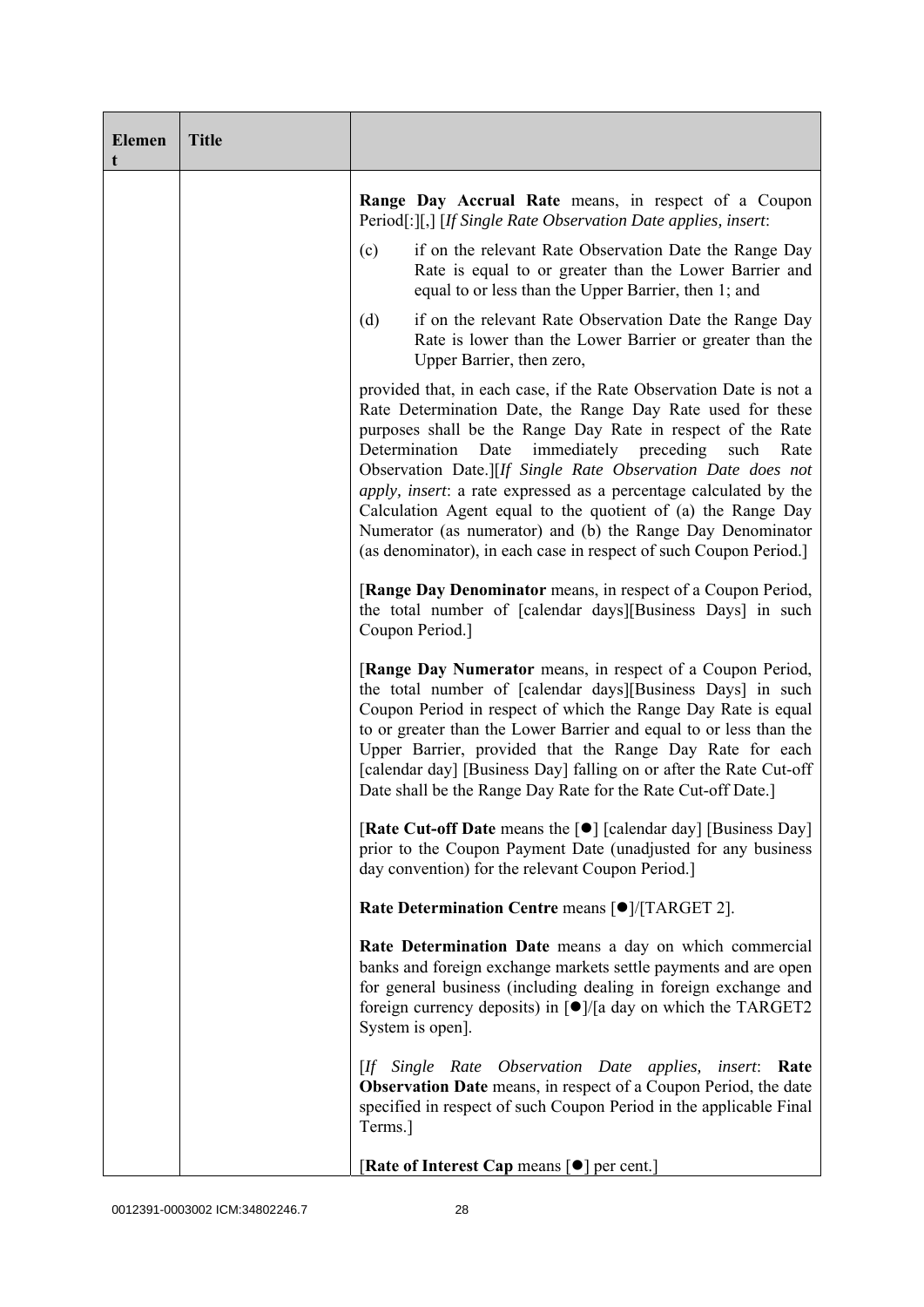| Element | Title | |
|---|---|---|
| | | **Range Day Accrual Rate** means, in respect of a Coupon Period[:][,] [*If Single Rate Observation Date applies, insert*:<br><br>(c) if on the relevant Rate Observation Date the Range Day Rate is equal to or greater than the Lower Barrier and equal to or less than the Upper Barrier, then 1; and<br><br>(d) if on the relevant Rate Observation Date the Range Day Rate is lower than the Lower Barrier or greater than the Upper Barrier, then zero,<br><br>provided that, in each case, if the Rate Observation Date is not a Rate Determination Date, the Range Day Rate used for these purposes shall be the Range Day Rate in respect of the Rate Determination Date immediately preceding such Rate Observation Date.][*If Single Rate Observation Date does not apply, insert*: a rate expressed as a percentage calculated by the Calculation Agent equal to the quotient of (a) the Range Day Numerator (as numerator) and (b) the Range Day Denominator (as denominator), in each case in respect of such Coupon Period.]<br><br>[**Range Day Denominator** means, in respect of a Coupon Period, the total number of [calendar days][Business Days] in such Coupon Period.]<br><br>[**Range Day Numerator** means, in respect of a Coupon Period, the total number of [calendar days][Business Days] in such Coupon Period in respect of which the Range Day Rate is equal to or greater than the Lower Barrier and equal to or less than the Upper Barrier, provided that the Range Day Rate for each [calendar day] [Business Day] falling on or after the Rate Cut-off Date shall be the Range Day Rate for the Rate Cut-off Date.]<br><br>[**Rate Cut-off Date** means the [●] [calendar day] [Business Day] prior to the Coupon Payment Date (unadjusted for any business day convention) for the relevant Coupon Period.]<br><br>**Rate Determination Centre** means [●]/[TARGET 2].<br><br>**Rate Determination Date** means a day on which commercial banks and foreign exchange markets settle payments and are open for general business (including dealing in foreign exchange and foreign currency deposits) in [●]/[a day on which the TARGET2 System is open].<br><br>[*If Single Rate Observation Date applies, insert*: **Rate Observation Date** means, in respect of a Coupon Period, the date specified in respect of such Coupon Period in the applicable Final Terms.]<br><br>[**Rate of Interest Cap** means [●] per cent.] |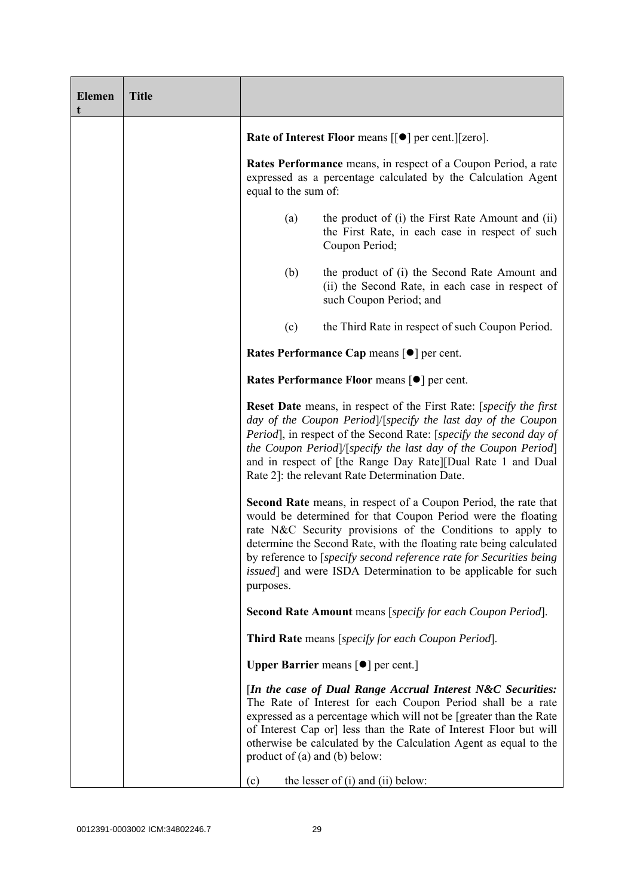| Element | Title | |
|---|---|---|
| | | **Rate of Interest Floor** means [[●] per cent.][zero].<br><br>**Rates Performance** means, in respect of a Coupon Period, a rate expressed as a percentage calculated by the Calculation Agent equal to the sum of:<br><br>(a) the product of (i) the First Rate Amount and (ii) the First Rate, in each case in respect of such Coupon Period;<br><br>(b) the product of (i) the Second Rate Amount and (ii) the Second Rate, in each case in respect of such Coupon Period; and<br><br>(c) the Third Rate in respect of such Coupon Period.<br><br>**Rates Performance Cap** means [●] per cent.<br><br>**Rates Performance Floor** means [●] per cent.<br><br>**Reset Date** means, in respect of the First Rate: [*specify the first day of the Coupon Period*]/[*specify the last day of the Coupon Period*], in respect of the Second Rate: [*specify the second day of the Coupon Period*]/[*specify the last day of the Coupon Period*] and in respect of [the Range Day Rate][Dual Rate 1 and Dual Rate 2]: the relevant Rate Determination Date.<br><br>**Second Rate** means, in respect of a Coupon Period, the rate that would be determined for that Coupon Period were the floating rate N&C Security provisions of the Conditions to apply to determine the Second Rate, with the floating rate being calculated by reference to [*specify second reference rate for Securities being issued*] and were ISDA Determination to be applicable for such purposes.<br><br>**Second Rate Amount** means [*specify for each Coupon Period*].<br><br>**Third Rate** means [*specify for each Coupon Period*].<br><br>**Upper Barrier** means [●] per cent.]<br><br>[***In the case of Dual Range Accrual Interest N&C Securities:*** The Rate of Interest for each Coupon Period shall be a rate expressed as a percentage which will not be [greater than the Rate of Interest Cap or] less than the Rate of Interest Floor but will otherwise be calculated by the Calculation Agent as equal to the product of (a) and (b) below:<br><br>(c) the lesser of (i) and (ii) below: |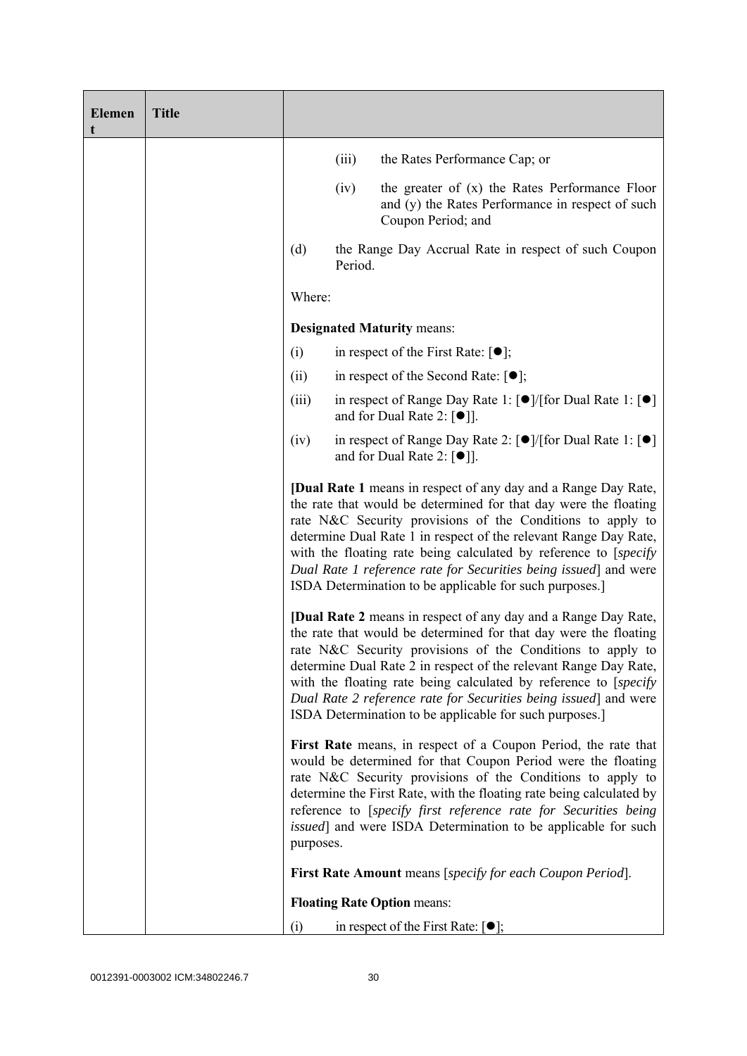| Element | Title | |
|---|---|---|
| | | (iii) the Rates Performance Cap; or<br><br>(iv) the greater of (x) the Rates Performance Floor and (y) the Rates Performance in respect of such Coupon Period; and<br><br>(d) the Range Day Accrual Rate in respect of such Coupon Period.<br><br>Where:<br><br>**Designated Maturity** means:<br><br>(i) in respect of the First Rate: [●];<br><br>(ii) in respect of the Second Rate: [●];<br><br>(iii) in respect of Range Day Rate 1: [●]/[for Dual Rate 1: [●] and for Dual Rate 2: [●]].<br><br>(iv) in respect of Range Day Rate 2: [●]/[for Dual Rate 1: [●] and for Dual Rate 2: [●]].<br><br>[**Dual Rate 1** means in respect of any day and a Range Day Rate, the rate that would be determined for that day were the floating rate N&C Security provisions of the Conditions to apply to determine Dual Rate 1 in respect of the relevant Range Day Rate, with the floating rate being calculated by reference to [*specify Dual Rate 1 reference rate for Securities being issued*] and were ISDA Determination to be applicable for such purposes.]<br><br>[**Dual Rate 2** means in respect of any day and a Range Day Rate, the rate that would be determined for that day were the floating rate N&C Security provisions of the Conditions to apply to determine Dual Rate 2 in respect of the relevant Range Day Rate, with the floating rate being calculated by reference to [*specify Dual Rate 2 reference rate for Securities being issued*] and were ISDA Determination to be applicable for such purposes.]<br><br>**First Rate** means, in respect of a Coupon Period, the rate that would be determined for that Coupon Period were the floating rate N&C Security provisions of the Conditions to apply to determine the First Rate, with the floating rate being calculated by reference to [*specify first reference rate for Securities being issued*] and were ISDA Determination to be applicable for such purposes.<br><br>**First Rate Amount** means [*specify for each Coupon Period*].<br><br>**Floating Rate Option** means:<br><br>(i) in respect of the First Rate: [●]; |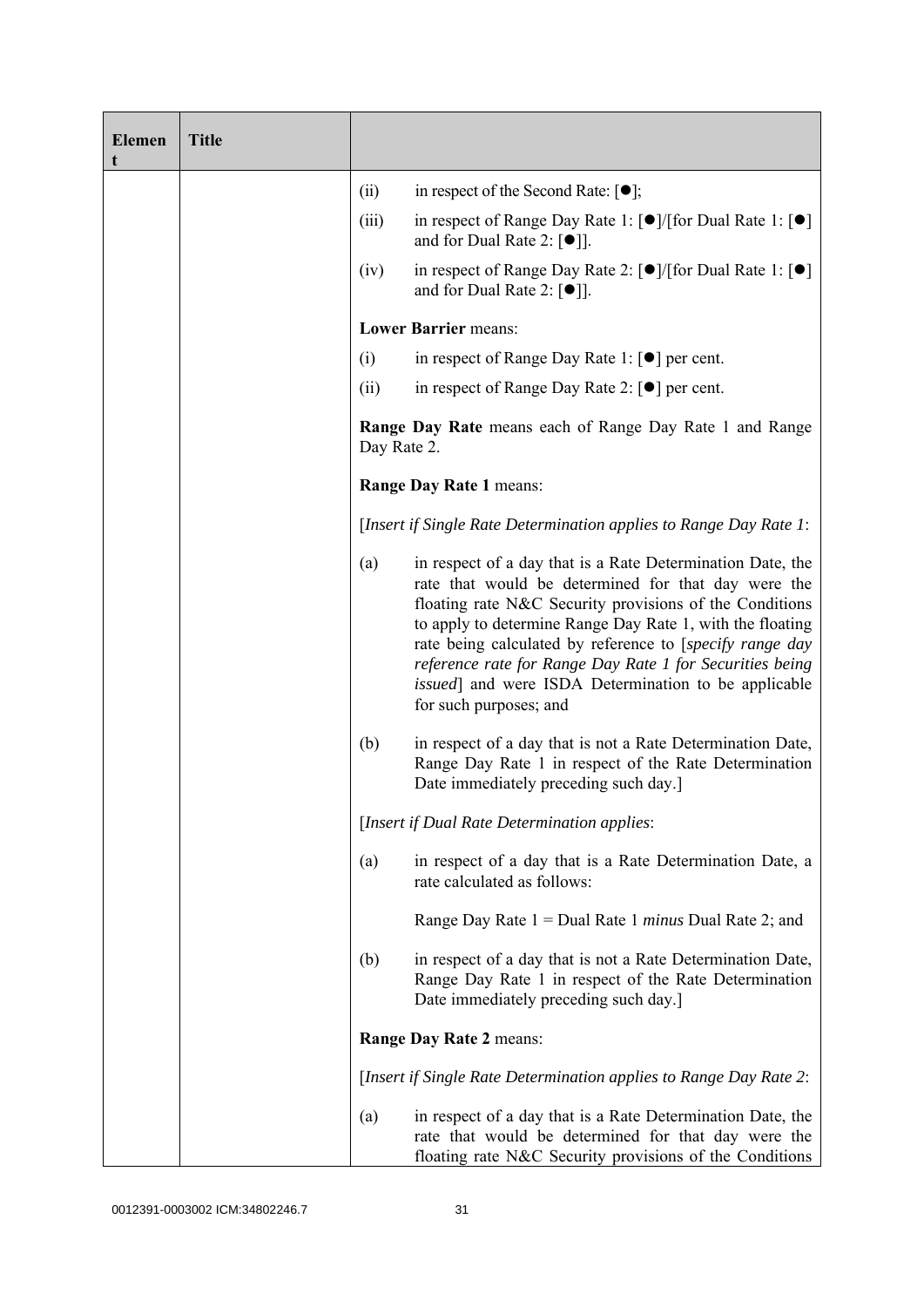| Element | Title | |
|---|---|---|
| | | (ii) in respect of the Second Rate: [●];<br><br>(iii) in respect of Range Day Rate 1: [●]/[for Dual Rate 1: [●] and for Dual Rate 2: [●]].<br><br>(iv) in respect of Range Day Rate 2: [●]/[for Dual Rate 1: [●] and for Dual Rate 2: [●]].<br><br>**Lower Barrier** means:<br><br>(i) in respect of Range Day Rate 1: [●] per cent.<br><br>(ii) in respect of Range Day Rate 2: [●] per cent.<br><br>**Range Day Rate** means each of Range Day Rate 1 and Range Day Rate 2.<br><br>**Range Day Rate 1** means:<br><br>[*Insert if Single Rate Determination applies to Range Day Rate 1*:<br><br>(a) in respect of a day that is a Rate Determination Date, the rate that would be determined for that day were the floating rate N&C Security provisions of the Conditions to apply to determine Range Day Rate 1, with the floating rate being calculated by reference to [*specify range day reference rate for Range Day Rate 1 for Securities being issued*] and were ISDA Determination to be applicable for such purposes; and<br><br>(b) in respect of a day that is not a Rate Determination Date, Range Day Rate 1 in respect of the Rate Determination Date immediately preceding such day.]<br><br>[*Insert if Dual Rate Determination applies*:<br><br>(a) in respect of a day that is a Rate Determination Date, a rate calculated as follows:<br><br>Range Day Rate 1 = Dual Rate 1 *minus* Dual Rate 2; and<br><br>(b) in respect of a day that is not a Rate Determination Date, Range Day Rate 1 in respect of the Rate Determination Date immediately preceding such day.]<br><br>**Range Day Rate 2** means:<br><br>[*Insert if Single Rate Determination applies to Range Day Rate 2*:<br><br>(a) in respect of a day that is a Rate Determination Date, the rate that would be determined for that day were the floating rate N&C Security provisions of the Conditions |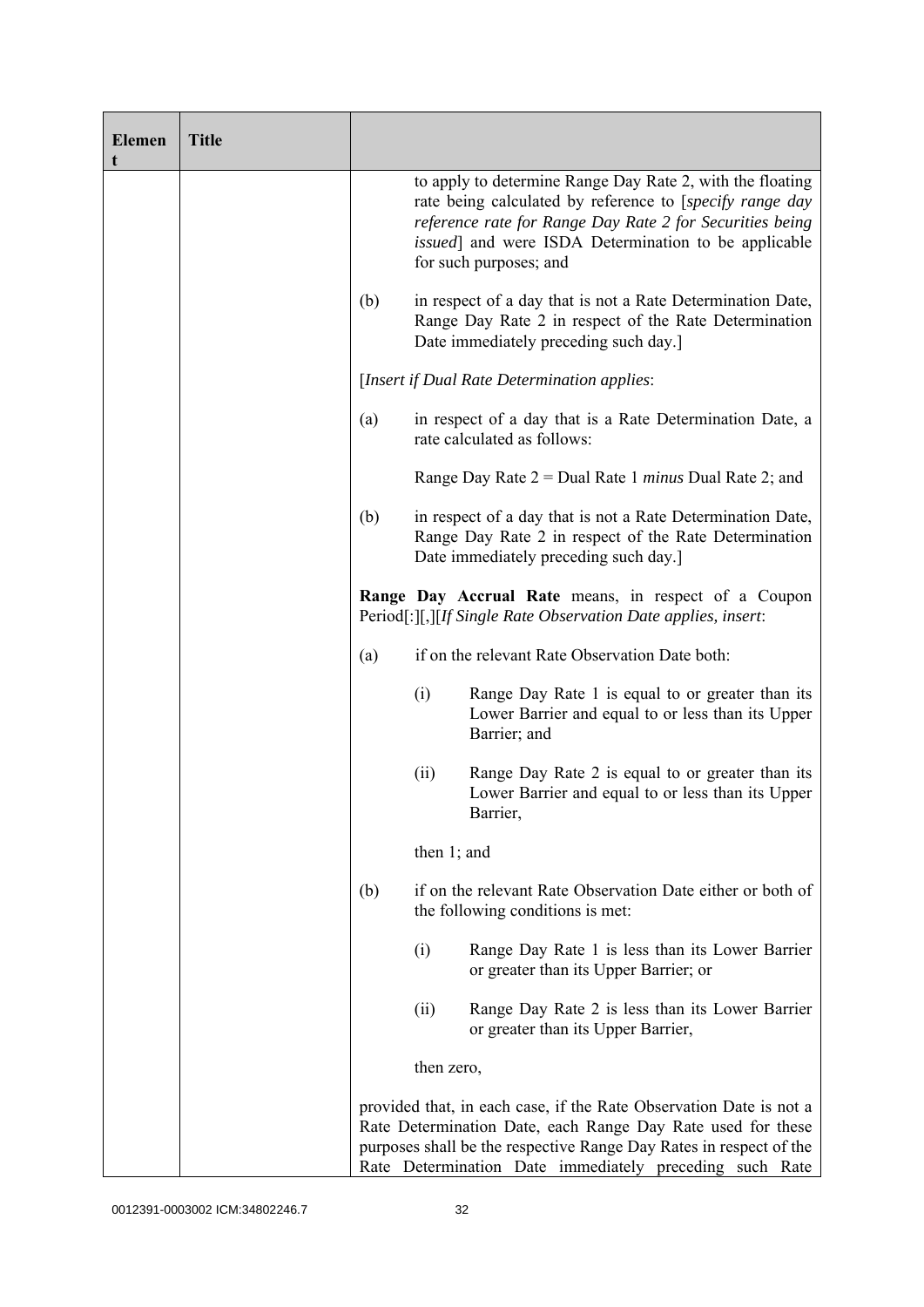| Element | Title | |
|---|---|---|
| | | to apply to determine Range Day Rate 2, with the floating rate being calculated by reference to [*specify range day reference rate for Range Day Rate 2 for Securities being issued*] and were ISDA Determination to be applicable for such purposes; and<br><br>(b) in respect of a day that is not a Rate Determination Date, Range Day Rate 2 in respect of the Rate Determination Date immediately preceding such day.]<br><br>[*Insert if Dual Rate Determination applies*:<br><br>(a) in respect of a day that is a Rate Determination Date, a rate calculated as follows:<br><br>Range Day Rate 2 = Dual Rate 1 *minus* Dual Rate 2; and<br><br>(b) in respect of a day that is not a Rate Determination Date, Range Day Rate 2 in respect of the Rate Determination Date immediately preceding such day.]<br><br>**Range Day Accrual Rate** means, in respect of a Coupon Period[:][,][*If Single Rate Observation Date applies, insert*:<br><br>(a) if on the relevant Rate Observation Date both:<br><br>(i) Range Day Rate 1 is equal to or greater than its Lower Barrier and equal to or less than its Upper Barrier; and<br><br>(ii) Range Day Rate 2 is equal to or greater than its Lower Barrier and equal to or less than its Upper Barrier,<br><br>then 1; and<br><br>(b) if on the relevant Rate Observation Date either or both of the following conditions is met:<br><br>(i) Range Day Rate 1 is less than its Lower Barrier or greater than its Upper Barrier; or<br><br>(ii) Range Day Rate 2 is less than its Lower Barrier or greater than its Upper Barrier,<br><br>then zero,<br><br>provided that, in each case, if the Rate Observation Date is not a Rate Determination Date, each Range Day Rate used for these purposes shall be the respective Range Day Rates in respect of the Rate Determination Date immediately preceding such Rate |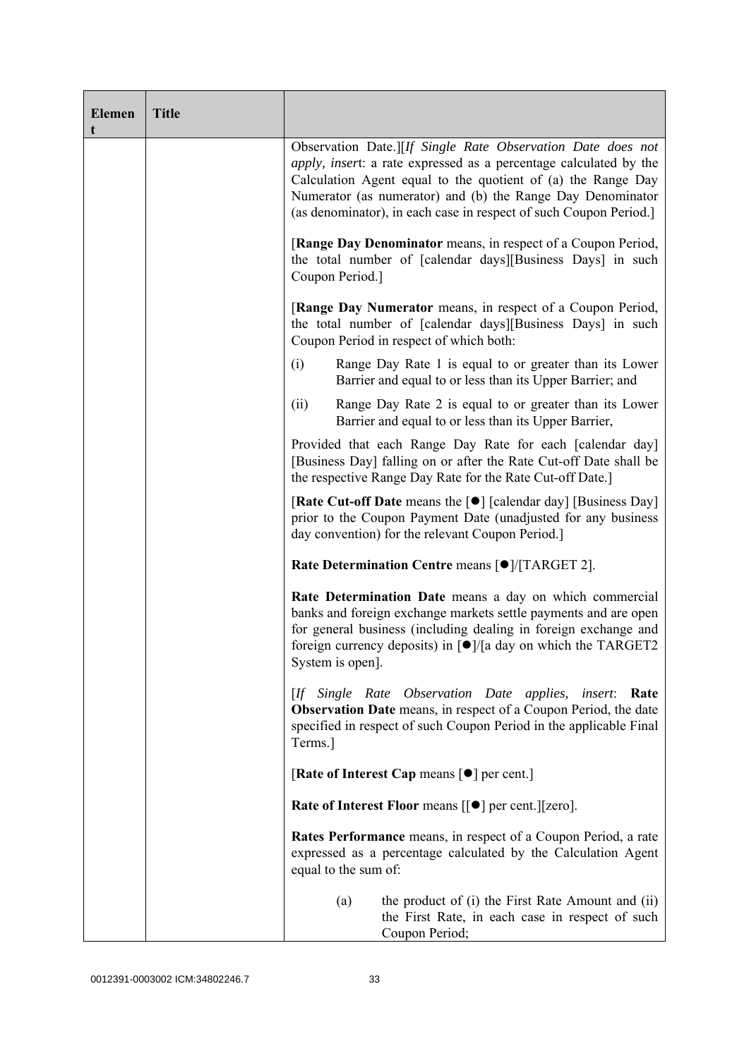| Element | Title | |
|---|---|---|
| | | Observation Date.][*If Single Rate Observation Date does not apply, insert*: a rate expressed as a percentage calculated by the Calculation Agent equal to the quotient of (a) the Range Day Numerator (as numerator) and (b) the Range Day Denominator (as denominator), in each case in respect of such Coupon Period.]<br><br>[**Range Day Denominator** means, in respect of a Coupon Period, the total number of [calendar days][Business Days] in such Coupon Period.]<br><br>[**Range Day Numerator** means, in respect of a Coupon Period, the total number of [calendar days][Business Days] in such Coupon Period in respect of which both:<br><br>(i) Range Day Rate 1 is equal to or greater than its Lower Barrier and equal to or less than its Upper Barrier; and<br><br>(ii) Range Day Rate 2 is equal to or greater than its Lower Barrier and equal to or less than its Upper Barrier,<br><br>Provided that each Range Day Rate for each [calendar day] [Business Day] falling on or after the Rate Cut-off Date shall be the respective Range Day Rate for the Rate Cut-off Date.]<br><br>[**Rate Cut-off Date** means the [●] [calendar day] [Business Day] prior to the Coupon Payment Date (unadjusted for any business day convention) for the relevant Coupon Period.]<br><br>**Rate Determination Centre** means [●]/[TARGET 2].<br><br>**Rate Determination Date** means a day on which commercial banks and foreign exchange markets settle payments and are open for general business (including dealing in foreign exchange and foreign currency deposits) in [●]/[a day on which the TARGET2 System is open].<br><br>[*If Single Rate Observation Date applies, insert*: **Rate Observation Date** means, in respect of a Coupon Period, the date specified in respect of such Coupon Period in the applicable Final Terms.]<br><br>[**Rate of Interest Cap** means [●] per cent.]<br><br>**Rate of Interest Floor** means [[●] per cent.][zero].<br><br>**Rates Performance** means, in respect of a Coupon Period, a rate expressed as a percentage calculated by the Calculation Agent equal to the sum of:<br><br>(a) the product of (i) the First Rate Amount and (ii) the First Rate, in each case in respect of such Coupon Period; |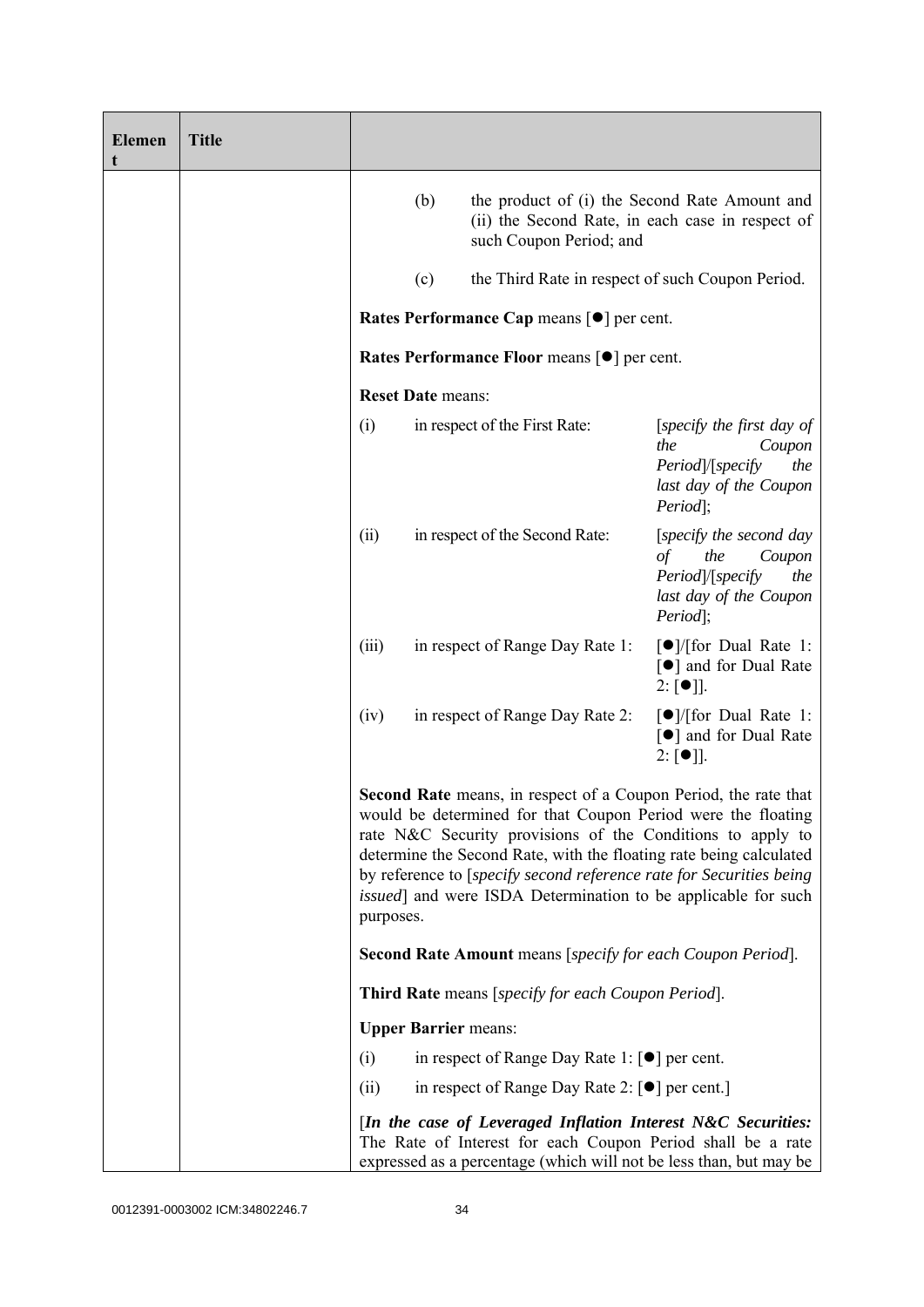| Element | Title | |
|---|---|---|
| | | (b) the product of (i) the Second Rate Amount and (ii) the Second Rate, in each case in respect of such Coupon Period; and<br><br>(c) the Third Rate in respect of such Coupon Period.<br><br>**Rates Performance Cap** means [●] per cent.<br><br>**Rates Performance Floor** means [●] per cent.<br><br>**Reset Date** means:<br><br>(i) in respect of the First Rate: [*specify the first day of the Coupon Period*]/[*specify the last day of the Coupon Period*];<br><br>(ii) in respect of the Second Rate: [*specify the second day of the Coupon Period*]/[*specify the last day of the Coupon Period*];<br><br>(iii) in respect of Range Day Rate 1: [●]/[for Dual Rate 1: [●] and for Dual Rate 2: [●]].<br><br>(iv) in respect of Range Day Rate 2: [●]/[for Dual Rate 1: [●] and for Dual Rate 2: [●]].<br><br>**Second Rate** means, in respect of a Coupon Period, the rate that would be determined for that Coupon Period were the floating rate N&C Security provisions of the Conditions to apply to determine the Second Rate, with the floating rate being calculated by reference to [*specify second reference rate for Securities being issued*] and were ISDA Determination to be applicable for such purposes.<br><br>**Second Rate Amount** means [*specify for each Coupon Period*].<br><br>**Third Rate** means [*specify for each Coupon Period*].<br><br>**Upper Barrier** means:<br><br>(i) in respect of Range Day Rate 1: [●] per cent.<br><br>(ii) in respect of Range Day Rate 2: [●] per cent.]<br><br>[***In the case of Leveraged Inflation Interest N&C Securities:*** The Rate of Interest for each Coupon Period shall be a rate expressed as a percentage (which will not be less than, but may be |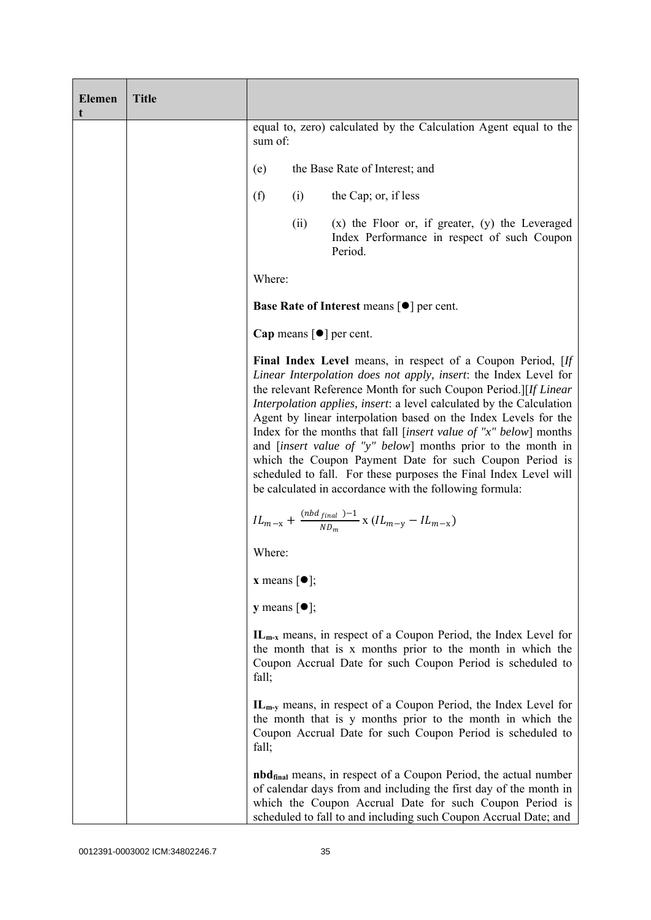| Element | Title | |
|---|---|---|
| | | equal to, zero) calculated by the Calculation Agent equal to the sum of:<br><br>(e) the Base Rate of Interest; and<br><br>(f) (i) the Cap; or, if less<br><br>(ii) (x) the Floor or, if greater, (y) the Leveraged Index Performance in respect of such Coupon Period.<br><br>Where:<br><br>**Base Rate of Interest** means [●] per cent.<br><br>**Cap** means [●] per cent.<br><br>**Final Index Level** means, in respect of a Coupon Period, [*If Linear Interpolation does not apply, insert*: the Index Level for the relevant Reference Month for such Coupon Period.][*If Linear Interpolation applies, insert*: a level calculated by the Calculation Agent by linear interpolation based on the Index Levels for the Index for the months that fall [*insert value of "x" below*] months and [*insert value of "y" below*] months prior to the month in which the Coupon Payment Date for such Coupon Period is scheduled to fall. For these purposes the Final Index Level will be calculated in accordance with the following formula:<br><br>$IL_{m-x} + \frac{(nbd_{final})-1}{ND_m} \text{ x } (IL_{m-y} - IL_{m-x})$<br><br>Where:<br><br>**x** means [●];<br><br>**y** means [●];<br><br>**$IL_{m-x}$** means, in respect of a Coupon Period, the Index Level for the month that is x months prior to the month in which the Coupon Accrual Date for such Coupon Period is scheduled to fall;<br><br>**$IL_{m-y}$** means, in respect of a Coupon Period, the Index Level for the month that is y months prior to the month in which the Coupon Accrual Date for such Coupon Period is scheduled to fall;<br><br>**$nbd_{final}$** means, in respect of a Coupon Period, the actual number of calendar days from and including the first day of the month in which the Coupon Accrual Date for such Coupon Period is scheduled to fall to and including such Coupon Accrual Date; and |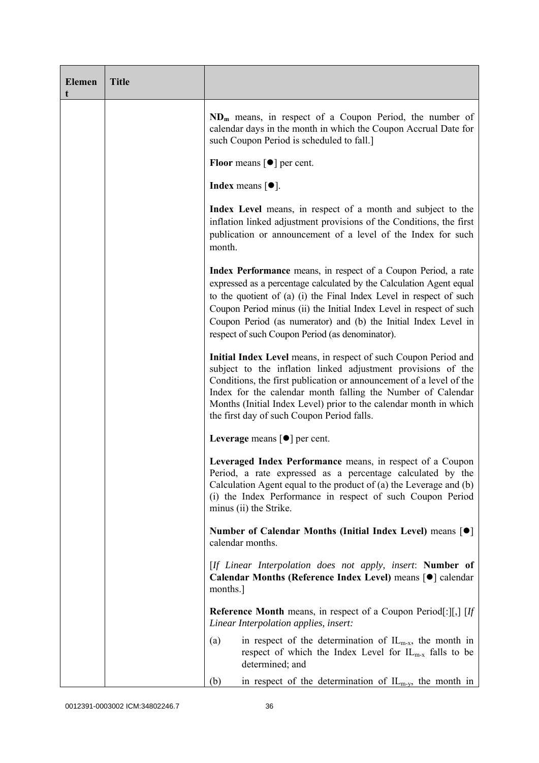| Element | Title | |
|---|---|---|
| | | **$ND_m$** means, in respect of a Coupon Period, the number of calendar days in the month in which the Coupon Accrual Date for such Coupon Period is scheduled to fall.] <br><br> **Floor** means [●] per cent. <br><br> **Index** means [●]. <br><br> **Index Level** means, in respect of a month and subject to the inflation linked adjustment provisions of the Conditions, the first publication or announcement of a level of the Index for such month. <br><br> **Index Performance** means, in respect of a Coupon Period, a rate expressed as a percentage calculated by the Calculation Agent equal to the quotient of (a) (i) the Final Index Level in respect of such Coupon Period minus (ii) the Initial Index Level in respect of such Coupon Period (as numerator) and (b) the Initial Index Level in respect of such Coupon Period (as denominator). <br><br> **Initial Index Level** means, in respect of such Coupon Period and subject to the inflation linked adjustment provisions of the Conditions, the first publication or announcement of a level of the Index for the calendar month falling the Number of Calendar Months (Initial Index Level) prior to the calendar month in which the first day of such Coupon Period falls. <br><br> **Leverage** means [●] per cent. <br><br> **Leveraged Index Performance** means, in respect of a Coupon Period, a rate expressed as a percentage calculated by the Calculation Agent equal to the product of (a) the Leverage and (b) (i) the Index Performance in respect of such Coupon Period minus (ii) the Strike. <br><br> **Number of Calendar Months (Initial Index Level)** means [●] calendar months. <br><br> [*If Linear Interpolation does not apply, insert*: **Number of Calendar Months (Reference Index Level)** means [●] calendar months.] <br><br> **Reference Month** means, in respect of a Coupon Period[:][,] [*If Linear Interpolation applies, insert:* <br><br> (a) in respect of the determination of $IL_{m-x}$, the month in respect of which the Index Level for $IL_{m-x}$ falls to be determined; and <br><br> (b) in respect of the determination of $IL_{m-y}$, the month in |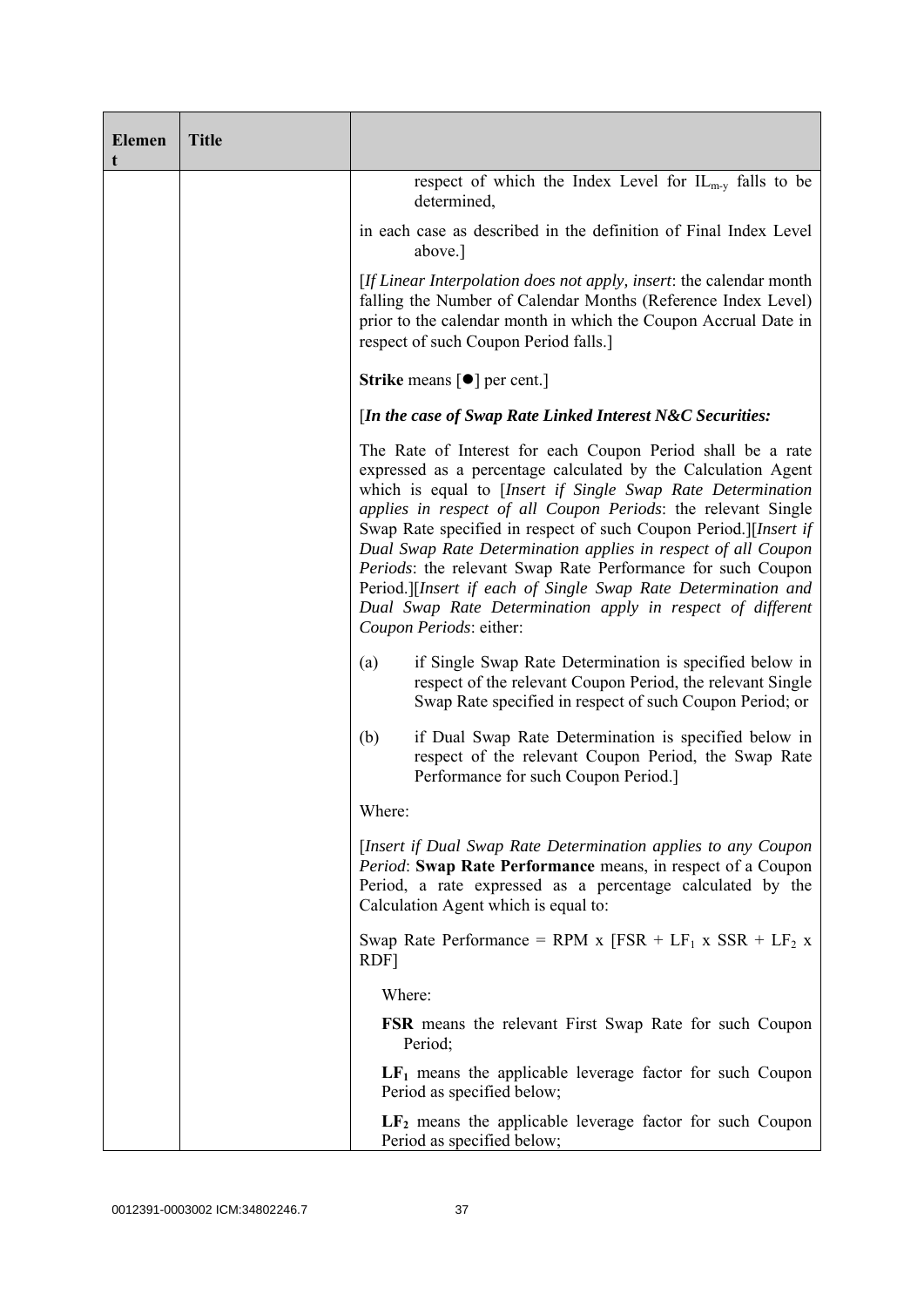| Element | Title | |
|---|---|---|
| | | respect of which the Index Level for $IL_{m-y}$ falls to be determined,<br><br>in each case as described in the definition of Final Index Level above.]<br><br>[*If Linear Interpolation does not apply, insert*: the calendar month falling the Number of Calendar Months (Reference Index Level) prior to the calendar month in which the Coupon Accrual Date in respect of such Coupon Period falls.]<br><br>**Strike** means [●] per cent.]<br><br>[***In the case of Swap Rate Linked Interest N&C Securities:***<br><br>The Rate of Interest for each Coupon Period shall be a rate expressed as a percentage calculated by the Calculation Agent which is equal to [*Insert if Single Swap Rate Determination applies in respect of all Coupon Periods*: the relevant Single Swap Rate specified in respect of such Coupon Period.][*Insert if Dual Swap Rate Determination applies in respect of all Coupon Periods*: the relevant Swap Rate Performance for such Coupon Period.][*Insert if each of Single Swap Rate Determination and Dual Swap Rate Determination apply in respect of different Coupon Periods*: either:<br><br>(a) if Single Swap Rate Determination is specified below in respect of the relevant Coupon Period, the relevant Single Swap Rate specified in respect of such Coupon Period; or<br><br>(b) if Dual Swap Rate Determination is specified below in respect of the relevant Coupon Period, the Swap Rate Performance for such Coupon Period.]<br><br>Where:<br><br>[*Insert if Dual Swap Rate Determination applies to any Coupon Period*: **Swap Rate Performance** means, in respect of a Coupon Period, a rate expressed as a percentage calculated by the Calculation Agent which is equal to:<br><br>Swap Rate Performance = RPM x [FSR + $LF_1$ x SSR + $LF_2$ x RDF]<br><br>Where:<br><br>**FSR** means the relevant First Swap Rate for such Coupon Period;<br><br>**$LF_1$** means the applicable leverage factor for such Coupon Period as specified below;<br><br>**$LF_2$** means the applicable leverage factor for such Coupon Period as specified below; |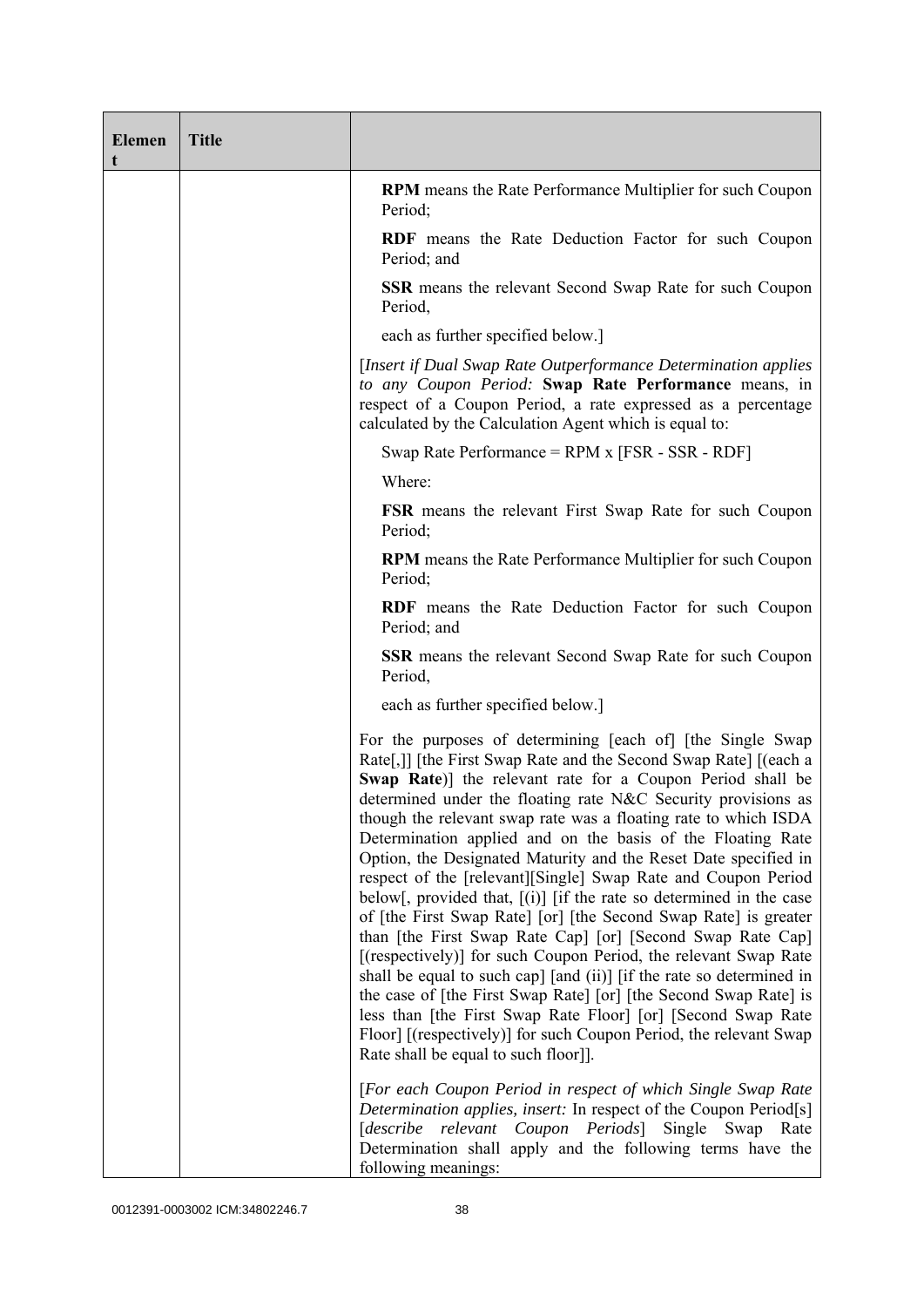| Element | Title | |
|---|---|---|
| | | **RPM** means the Rate Performance Multiplier for such Coupon Period;<br><br>**RDF** means the Rate Deduction Factor for such Coupon Period; and<br><br>**SSR** means the relevant Second Swap Rate for such Coupon Period,<br><br>each as further specified below.]<br><br>[*Insert if Dual Swap Rate Outperformance Determination applies to any Coupon Period:* **Swap Rate Performance** means, in respect of a Coupon Period, a rate expressed as a percentage calculated by the Calculation Agent which is equal to:<br><br>Swap Rate Performance = RPM x [FSR - SSR - RDF]<br><br>Where:<br><br>**FSR** means the relevant First Swap Rate for such Coupon Period;<br><br>**RPM** means the Rate Performance Multiplier for such Coupon Period;<br><br>**RDF** means the Rate Deduction Factor for such Coupon Period; and<br><br>**SSR** means the relevant Second Swap Rate for such Coupon Period,<br><br>each as further specified below.]<br><br>For the purposes of determining [each of] [the Single Swap Rate[,]] [the First Swap Rate and the Second Swap Rate] [(each a **Swap Rate**)] the relevant rate for a Coupon Period shall be determined under the floating rate N&C Security provisions as though the relevant swap rate was a floating rate to which ISDA Determination applied and on the basis of the Floating Rate Option, the Designated Maturity and the Reset Date specified in respect of the [relevant][Single] Swap Rate and Coupon Period below[, provided that, [(i)] [if the rate so determined in the case of [the First Swap Rate] [or] [the Second Swap Rate] is greater than [the First Swap Rate Cap] [or] [Second Swap Rate Cap] [(respectively)] for such Coupon Period, the relevant Swap Rate shall be equal to such cap] [and (ii)] [if the rate so determined in the case of [the First Swap Rate] [or] [the Second Swap Rate] is less than [the First Swap Rate Floor] [or] [Second Swap Rate Floor] [(respectively)] for such Coupon Period, the relevant Swap Rate shall be equal to such floor]].<br><br>[*For each Coupon Period in respect of which Single Swap Rate Determination applies, insert:* In respect of the Coupon Period[s] [*describe relevant Coupon Periods*] Single Swap Rate Determination shall apply and the following terms have the following meanings: |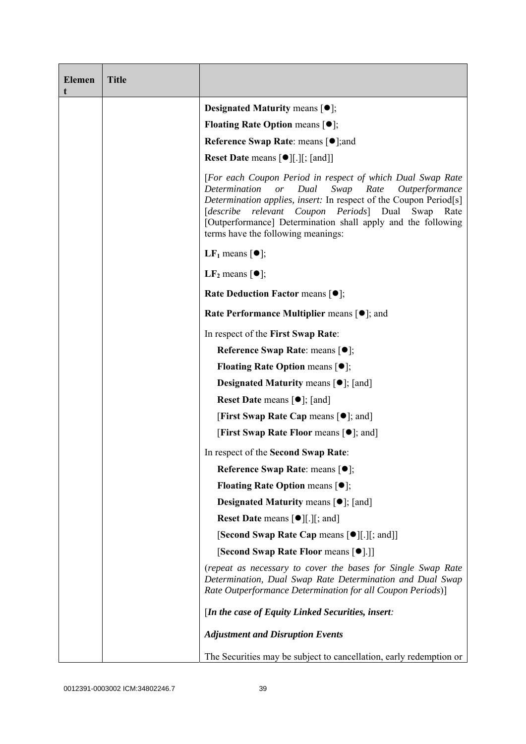| Element | Title | |
|---|---|---|
| | | **Designated Maturity** means [●];<br>**Floating Rate Option** means [●];<br>**Reference Swap Rate**: means [●];and<br>**Reset Date** means [●][.][; [and]]<br><br>[*For each Coupon Period in respect of which Dual Swap Rate Determination or Dual Swap Rate Outperformance Determination applies, insert:* In respect of the Coupon Period[s] [*describe relevant Coupon Periods*] Dual Swap Rate [Outperformance] Determination shall apply and the following terms have the following meanings:<br><br>**$LF_1$** means [●];<br><br>**$LF_2$** means [●];<br><br>**Rate Deduction Factor** means [●];<br><br>**Rate Performance Multiplier** means [●]; and<br><br>In respect of the **First Swap Rate**:<br>**Reference Swap Rate**: means [●];<br>**Floating Rate Option** means [●];<br>**Designated Maturity** means [●]; [and]<br>**Reset Date** means [●]; [and]<br>[**First Swap Rate Cap** means [●]; and]<br>[**First Swap Rate Floor** means [●]; and]<br><br>In respect of the **Second Swap Rate**:<br>**Reference Swap Rate**: means [●];<br>**Floating Rate Option** means [●];<br>**Designated Maturity** means [●]; [and]<br>**Reset Date** means [●][.][; and]<br>[**Second Swap Rate Cap** means [●][.][; and]]<br>[**Second Swap Rate Floor** means [●].]]<br><br>(*repeat as necessary to cover the bases for Single Swap Rate Determination, Dual Swap Rate Determination and Dual Swap Rate Outperformance Determination for all Coupon Periods*)]<br><br>[***In the case of Equity Linked Securities, insert:***<br><br>***Adjustment and Disruption Events***<br><br>The Securities may be subject to cancellation, early redemption or |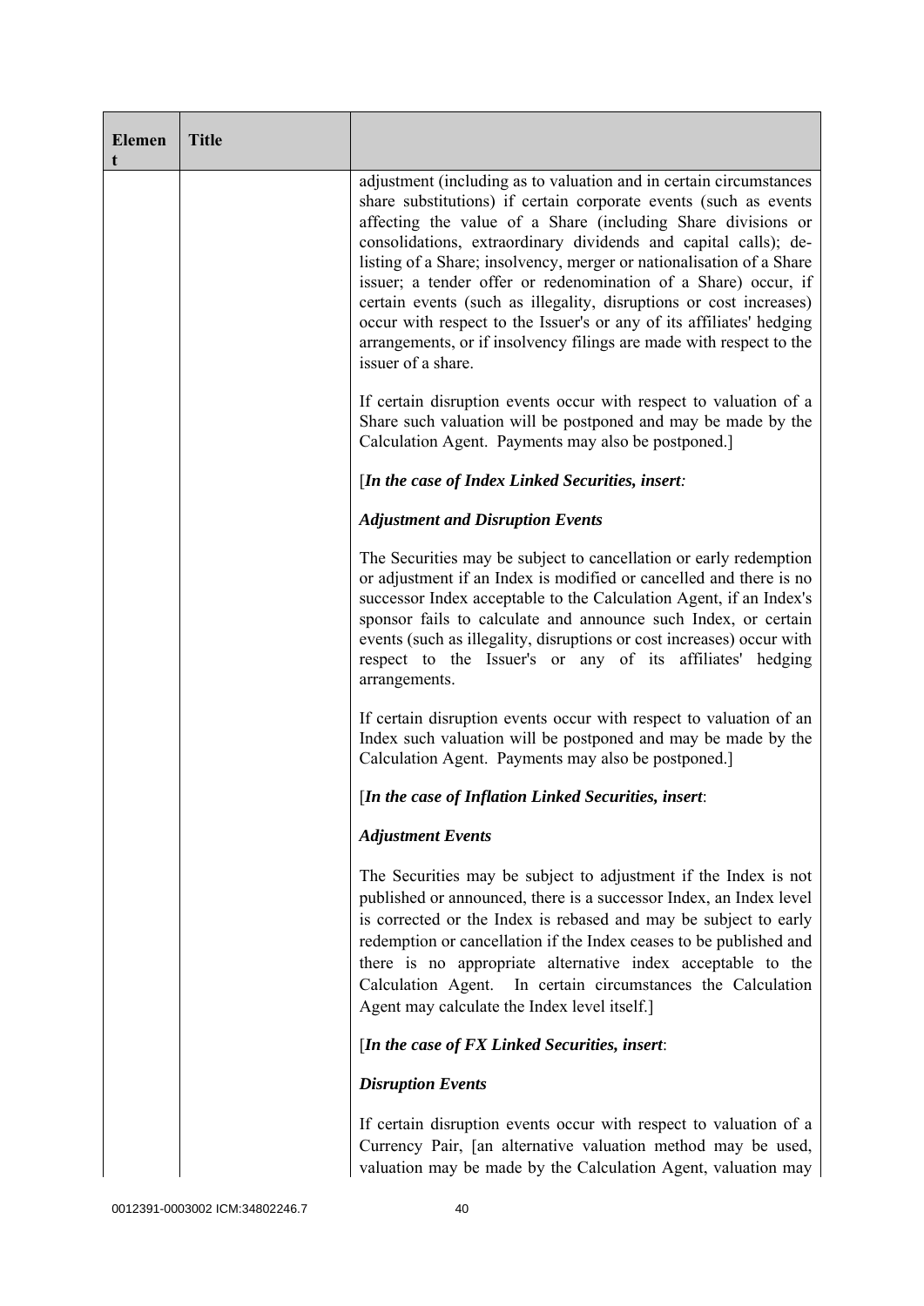| Element | Title | |
|---|---|---|
| | | adjustment (including as to valuation and in certain circumstances share substitutions) if certain corporate events (such as events affecting the value of a Share (including Share divisions or consolidations, extraordinary dividends and capital calls); de-listing of a Share; insolvency, merger or nationalisation of a Share issuer; a tender offer or redenomination of a Share) occur, if certain events (such as illegality, disruptions or cost increases) occur with respect to the Issuer's or any of its affiliates' hedging arrangements, or if insolvency filings are made with respect to the issuer of a share.<br><br>If certain disruption events occur with respect to valuation of a Share such valuation will be postponed and may be made by the Calculation Agent. Payments may also be postponed.]<br><br>[*In the case of Index Linked Securities, insert:*<br><br>***Adjustment and Disruption Events***<br><br>The Securities may be subject to cancellation or early redemption or adjustment if an Index is modified or cancelled and there is no successor Index acceptable to the Calculation Agent, if an Index's sponsor fails to calculate and announce such Index, or certain events (such as illegality, disruptions or cost increases) occur with respect to the Issuer's or any of its affiliates' hedging arrangements.<br><br>If certain disruption events occur with respect to valuation of an Index such valuation will be postponed and may be made by the Calculation Agent. Payments may also be postponed.]<br><br>[*In the case of Inflation Linked Securities, insert*:<br><br>***Adjustment Events***<br><br>The Securities may be subject to adjustment if the Index is not published or announced, there is a successor Index, an Index level is corrected or the Index is rebased and may be subject to early redemption or cancellation if the Index ceases to be published and there is no appropriate alternative index acceptable to the Calculation Agent. In certain circumstances the Calculation Agent may calculate the Index level itself.]<br><br>[*In the case of FX Linked Securities, insert*:<br><br>***Disruption Events***<br><br>If certain disruption events occur with respect to valuation of a Currency Pair, [an alternative valuation method may be used, valuation may be made by the Calculation Agent, valuation may |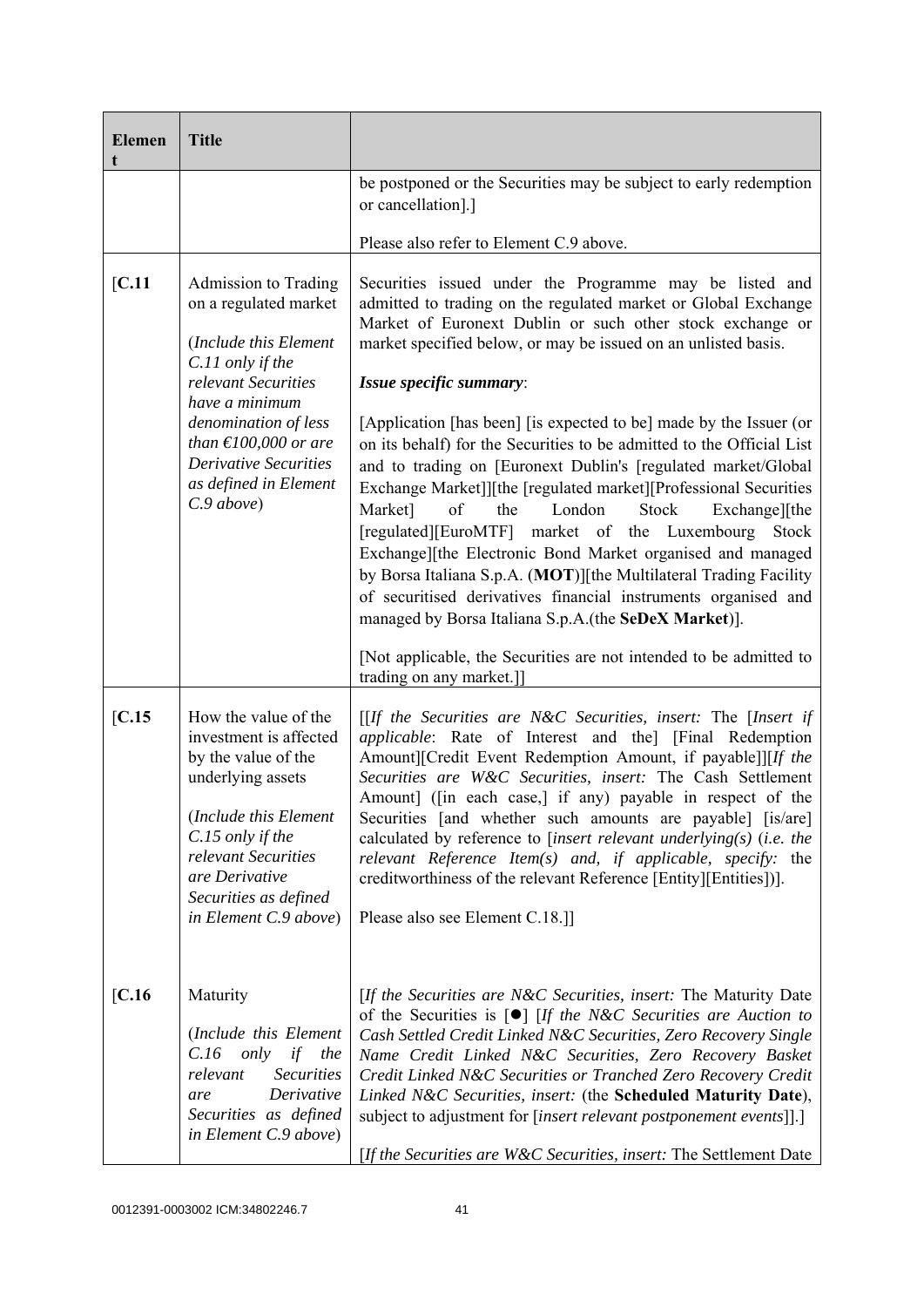| Element | Title | |
|---|---|---|
| | | be postponed or the Securities may be subject to early redemption or cancellation].]<br><br>Please also refer to Element C.9 above. |
| [C.11 | Admission to Trading on a regulated market<br><br>(*Include this Element C.11 only if the relevant Securities have a minimum denomination of less than €100,000 or are Derivative Securities as defined in Element C.9 above*) | Securities issued under the Programme may be listed and admitted to trading on the regulated market or Global Exchange Market of Euronext Dublin or such other stock exchange or market specified below, or may be issued on an unlisted basis.<br><br>***Issue specific summary***:<br><br>[Application [has been] [is expected to be] made by the Issuer (or on its behalf) for the Securities to be admitted to the Official List and to trading on [Euronext Dublin's [regulated market/Global Exchange Market]][the [regulated market][Professional Securities Market] of the London Stock Exchange][the [regulated][EuroMTF] market of the Luxembourg Stock Exchange][the Electronic Bond Market organised and managed by Borsa Italiana S.p.A. (**MOT**)][the Multilateral Trading Facility of securitised derivatives financial instruments organised and managed by Borsa Italiana S.p.A.(the **SeDeX Market**)].<br><br>[Not applicable, the Securities are not intended to be admitted to trading on any market.]] |
| [C.15 | How the value of the investment is affected by the value of the underlying assets<br><br>(*Include this Element C.15 only if the relevant Securities are Derivative Securities as defined in Element C.9 above*) | [[*If the Securities are N&C Securities, insert:* The [*Insert if applicable*: Rate of Interest and the] [Final Redemption Amount][Credit Event Redemption Amount, if payable]][*If the Securities are W&C Securities, insert:* The Cash Settlement Amount] ([in each case,] if any) payable in respect of the Securities [and whether such amounts are payable] [is/are] calculated by reference to [*insert relevant underlying(s)* (*i.e. the relevant Reference Item(s) and, if applicable, specify:* the creditworthiness of the relevant Reference [Entity][Entities])].<br><br>Please also see Element C.18.]] |
| [C.16 | Maturity<br><br>(*Include this Element C.16 only if the relevant Securities are Derivative Securities as defined in Element C.9 above*) | [*If the Securities are N&C Securities, insert:* The Maturity Date of the Securities is [●] [*If the N&C Securities are Auction to Cash Settled Credit Linked N&C Securities, Zero Recovery Single Name Credit Linked N&C Securities, Zero Recovery Basket Credit Linked N&C Securities or Tranched Zero Recovery Credit Linked N&C Securities, insert:* (the **Scheduled Maturity Date**), subject to adjustment for [*insert relevant postponement events*]].]<br><br>[*If the Securities are W&C Securities, insert:* The Settlement Date |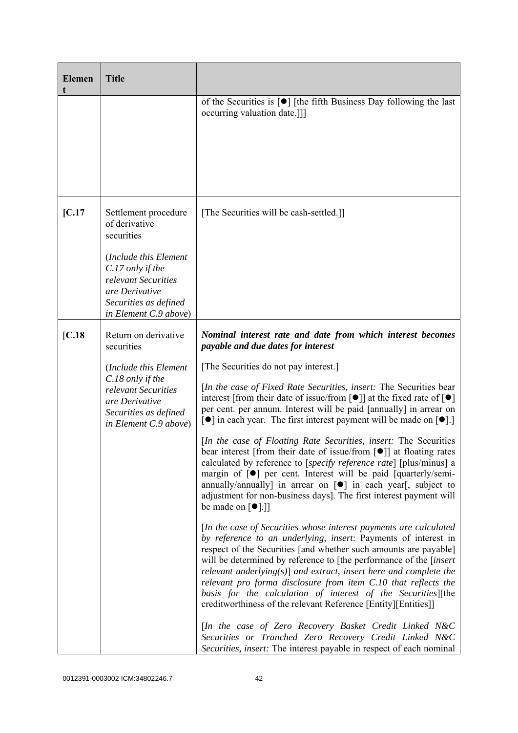| Element | Title | |
|---|---|---|
| | | of the Securities is [●] [the fifth Business Day following the last occurring valuation date.]]] |
| [C.17 | Settlement procedure of derivative securities<br><br>(*Include this Element C.17 only if the relevant Securities are Derivative Securities as defined in Element C.9 above*) | [The Securities will be cash-settled.]] |
| [C.18 | Return on derivative securities<br><br>(*Include this Element C.18 only if the relevant Securities are Derivative Securities as defined in Element C.9 above*) | ***Nominal interest rate and date from which interest becomes payable and due dates for interest***<br><br>[The Securities do not pay interest.]<br><br>[*In the case of Fixed Rate Securities, insert:* The Securities bear interest [from their date of issue/from [●]] at the fixed rate of [●] per cent. per annum. Interest will be paid [annually] in arrear on [●] in each year. The first interest payment will be made on [●].]<br><br>[*In the case of Floating Rate Securities, insert:* The Securities bear interest [from their date of issue/from [●]] at floating rates calculated by reference to [*specify reference rate*] [plus/minus] a margin of [●] per cent. Interest will be paid [quarterly/semi-annually/annually] in arrear on [●] in each year[, subject to adjustment for non-business days]. The first interest payment will be made on [●].]]<br><br>[*In the case of Securities whose interest payments are calculated by reference to an underlying, insert*: Payments of interest in respect of the Securities [and whether such amounts are payable] will be determined by reference to [the performance of the [*insert relevant underlying(s)*] *and extract, insert here and complete the relevant pro forma disclosure from item C.10 that reflects the basis for the calculation of interest of the Securities*][the creditworthiness of the relevant Reference [Entity][Entities]]<br><br>[*In the case of Zero Recovery Basket Credit Linked N&C Securities or Tranched Zero Recovery Credit Linked N&C Securities, insert:* The interest payable in respect of each nominal |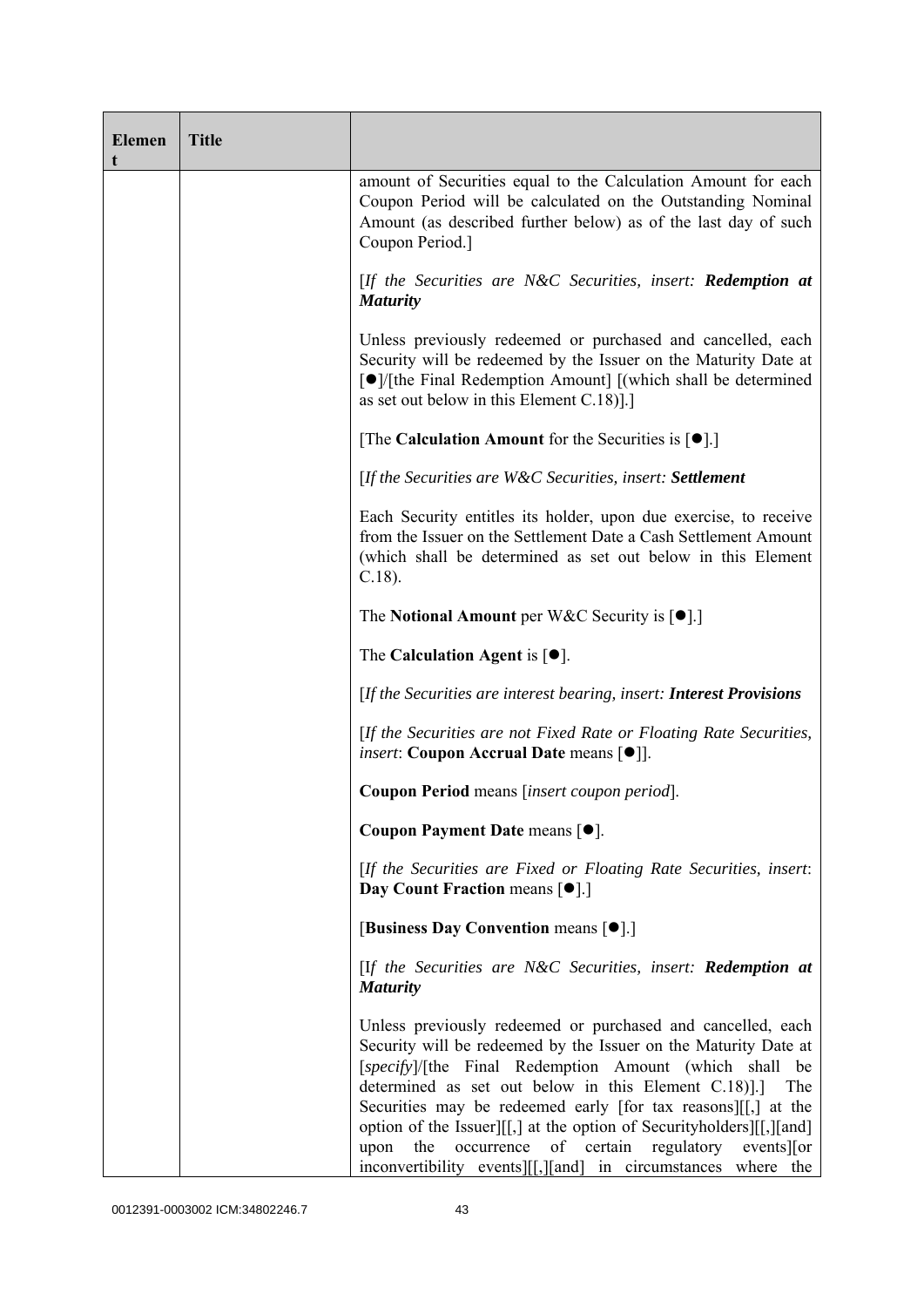| Element | Title | |
|---|---|---|
| | | amount of Securities equal to the Calculation Amount for each Coupon Period will be calculated on the Outstanding Nominal Amount (as described further below) as of the last day of such Coupon Period.]<br><br>[*If the Securities are N&C Securities, insert:* ***Redemption at Maturity***<br><br>Unless previously redeemed or purchased and cancelled, each Security will be redeemed by the Issuer on the Maturity Date at [●]/[the Final Redemption Amount] [(which shall be determined as set out below in this Element C.18)].]<br><br>[The **Calculation Amount** for the Securities is [●].]<br><br>[*If the Securities are W&C Securities, insert:* ***Settlement***<br><br>Each Security entitles its holder, upon due exercise, to receive from the Issuer on the Settlement Date a Cash Settlement Amount (which shall be determined as set out below in this Element C.18).<br><br>The **Notional Amount** per W&C Security is [●].]<br><br>The **Calculation Agent** is [●].<br><br>[*If the Securities are interest bearing, insert:* ***Interest Provisions***<br><br>[*If the Securities are not Fixed Rate or Floating Rate Securities, insert*: **Coupon Accrual Date** means [●]].<br><br>**Coupon Period** means [*insert coupon period*].<br><br>**Coupon Payment Date** means [●].<br><br>[*If the Securities are Fixed or Floating Rate Securities, insert*: **Day Count Fraction** means [●].]<br><br>[**Business Day Convention** means [●].]<br><br>[*If the Securities are N&C Securities, insert:* ***Redemption at Maturity***<br><br>Unless previously redeemed or purchased and cancelled, each Security will be redeemed by the Issuer on the Maturity Date at [*specify*]/[the Final Redemption Amount (which shall be determined as set out below in this Element C.18)].] The Securities may be redeemed early [for tax reasons][[,] at the option of the Issuer][[,] at the option of Securityholders][[,][and] upon the occurrence of certain regulatory events][or inconvertibility events][[,][and] in circumstances where the |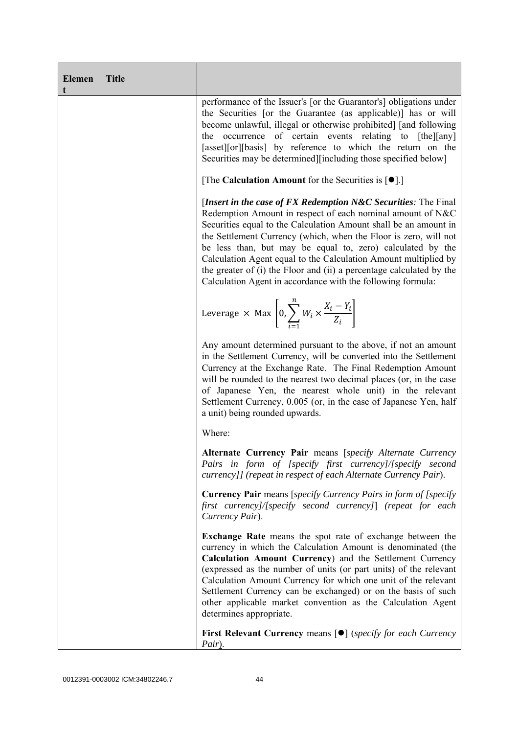| Element | Title | |
|---|---|---|
| | | performance of the Issuer's [or the Guarantor's] obligations under the Securities [or the Guarantee (as applicable)] has or will become unlawful, illegal or otherwise prohibited] [and following the occurrence of certain events relating to [the][any] [asset][or][basis] by reference to which the return on the Securities may be determined][including those specified below]<br><br>[The **Calculation Amount** for the Securities is [●].]<br><br>[***Insert in the case of FX Redemption N&C Securities**:* The Final Redemption Amount in respect of each nominal amount of N&C Securities equal to the Calculation Amount shall be an amount in the Settlement Currency (which, when the Floor is zero, will not be less than, but may be equal to, zero) calculated by the Calculation Agent equal to the Calculation Amount multiplied by the greater of (i) the Floor and (ii) a percentage calculated by the Calculation Agent in accordance with the following formula:<br><br>$$\text{Leverage} \times \text{Max}\left[0, \sum_{i=1}^{n} W_i \times \frac{X_i - Y_i}{Z_i}\right]$$<br><br>Any amount determined pursuant to the above, if not an amount in the Settlement Currency, will be converted into the Settlement Currency at the Exchange Rate. The Final Redemption Amount will be rounded to the nearest two decimal places (or, in the case of Japanese Yen, the nearest whole unit) in the relevant Settlement Currency, 0.005 (or, in the case of Japanese Yen, half a unit) being rounded upwards.<br><br>Where:<br><br>**Alternate Currency Pair** means [*specify Alternate Currency Pairs in form of [specify first currency]/[specify second currency]] (repeat in respect of each Alternate Currency Pair*).<br><br>**Currency Pair** means [*specify Currency Pairs in form of [specify first currency]/[specify second currency]*] *(repeat for each Currency Pair*).<br><br>**Exchange Rate** means the spot rate of exchange between the currency in which the Calculation Amount is denominated (the **Calculation Amount Currency**) and the Settlement Currency (expressed as the number of units (or part units) of the relevant Calculation Amount Currency for which one unit of the relevant Settlement Currency can be exchanged) or on the basis of such other applicable market convention as the Calculation Agent determines appropriate.<br><br>**First Relevant Currency** means [●] (*specify for each Currency Pair*). |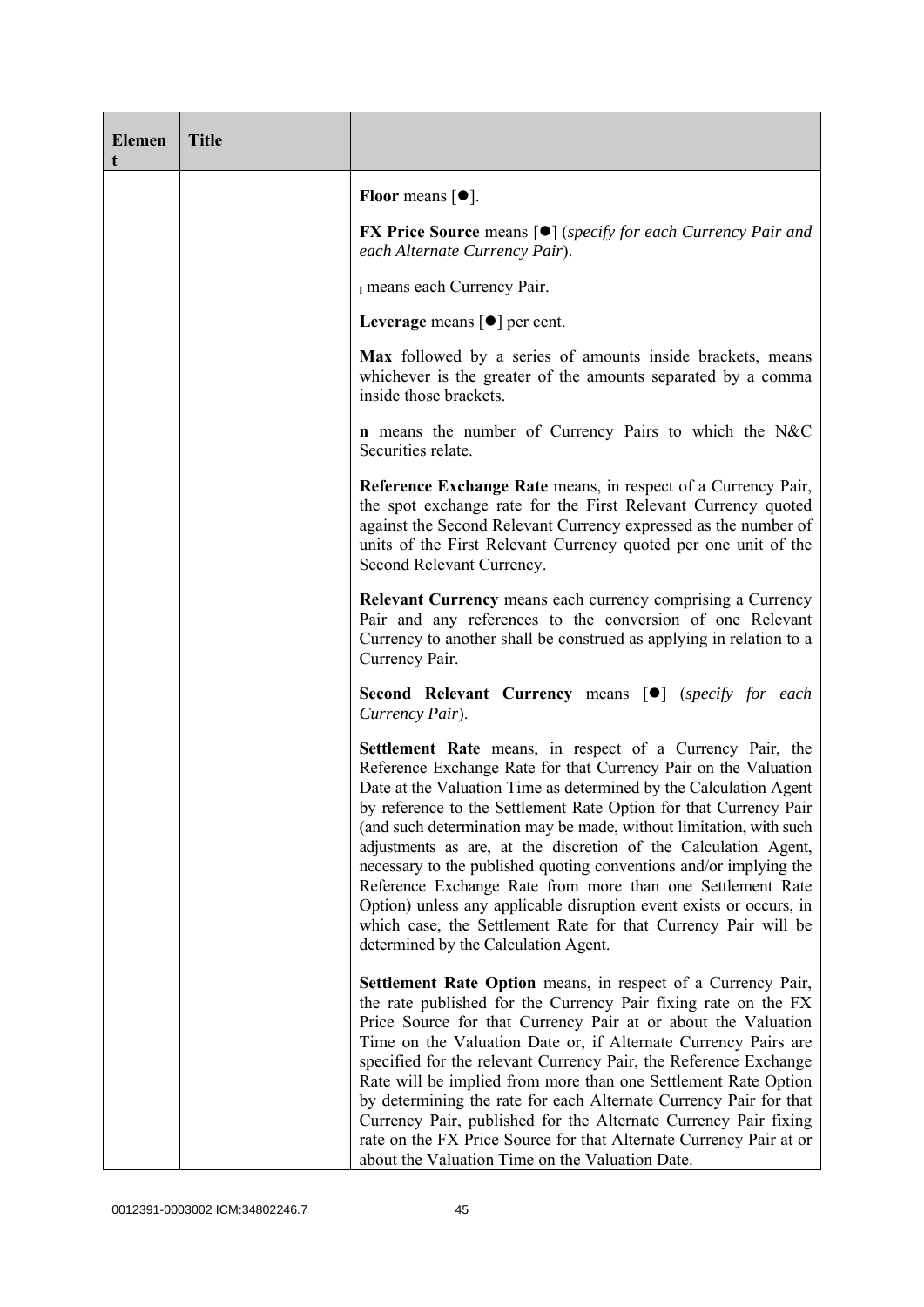| Element | Title | |
|---|---|---|
| | | **Floor** means [●].<br><br>**FX Price Source** means [●] (*specify for each Currency Pair and each Alternate Currency Pair*).<br><br>$_i$ means each Currency Pair.<br><br>**Leverage** means [●] per cent.<br><br>**Max** followed by a series of amounts inside brackets, means whichever is the greater of the amounts separated by a comma inside those brackets.<br><br>**n** means the number of Currency Pairs to which the N&C Securities relate.<br><br>**Reference Exchange Rate** means, in respect of a Currency Pair, the spot exchange rate for the First Relevant Currency quoted against the Second Relevant Currency expressed as the number of units of the First Relevant Currency quoted per one unit of the Second Relevant Currency.<br><br>**Relevant Currency** means each currency comprising a Currency Pair and any references to the conversion of one Relevant Currency to another shall be construed as applying in relation to a Currency Pair.<br><br>**Second Relevant Currency** means [●] (*specify for each Currency Pair*).<br><br>**Settlement Rate** means, in respect of a Currency Pair, the Reference Exchange Rate for that Currency Pair on the Valuation Date at the Valuation Time as determined by the Calculation Agent by reference to the Settlement Rate Option for that Currency Pair (and such determination may be made, without limitation, with such adjustments as are, at the discretion of the Calculation Agent, necessary to the published quoting conventions and/or implying the Reference Exchange Rate from more than one Settlement Rate Option) unless any applicable disruption event exists or occurs, in which case, the Settlement Rate for that Currency Pair will be determined by the Calculation Agent.<br><br>**Settlement Rate Option** means, in respect of a Currency Pair, the rate published for the Currency Pair fixing rate on the FX Price Source for that Currency Pair at or about the Valuation Time on the Valuation Date or, if Alternate Currency Pairs are specified for the relevant Currency Pair, the Reference Exchange Rate will be implied from more than one Settlement Rate Option by determining the rate for each Alternate Currency Pair for that Currency Pair, published for the Alternate Currency Pair fixing rate on the FX Price Source for that Alternate Currency Pair at or about the Valuation Time on the Valuation Date. |

0012391-0003002 ICM:34802246.7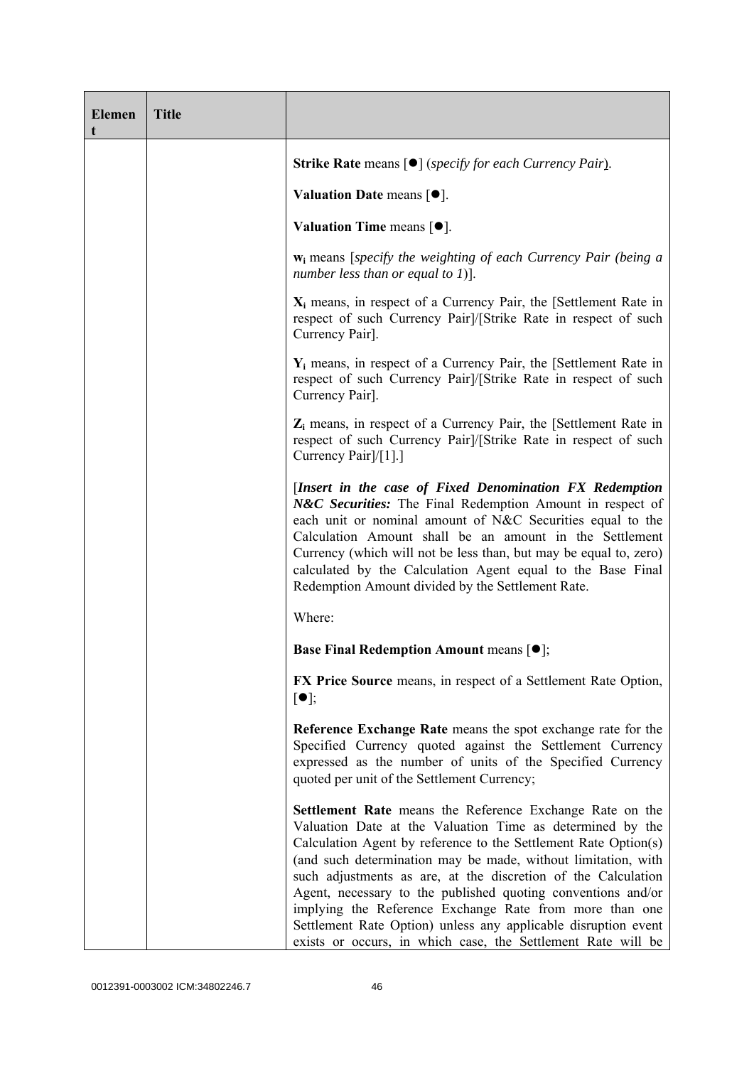| Element | Title | |
|---|---|---|
| | | **Strike Rate** means [●] (*specify for each Currency Pair*).<br><br>**Valuation Date** means [●].<br><br>**Valuation Time** means [●].<br><br>$\mathbf{w_i}$ means [*specify the weighting of each Currency Pair (being a number less than or equal to 1)*].<br><br>$\mathbf{X_i}$ means, in respect of a Currency Pair, the [Settlement Rate in respect of such Currency Pair]/[Strike Rate in respect of such Currency Pair].<br><br>$\mathbf{Y_i}$ means, in respect of a Currency Pair, the [Settlement Rate in respect of such Currency Pair]/[Strike Rate in respect of such Currency Pair].<br><br>$\mathbf{Z_i}$ means, in respect of a Currency Pair, the [Settlement Rate in respect of such Currency Pair]/[Strike Rate in respect of such Currency Pair]/[1].]<br><br>[***Insert in the case of Fixed Denomination FX Redemption N&C Securities:*** The Final Redemption Amount in respect of each unit or nominal amount of N&C Securities equal to the Calculation Amount shall be an amount in the Settlement Currency (which will not be less than, but may be equal to, zero) calculated by the Calculation Agent equal to the Base Final Redemption Amount divided by the Settlement Rate.<br><br>Where:<br><br>**Base Final Redemption Amount** means [●];<br><br>**FX Price Source** means, in respect of a Settlement Rate Option, [●];<br><br>**Reference Exchange Rate** means the spot exchange rate for the Specified Currency quoted against the Settlement Currency expressed as the number of units of the Specified Currency quoted per unit of the Settlement Currency;<br><br>**Settlement Rate** means the Reference Exchange Rate on the Valuation Date at the Valuation Time as determined by the Calculation Agent by reference to the Settlement Rate Option(s) (and such determination may be made, without limitation, with such adjustments as are, at the discretion of the Calculation Agent, necessary to the published quoting conventions and/or implying the Reference Exchange Rate from more than one Settlement Rate Option) unless any applicable disruption event exists or occurs, in which case, the Settlement Rate will be |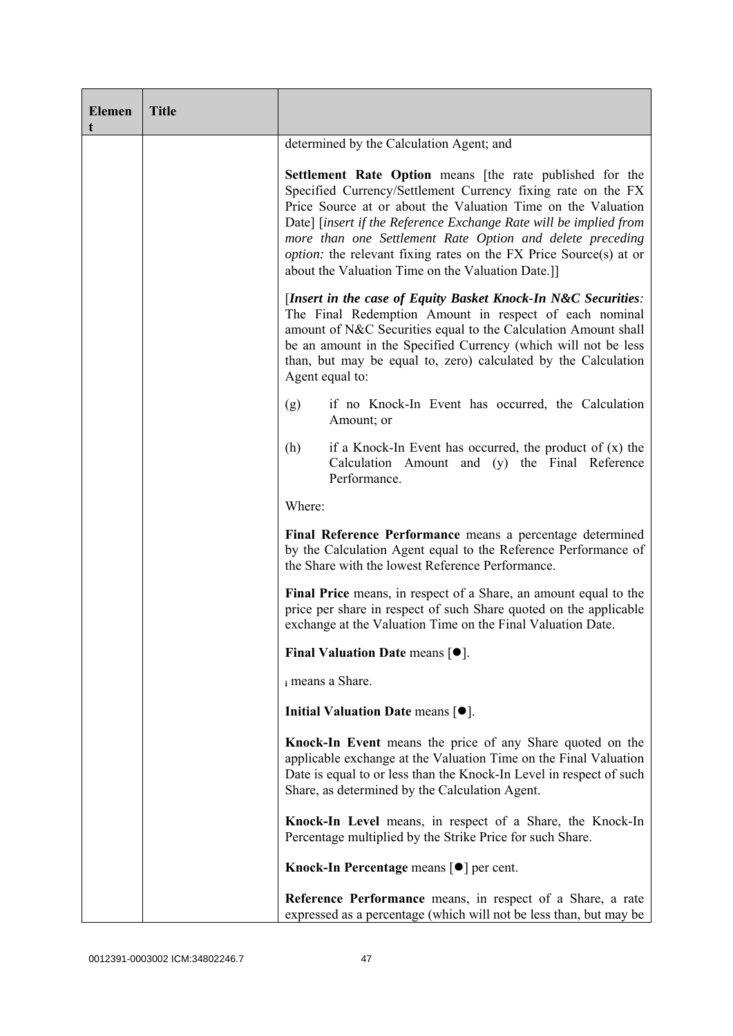| Element | Title | |
|---|---|---|
| | | determined by the Calculation Agent; and<br><br>**Settlement Rate Option** means [the rate published for the Specified Currency/Settlement Currency fixing rate on the FX Price Source at or about the Valuation Time on the Valuation Date] [*insert if the Reference Exchange Rate will be implied from more than one Settlement Rate Option and delete preceding option:* the relevant fixing rates on the FX Price Source(s) at or about the Valuation Time on the Valuation Date.]]<br><br>[***Insert in the case of Equity Basket Knock-In N&C Securities:*** The Final Redemption Amount in respect of each nominal amount of N&C Securities equal to the Calculation Amount shall be an amount in the Specified Currency (which will not be less than, but may be equal to, zero) calculated by the Calculation Agent equal to:<br><br>(g) if no Knock-In Event has occurred, the Calculation Amount; or<br><br>(h) if a Knock-In Event has occurred, the product of (x) the Calculation Amount and (y) the Final Reference Performance.<br><br>Where:<br><br>**Final Reference Performance** means a percentage determined by the Calculation Agent equal to the Reference Performance of the Share with the lowest Reference Performance.<br><br>**Final Price** means, in respect of a Share, an amount equal to the price per share in respect of such Share quoted on the applicable exchange at the Valuation Time on the Final Valuation Date.<br><br>**Final Valuation Date** means [●].<br><br>$_i$ means a Share.<br><br>**Initial Valuation Date** means [●].<br><br>**Knock-In Event** means the price of any Share quoted on the applicable exchange at the Valuation Time on the Final Valuation Date is equal to or less than the Knock-In Level in respect of such Share, as determined by the Calculation Agent.<br><br>**Knock-In Level** means, in respect of a Share, the Knock-In Percentage multiplied by the Strike Price for such Share.<br><br>**Knock-In Percentage** means [●] per cent.<br><br>**Reference Performance** means, in respect of a Share, a rate expressed as a percentage (which will not be less than, but may be |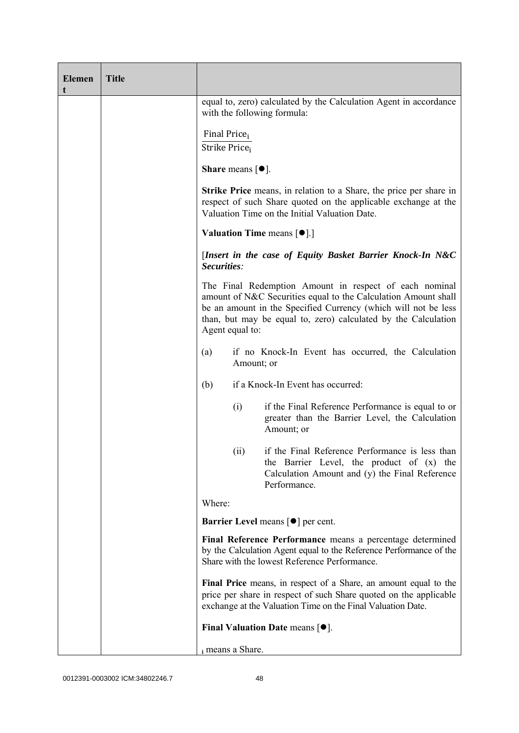| Element | Title | |
|---|---|---|
| | | equal to, zero) calculated by the Calculation Agent in accordance with the following formula:<br><br>$\frac{\text{Final Price}_i}{\text{Strike Price}_i}$<br><br>**Share** means [●].<br><br>**Strike Price** means, in relation to a Share, the price per share in respect of such Share quoted on the applicable exchange at the Valuation Time on the Initial Valuation Date.<br><br>**Valuation Time** means [●].]<br><br>[***Insert in the case of Equity Basket Barrier Knock-In N&C Securities:***<br><br>The Final Redemption Amount in respect of each nominal amount of N&C Securities equal to the Calculation Amount shall be an amount in the Specified Currency (which will not be less than, but may be equal to, zero) calculated by the Calculation Agent equal to:<br><br>(a) if no Knock-In Event has occurred, the Calculation Amount; or<br><br>(b) if a Knock-In Event has occurred:<br><br>(i) if the Final Reference Performance is equal to or greater than the Barrier Level, the Calculation Amount; or<br><br>(ii) if the Final Reference Performance is less than the Barrier Level, the product of (x) the Calculation Amount and (y) the Final Reference Performance.<br><br>Where:<br><br>**Barrier Level** means [●] per cent.<br><br>**Final Reference Performance** means a percentage determined by the Calculation Agent equal to the Reference Performance of the Share with the lowest Reference Performance.<br><br>**Final Price** means, in respect of a Share, an amount equal to the price per share in respect of such Share quoted on the applicable exchange at the Valuation Time on the Final Valuation Date.<br><br>**Final Valuation Date** means [●].<br><br>$_i$ means a Share. |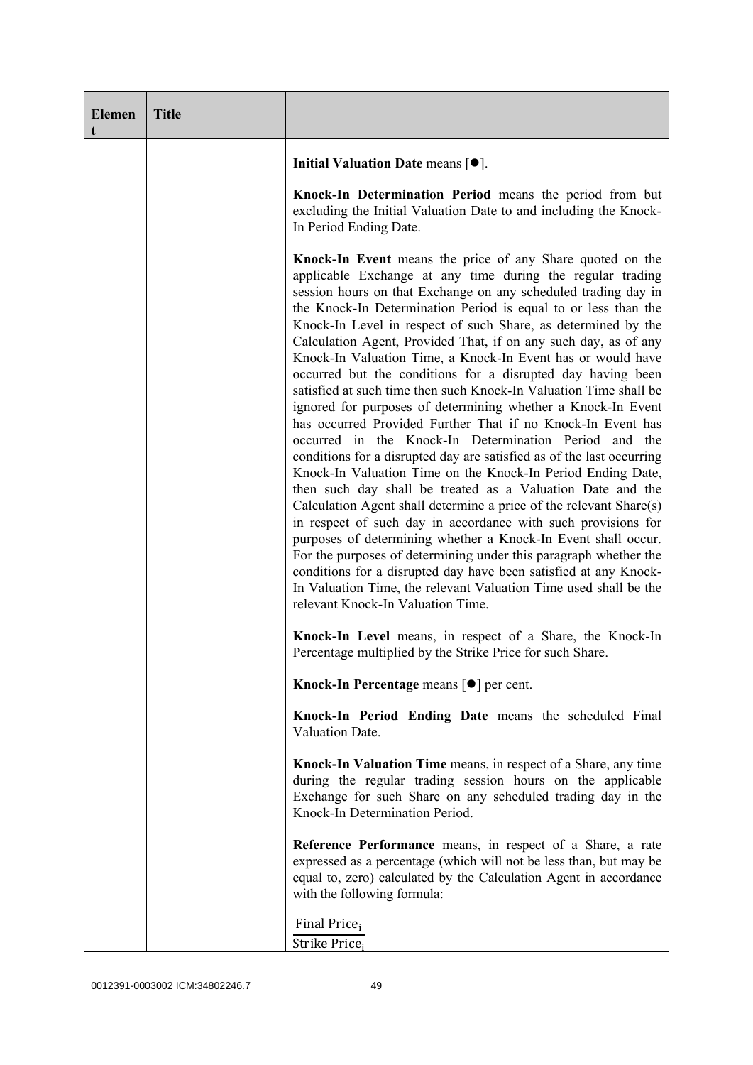| Element | Title | |
|---|---|---|
| | | **Initial Valuation Date** means [●].<br><br>**Knock-In Determination Period** means the period from but excluding the Initial Valuation Date to and including the Knock-In Period Ending Date.<br><br>**Knock-In Event** means the price of any Share quoted on the applicable Exchange at any time during the regular trading session hours on that Exchange on any scheduled trading day in the Knock-In Determination Period is equal to or less than the Knock-In Level in respect of such Share, as determined by the Calculation Agent, Provided That, if on any such day, as of any Knock-In Valuation Time, a Knock-In Event has or would have occurred but the conditions for a disrupted day having been satisfied at such time then such Knock-In Valuation Time shall be ignored for purposes of determining whether a Knock-In Event has occurred Provided Further That if no Knock-In Event has occurred in the Knock-In Determination Period and the conditions for a disrupted day are satisfied as of the last occurring Knock-In Valuation Time on the Knock-In Period Ending Date, then such day shall be treated as a Valuation Date and the Calculation Agent shall determine a price of the relevant Share(s) in respect of such day in accordance with such provisions for purposes of determining whether a Knock-In Event shall occur. For the purposes of determining under this paragraph whether the conditions for a disrupted day have been satisfied at any Knock-In Valuation Time, the relevant Valuation Time used shall be the relevant Knock-In Valuation Time.<br><br>**Knock-In Level** means, in respect of a Share, the Knock-In Percentage multiplied by the Strike Price for such Share.<br><br>**Knock-In Percentage** means [●] per cent.<br><br>**Knock-In Period Ending Date** means the scheduled Final Valuation Date.<br><br>**Knock-In Valuation Time** means, in respect of a Share, any time during the regular trading session hours on the applicable Exchange for such Share on any scheduled trading day in the Knock-In Determination Period.<br><br>**Reference Performance** means, in respect of a Share, a rate expressed as a percentage (which will not be less than, but may be equal to, zero) calculated by the Calculation Agent in accordance with the following formula:<br><br>$\frac{\text{Final Price}_i}{\text{Strike Price}_i}$ |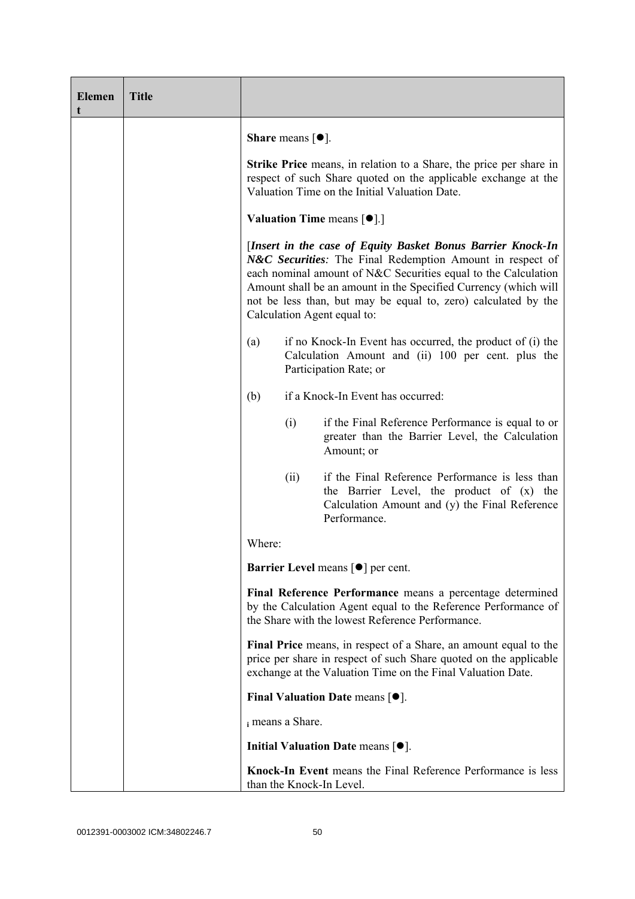| Element | Title | |
|---|---|---|
| | | **Share** means [●].<br><br>**Strike Price** means, in relation to a Share, the price per share in respect of such Share quoted on the applicable exchange at the Valuation Time on the Initial Valuation Date.<br><br>**Valuation Time** means [●].]<br><br>[***Insert in the case of Equity Basket Bonus Barrier Knock-In N&C Securities**:* The Final Redemption Amount in respect of each nominal amount of N&C Securities equal to the Calculation Amount shall be an amount in the Specified Currency (which will not be less than, but may be equal to, zero) calculated by the Calculation Agent equal to:<br><br>(a) if no Knock-In Event has occurred, the product of (i) the Calculation Amount and (ii) 100 per cent. plus the Participation Rate; or<br><br>(b) if a Knock-In Event has occurred:<br><br>(i) if the Final Reference Performance is equal to or greater than the Barrier Level, the Calculation Amount; or<br><br>(ii) if the Final Reference Performance is less than the Barrier Level, the product of (x) the Calculation Amount and (y) the Final Reference Performance.<br><br>Where:<br><br>**Barrier Level** means [●] per cent.<br><br>**Final Reference Performance** means a percentage determined by the Calculation Agent equal to the Reference Performance of the Share with the lowest Reference Performance.<br><br>**Final Price** means, in respect of a Share, an amount equal to the price per share in respect of such Share quoted on the applicable exchange at the Valuation Time on the Final Valuation Date.<br><br>**Final Valuation Date** means [●].<br><br>$_i$ means a Share.<br><br>**Initial Valuation Date** means [●].<br><br>**Knock-In Event** means the Final Reference Performance is less than the Knock-In Level. |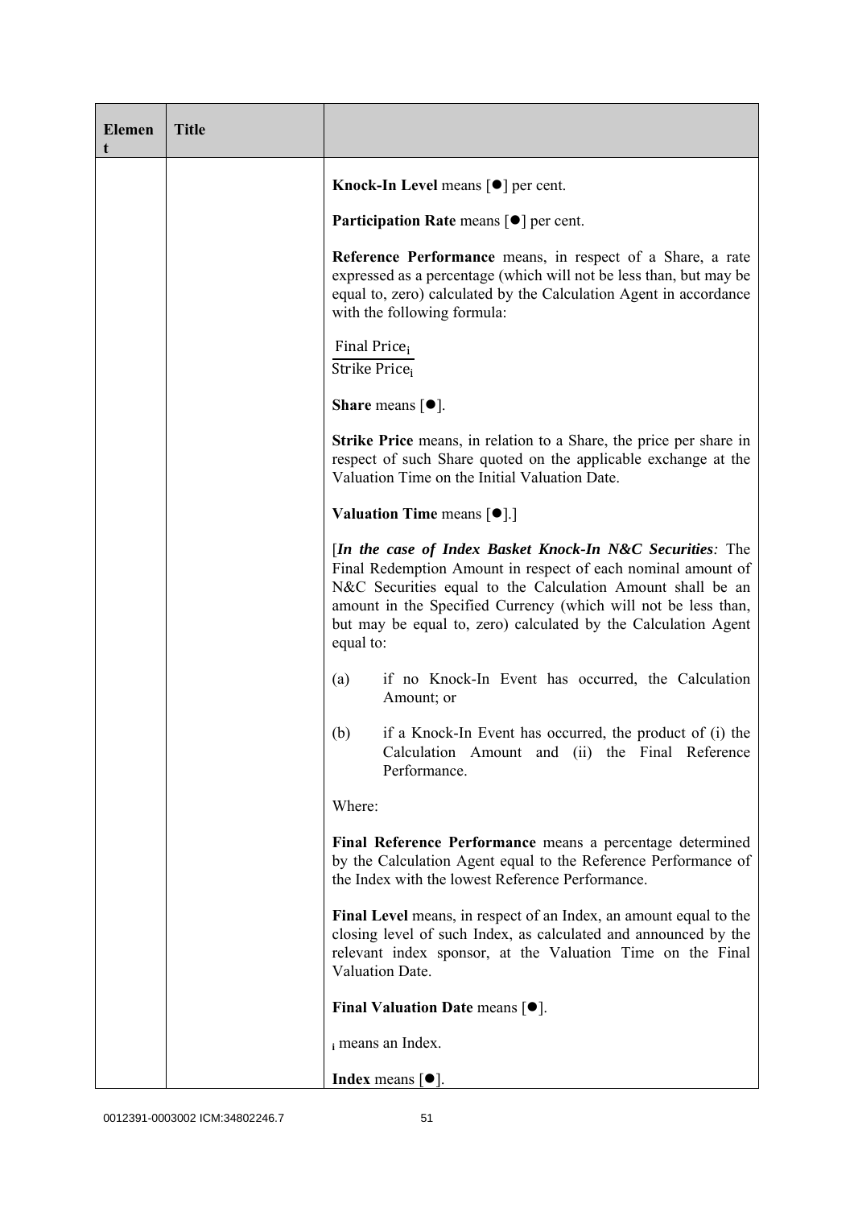| Element | Title | |
|---|---|---|
| | | **Knock-In Level** means [●] per cent.<br><br>**Participation Rate** means [●] per cent.<br><br>**Reference Performance** means, in respect of a Share, a rate expressed as a percentage (which will not be less than, but may be equal to, zero) calculated by the Calculation Agent in accordance with the following formula:<br><br>$\frac{\text{Final Price}_i}{\text{Strike Price}_i}$<br><br>**Share** means [●].<br><br>**Strike Price** means, in relation to a Share, the price per share in respect of such Share quoted on the applicable exchange at the Valuation Time on the Initial Valuation Date.<br><br>**Valuation Time** means [●].]<br><br>[***In the case of Index Basket Knock-In N&C Securities:*** The Final Redemption Amount in respect of each nominal amount of N&C Securities equal to the Calculation Amount shall be an amount in the Specified Currency (which will not be less than, but may be equal to, zero) calculated by the Calculation Agent equal to:<br><br>(a) if no Knock-In Event has occurred, the Calculation Amount; or<br><br>(b) if a Knock-In Event has occurred, the product of (i) the Calculation Amount and (ii) the Final Reference Performance.<br><br>Where:<br><br>**Final Reference Performance** means a percentage determined by the Calculation Agent equal to the Reference Performance of the Index with the lowest Reference Performance.<br><br>**Final Level** means, in respect of an Index, an amount equal to the closing level of such Index, as calculated and announced by the relevant index sponsor, at the Valuation Time on the Final Valuation Date.<br><br>**Final Valuation Date** means [●].<br><br>$_i$ means an Index.<br><br>**Index** means [●]. |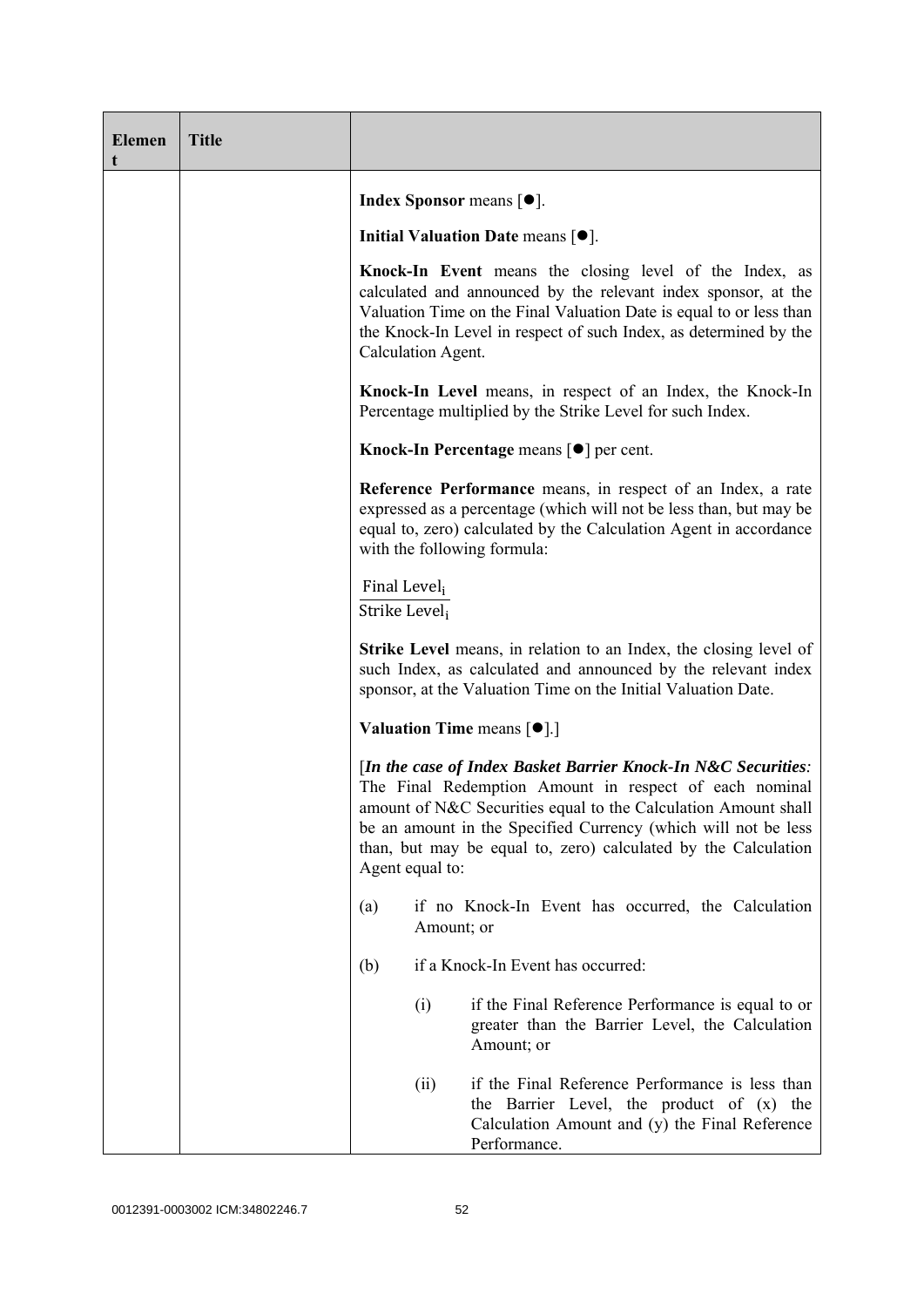| Element | Title | |
|---|---|---|
| | | **Index Sponsor** means [●].<br><br>**Initial Valuation Date** means [●].<br><br>**Knock-In Event** means the closing level of the Index, as calculated and announced by the relevant index sponsor, at the Valuation Time on the Final Valuation Date is equal to or less than the Knock-In Level in respect of such Index, as determined by the Calculation Agent.<br><br>**Knock-In Level** means, in respect of an Index, the Knock-In Percentage multiplied by the Strike Level for such Index.<br><br>**Knock-In Percentage** means [●] per cent.<br><br>**Reference Performance** means, in respect of an Index, a rate expressed as a percentage (which will not be less than, but may be equal to, zero) calculated by the Calculation Agent in accordance with the following formula:<br><br>$\frac{\text{Final Level}_i}{\text{Strike Level}_i}$<br><br>**Strike Level** means, in relation to an Index, the closing level of such Index, as calculated and announced by the relevant index sponsor, at the Valuation Time on the Initial Valuation Date.<br><br>**Valuation Time** means [●].]<br><br>[***In the case of Index Basket Barrier Knock-In N&C Securities:*** The Final Redemption Amount in respect of each nominal amount of N&C Securities equal to the Calculation Amount shall be an amount in the Specified Currency (which will not be less than, but may be equal to, zero) calculated by the Calculation Agent equal to:<br><br>(a) if no Knock-In Event has occurred, the Calculation Amount; or<br><br>(b) if a Knock-In Event has occurred:<br><br>(i) if the Final Reference Performance is equal to or greater than the Barrier Level, the Calculation Amount; or<br><br>(ii) if the Final Reference Performance is less than the Barrier Level, the product of (x) the Calculation Amount and (y) the Final Reference Performance. |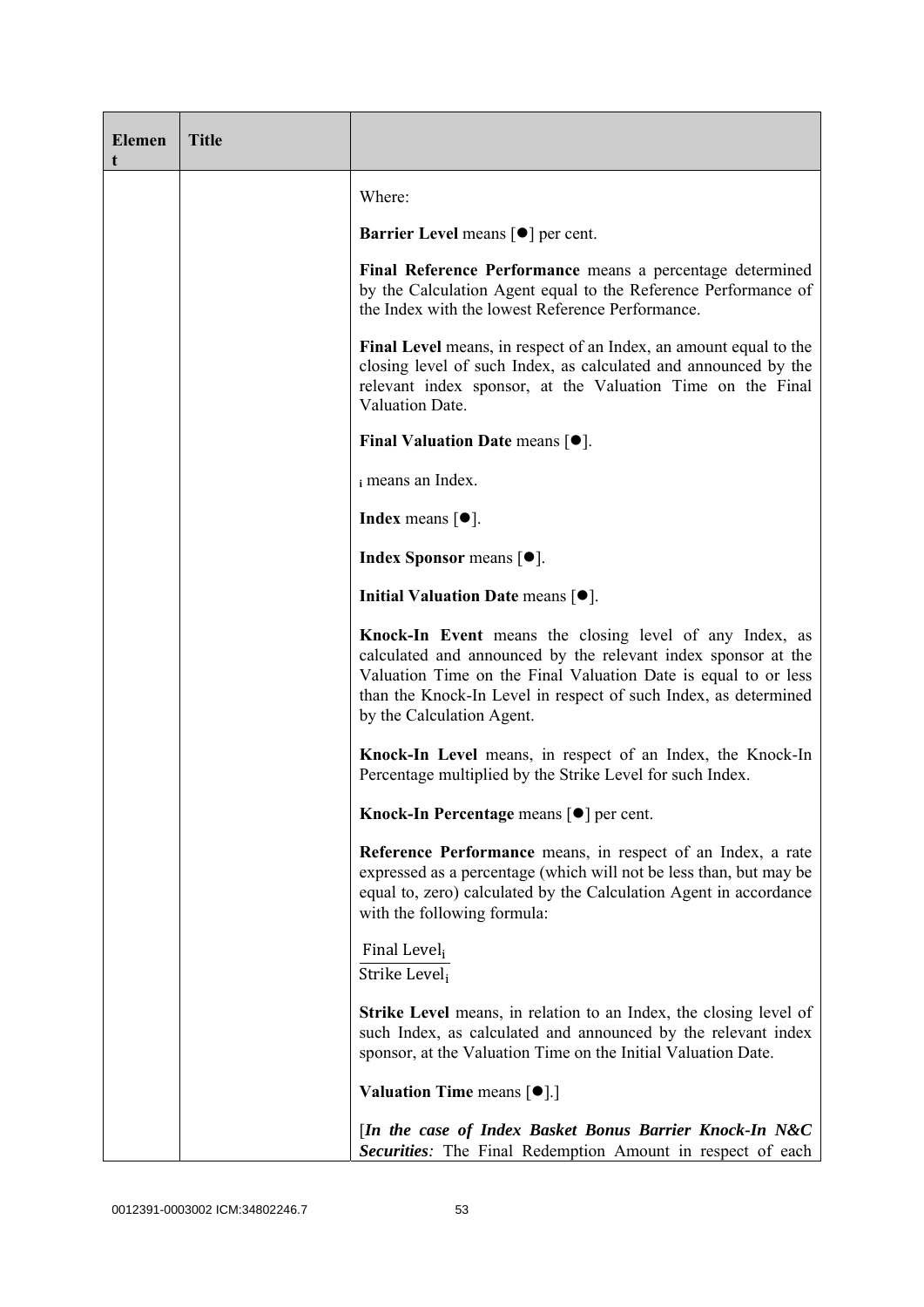| Element | Title | |
|---|---|---|
| | | Where:<br><br>**Barrier Level** means [●] per cent.<br><br>**Final Reference Performance** means a percentage determined by the Calculation Agent equal to the Reference Performance of the Index with the lowest Reference Performance.<br><br>**Final Level** means, in respect of an Index, an amount equal to the closing level of such Index, as calculated and announced by the relevant index sponsor, at the Valuation Time on the Final Valuation Date.<br><br>**Final Valuation Date** means [●].<br><br>$_i$ means an Index.<br><br>**Index** means [●].<br><br>**Index Sponsor** means [●].<br><br>**Initial Valuation Date** means [●].<br><br>**Knock-In Event** means the closing level of any Index, as calculated and announced by the relevant index sponsor at the Valuation Time on the Final Valuation Date is equal to or less than the Knock-In Level in respect of such Index, as determined by the Calculation Agent.<br><br>**Knock-In Level** means, in respect of an Index, the Knock-In Percentage multiplied by the Strike Level for such Index.<br><br>**Knock-In Percentage** means [●] per cent.<br><br>**Reference Performance** means, in respect of an Index, a rate expressed as a percentage (which will not be less than, but may be equal to, zero) calculated by the Calculation Agent in accordance with the following formula:<br><br>$\frac{\text{Final Level}_i}{\text{Strike Level}_i}$<br><br>**Strike Level** means, in relation to an Index, the closing level of such Index, as calculated and announced by the relevant index sponsor, at the Valuation Time on the Initial Valuation Date.<br><br>**Valuation Time** means [●].]<br><br>[***In the case of Index Basket Bonus Barrier Knock-In N&C Securities**:* The Final Redemption Amount in respect of each |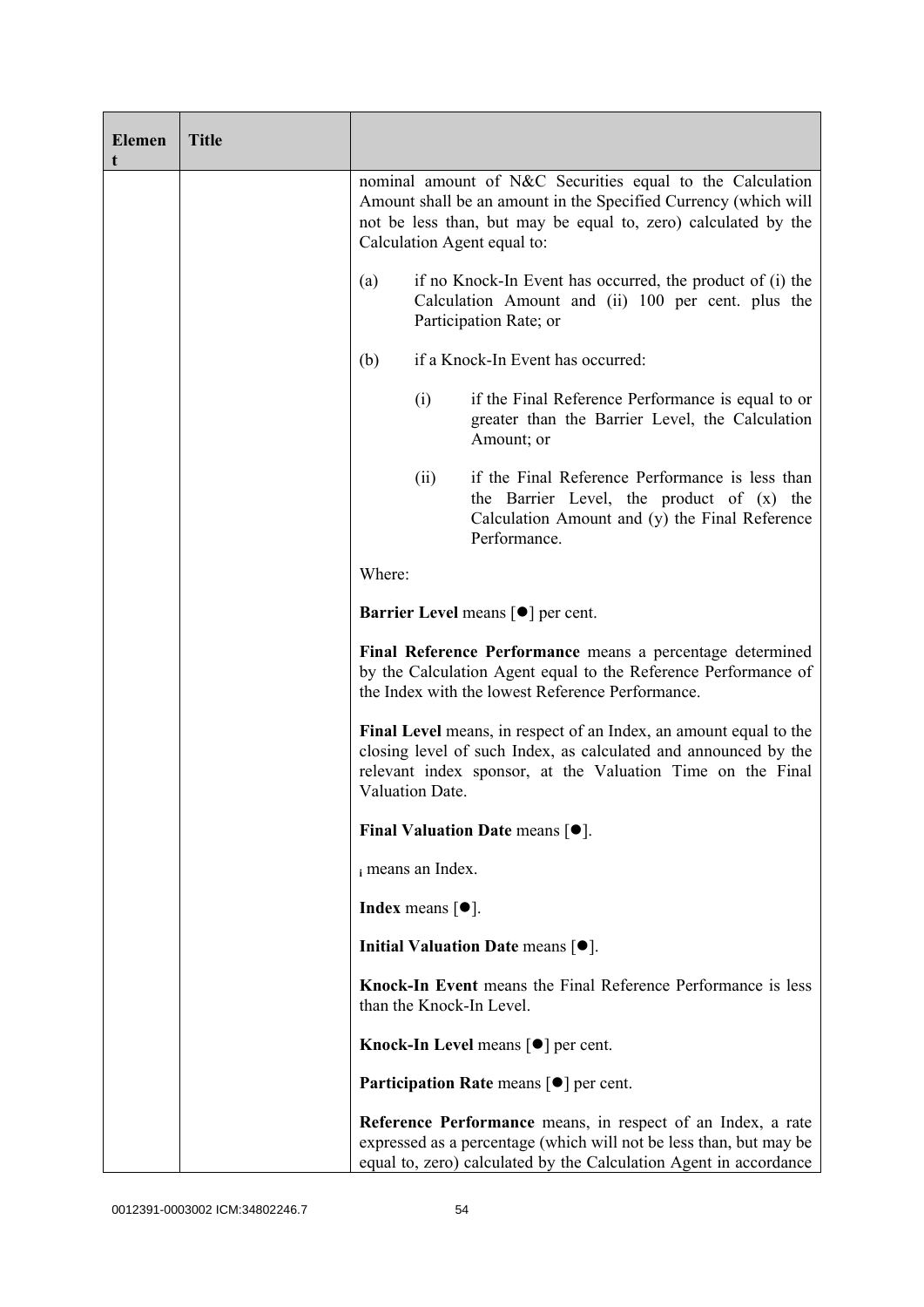| Element | Title | |
|---|---|---|
| | | nominal amount of N&C Securities equal to the Calculation Amount shall be an amount in the Specified Currency (which will not be less than, but may be equal to, zero) calculated by the Calculation Agent equal to:<br><br>(a) if no Knock-In Event has occurred, the product of (i) the Calculation Amount and (ii) 100 per cent. plus the Participation Rate; or<br><br>(b) if a Knock-In Event has occurred:<br><br>(i) if the Final Reference Performance is equal to or greater than the Barrier Level, the Calculation Amount; or<br><br>(ii) if the Final Reference Performance is less than the Barrier Level, the product of (x) the Calculation Amount and (y) the Final Reference Performance.<br><br>Where:<br><br>**Barrier Level** means [●] per cent.<br><br>**Final Reference Performance** means a percentage determined by the Calculation Agent equal to the Reference Performance of the Index with the lowest Reference Performance.<br><br>**Final Level** means, in respect of an Index, an amount equal to the closing level of such Index, as calculated and announced by the relevant index sponsor, at the Valuation Time on the Final Valuation Date.<br><br>**Final Valuation Date** means [●].<br><br>$_i$ means an Index.<br><br>**Index** means [●].<br><br>**Initial Valuation Date** means [●].<br><br>**Knock-In Event** means the Final Reference Performance is less than the Knock-In Level.<br><br>**Knock-In Level** means [●] per cent.<br><br>**Participation Rate** means [●] per cent.<br><br>**Reference Performance** means, in respect of an Index, a rate expressed as a percentage (which will not be less than, but may be equal to, zero) calculated by the Calculation Agent in accordance |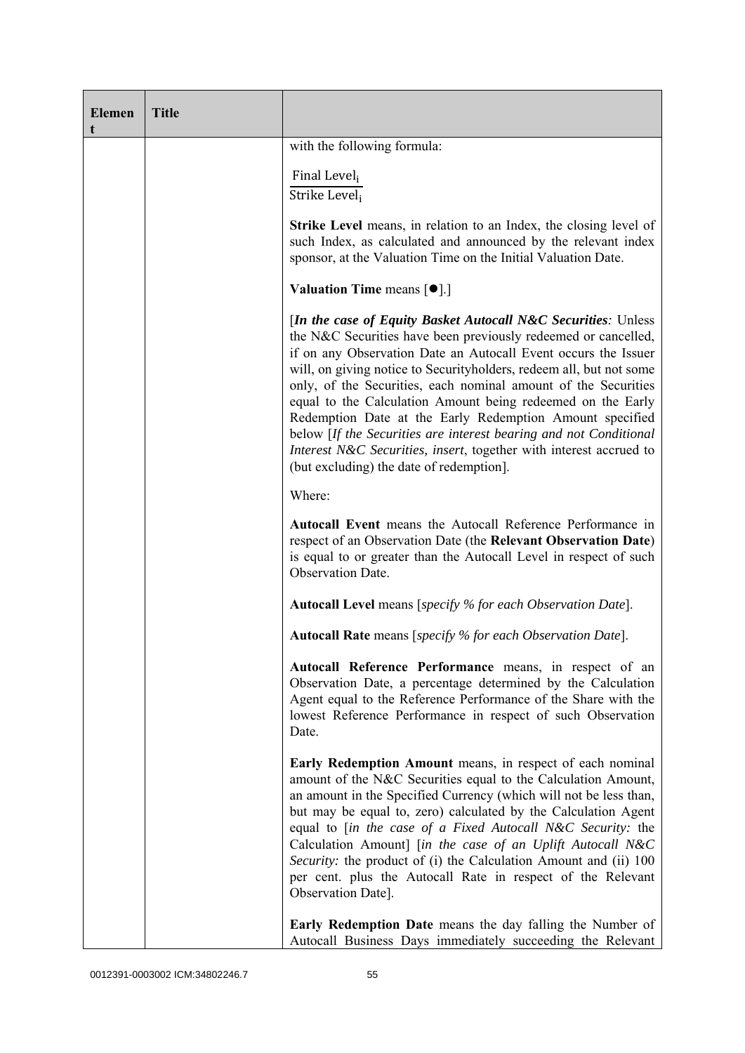| Element | Title | |
|---|---|---|
| | | with the following formula:<br><br>$$\frac{\text{Final Level}_i}{\text{Strike Level}_i}$$<br><br>**Strike Level** means, in relation to an Index, the closing level of such Index, as calculated and announced by the relevant index sponsor, at the Valuation Time on the Initial Valuation Date.<br><br>**Valuation Time** means [●].]<br><br>[***In the case of Equity Basket Autocall N&C Securities**:* Unless the N&C Securities have been previously redeemed or cancelled, if on any Observation Date an Autocall Event occurs the Issuer will, on giving notice to Securityholders, redeem all, but not some only, of the Securities, each nominal amount of the Securities equal to the Calculation Amount being redeemed on the Early Redemption Date at the Early Redemption Amount specified below [*If the Securities are interest bearing and not Conditional Interest N&C Securities, insert*, together with interest accrued to (but excluding) the date of redemption].<br><br>Where:<br><br>**Autocall Event** means the Autocall Reference Performance in respect of an Observation Date (the **Relevant Observation Date**) is equal to or greater than the Autocall Level in respect of such Observation Date.<br><br>**Autocall Level** means [*specify % for each Observation Date*].<br><br>**Autocall Rate** means [*specify % for each Observation Date*].<br><br>**Autocall Reference Performance** means, in respect of an Observation Date, a percentage determined by the Calculation Agent equal to the Reference Performance of the Share with the lowest Reference Performance in respect of such Observation Date.<br><br>**Early Redemption Amount** means, in respect of each nominal amount of the N&C Securities equal to the Calculation Amount, an amount in the Specified Currency (which will not be less than, but may be equal to, zero) calculated by the Calculation Agent equal to [*in the case of a Fixed Autocall N&C Security:* the Calculation Amount] [*in the case of an Uplift Autocall N&C Security:* the product of (i) the Calculation Amount and (ii) 100 per cent. plus the Autocall Rate in respect of the Relevant Observation Date].<br><br>**Early Redemption Date** means the day falling the Number of Autocall Business Days immediately succeeding the Relevant |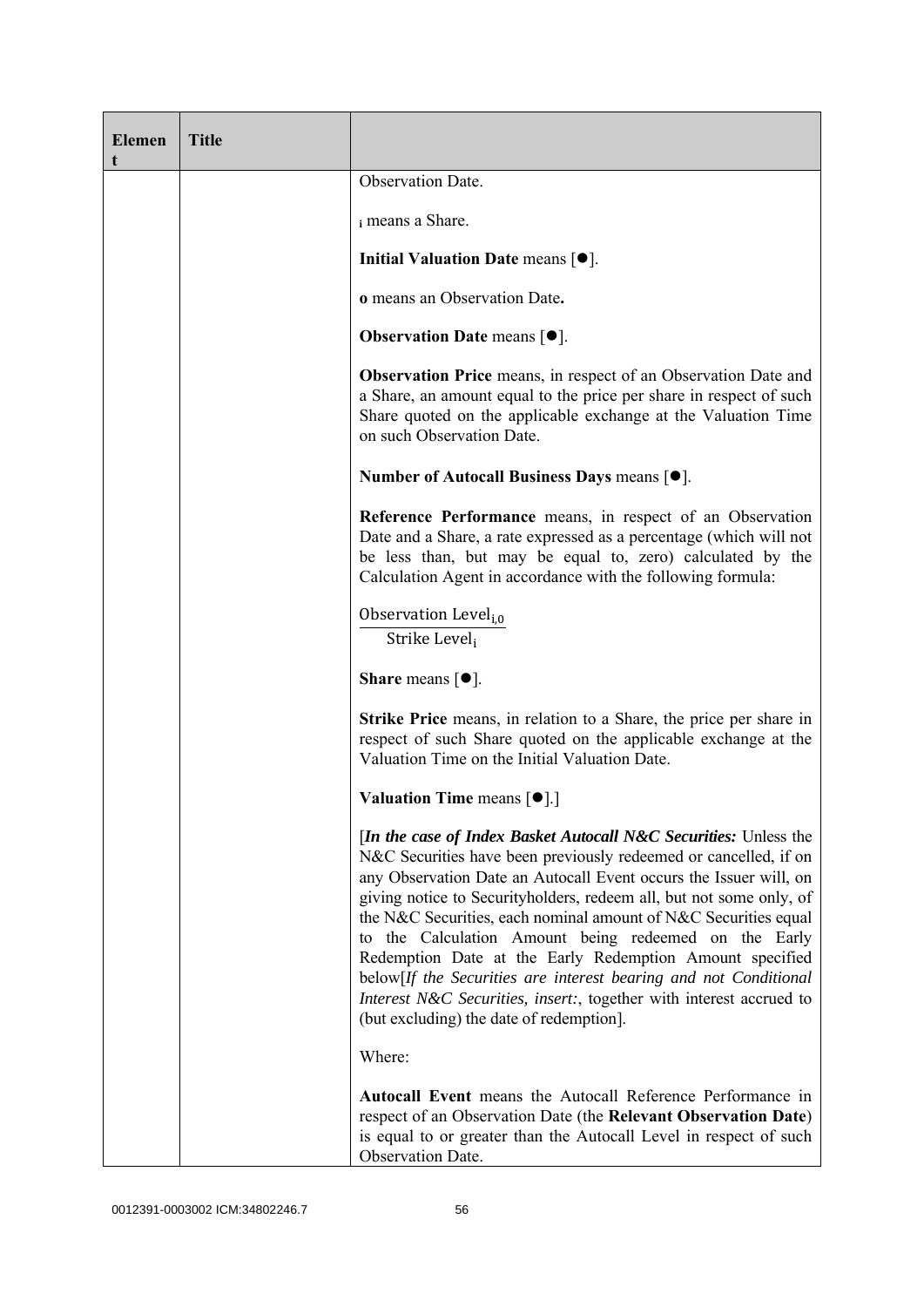| Element | Title | |
|---|---|---|
| | | Observation Date.<br><br>$_i$ means a Share.<br><br>**Initial Valuation Date** means [●].<br><br>**o** means an Observation Date**.**<br><br>**Observation Date** means [●].<br><br>**Observation Price** means, in respect of an Observation Date and a Share, an amount equal to the price per share in respect of such Share quoted on the applicable exchange at the Valuation Time on such Observation Date.<br><br>**Number of Autocall Business Days** means [●].<br><br>**Reference Performance** means, in respect of an Observation Date and a Share, a rate expressed as a percentage (which will not be less than, but may be equal to, zero) calculated by the Calculation Agent in accordance with the following formula:<br><br>$\frac{\text{Observation Level}_{i,0}}{\text{Strike Level}_i}$<br><br>**Share** means [●].<br><br>**Strike Price** means, in relation to a Share, the price per share in respect of such Share quoted on the applicable exchange at the Valuation Time on the Initial Valuation Date.<br><br>**Valuation Time** means [●].]<br><br>[***In the case of Index Basket Autocall N&C Securities:*** Unless the N&C Securities have been previously redeemed or cancelled, if on any Observation Date an Autocall Event occurs the Issuer will, on giving notice to Securityholders, redeem all, but not some only, of the N&C Securities, each nominal amount of N&C Securities equal to the Calculation Amount being redeemed on the Early Redemption Date at the Early Redemption Amount specified below[*If the Securities are interest bearing and not Conditional Interest N&C Securities, insert:*, together with interest accrued to (but excluding) the date of redemption].<br><br>Where:<br><br>**Autocall Event** means the Autocall Reference Performance in respect of an Observation Date (the **Relevant Observation Date**) is equal to or greater than the Autocall Level in respect of such Observation Date. |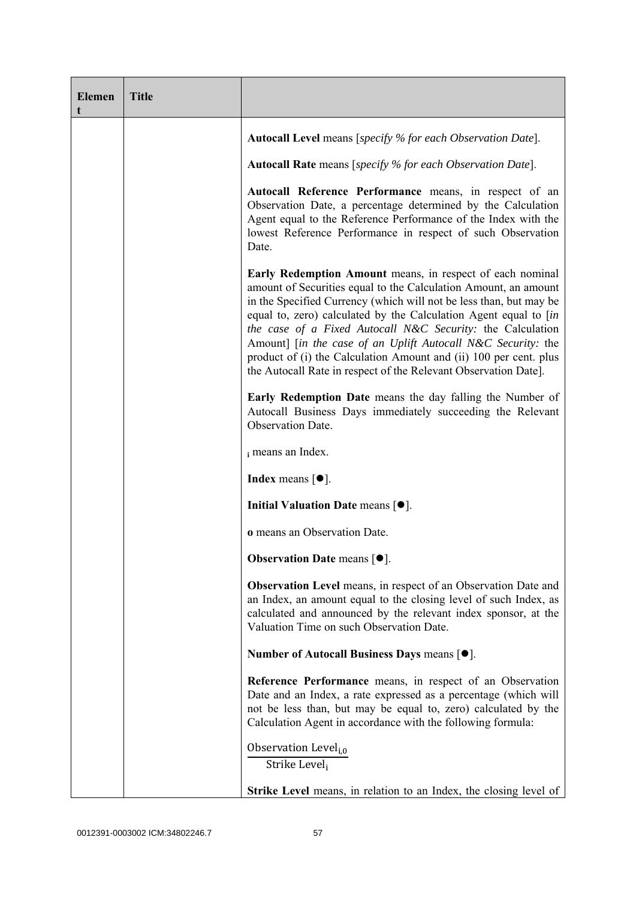| Element | Title | |
|---|---|---|
| | | **Autocall Level** means [*specify % for each Observation Date*].<br><br>**Autocall Rate** means [*specify % for each Observation Date*].<br><br>**Autocall Reference Performance** means, in respect of an Observation Date, a percentage determined by the Calculation Agent equal to the Reference Performance of the Index with the lowest Reference Performance in respect of such Observation Date.<br><br>**Early Redemption Amount** means, in respect of each nominal amount of Securities equal to the Calculation Amount, an amount in the Specified Currency (which will not be less than, but may be equal to, zero) calculated by the Calculation Agent equal to [*in the case of a Fixed Autocall N&C Security:* the Calculation Amount] [*in the case of an Uplift Autocall N&C Security:* the product of (i) the Calculation Amount and (ii) 100 per cent. plus the Autocall Rate in respect of the Relevant Observation Date].<br><br>**Early Redemption Date** means the day falling the Number of Autocall Business Days immediately succeeding the Relevant Observation Date.<br><br>**$_i$** means an Index.<br><br>**Index** means [●].<br><br>**Initial Valuation Date** means [●].<br><br>**o** means an Observation Date.<br><br>**Observation Date** means [●].<br><br>**Observation Level** means, in respect of an Observation Date and an Index, an amount equal to the closing level of such Index, as calculated and announced by the relevant index sponsor, at the Valuation Time on such Observation Date.<br><br>**Number of Autocall Business Days** means [●].<br><br>**Reference Performance** means, in respect of an Observation Date and an Index, a rate expressed as a percentage (which will not be less than, but may be equal to, zero) calculated by the Calculation Agent in accordance with the following formula:<br><br>$\frac{\text{Observation Level}_{i,0}}{\text{Strike Level}_i}$<br><br>**Strike Level** means, in relation to an Index, the closing level of |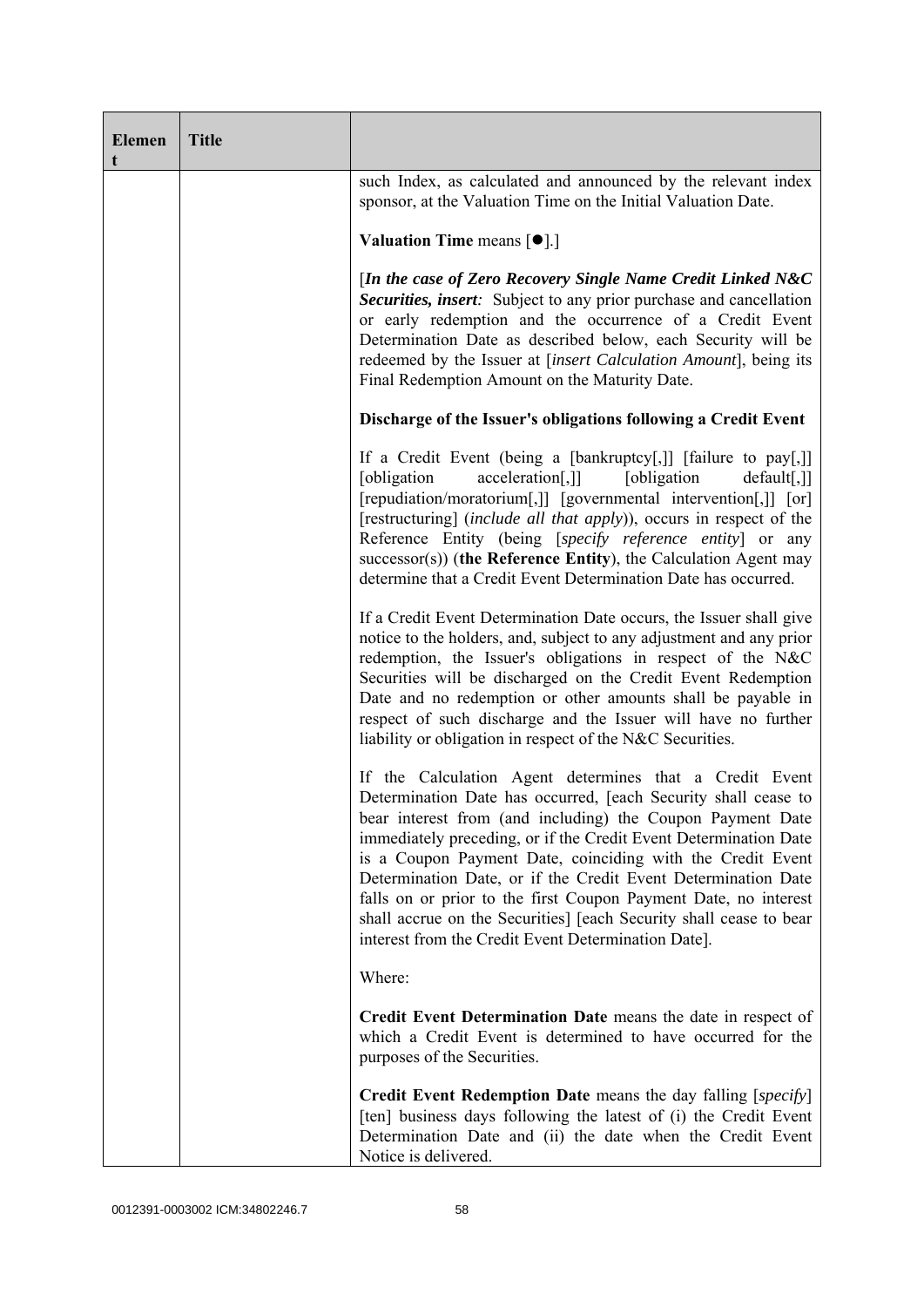| Element | Title | |
|---|---|---|
| | | such Index, as calculated and announced by the relevant index sponsor, at the Valuation Time on the Initial Valuation Date.<br><br>**Valuation Time** means [●].]<br><br>[***In the case of Zero Recovery Single Name Credit Linked N&C Securities, insert**:* Subject to any prior purchase and cancellation or early redemption and the occurrence of a Credit Event Determination Date as described below, each Security will be redeemed by the Issuer at [*insert Calculation Amount*], being its Final Redemption Amount on the Maturity Date.<br><br>**Discharge of the Issuer's obligations following a Credit Event**<br><br>If a Credit Event (being a [bankruptcy[,]] [failure to pay[,]] [obligation acceleration[,]] [obligation default[,]] [repudiation/moratorium[,]] [governmental intervention[,]] [or] [restructuring] (*include all that apply*)), occurs in respect of the Reference Entity (being [*specify reference entity*] or any successor(s)) (**the Reference Entity**), the Calculation Agent may determine that a Credit Event Determination Date has occurred.<br><br>If a Credit Event Determination Date occurs, the Issuer shall give notice to the holders, and, subject to any adjustment and any prior redemption, the Issuer's obligations in respect of the N&C Securities will be discharged on the Credit Event Redemption Date and no redemption or other amounts shall be payable in respect of such discharge and the Issuer will have no further liability or obligation in respect of the N&C Securities.<br><br>If the Calculation Agent determines that a Credit Event Determination Date has occurred, [each Security shall cease to bear interest from (and including) the Coupon Payment Date immediately preceding, or if the Credit Event Determination Date is a Coupon Payment Date, coinciding with the Credit Event Determination Date, or if the Credit Event Determination Date falls on or prior to the first Coupon Payment Date, no interest shall accrue on the Securities] [each Security shall cease to bear interest from the Credit Event Determination Date].<br><br>Where:<br><br>**Credit Event Determination Date** means the date in respect of which a Credit Event is determined to have occurred for the purposes of the Securities.<br><br>**Credit Event Redemption Date** means the day falling [*specify*] [ten] business days following the latest of (i) the Credit Event Determination Date and (ii) the date when the Credit Event Notice is delivered. |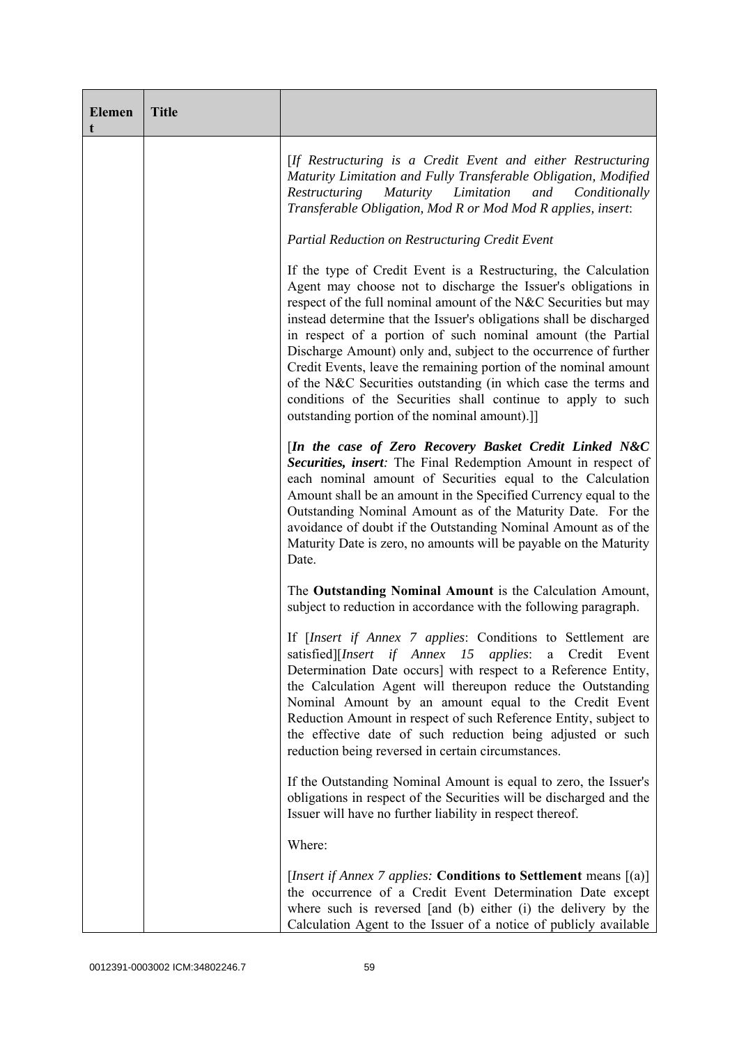| Element | Title | |
|---|---|---|
| | | [*If Restructuring is a Credit Event and either Restructuring Maturity Limitation and Fully Transferable Obligation, Modified Restructuring Maturity Limitation and Conditionally Transferable Obligation, Mod R or Mod Mod R applies, insert*:<br><br>*Partial Reduction on Restructuring Credit Event*<br><br>If the type of Credit Event is a Restructuring, the Calculation Agent may choose not to discharge the Issuer's obligations in respect of the full nominal amount of the N&C Securities but may instead determine that the Issuer's obligations shall be discharged in respect of a portion of such nominal amount (the Partial Discharge Amount) only and, subject to the occurrence of further Credit Events, leave the remaining portion of the nominal amount of the N&C Securities outstanding (in which case the terms and conditions of the Securities shall continue to apply to such outstanding portion of the nominal amount).]]<br><br>[***In the case of Zero Recovery Basket Credit Linked N&C Securities, insert****:* The Final Redemption Amount in respect of each nominal amount of Securities equal to the Calculation Amount shall be an amount in the Specified Currency equal to the Outstanding Nominal Amount as of the Maturity Date. For the avoidance of doubt if the Outstanding Nominal Amount as of the Maturity Date is zero, no amounts will be payable on the Maturity Date.<br><br>The **Outstanding Nominal Amount** is the Calculation Amount, subject to reduction in accordance with the following paragraph.<br><br>If [*Insert if Annex 7 applies*: Conditions to Settlement are satisfied][*Insert if Annex 15 applies*: a Credit Event Determination Date occurs] with respect to a Reference Entity, the Calculation Agent will thereupon reduce the Outstanding Nominal Amount by an amount equal to the Credit Event Reduction Amount in respect of such Reference Entity, subject to the effective date of such reduction being adjusted or such reduction being reversed in certain circumstances.<br><br>If the Outstanding Nominal Amount is equal to zero, the Issuer's obligations in respect of the Securities will be discharged and the Issuer will have no further liability in respect thereof.<br><br>Where:<br><br>[*Insert if Annex 7 applies:* **Conditions to Settlement** means [(a)] the occurrence of a Credit Event Determination Date except where such is reversed [and (b) either (i) the delivery by the Calculation Agent to the Issuer of a notice of publicly available |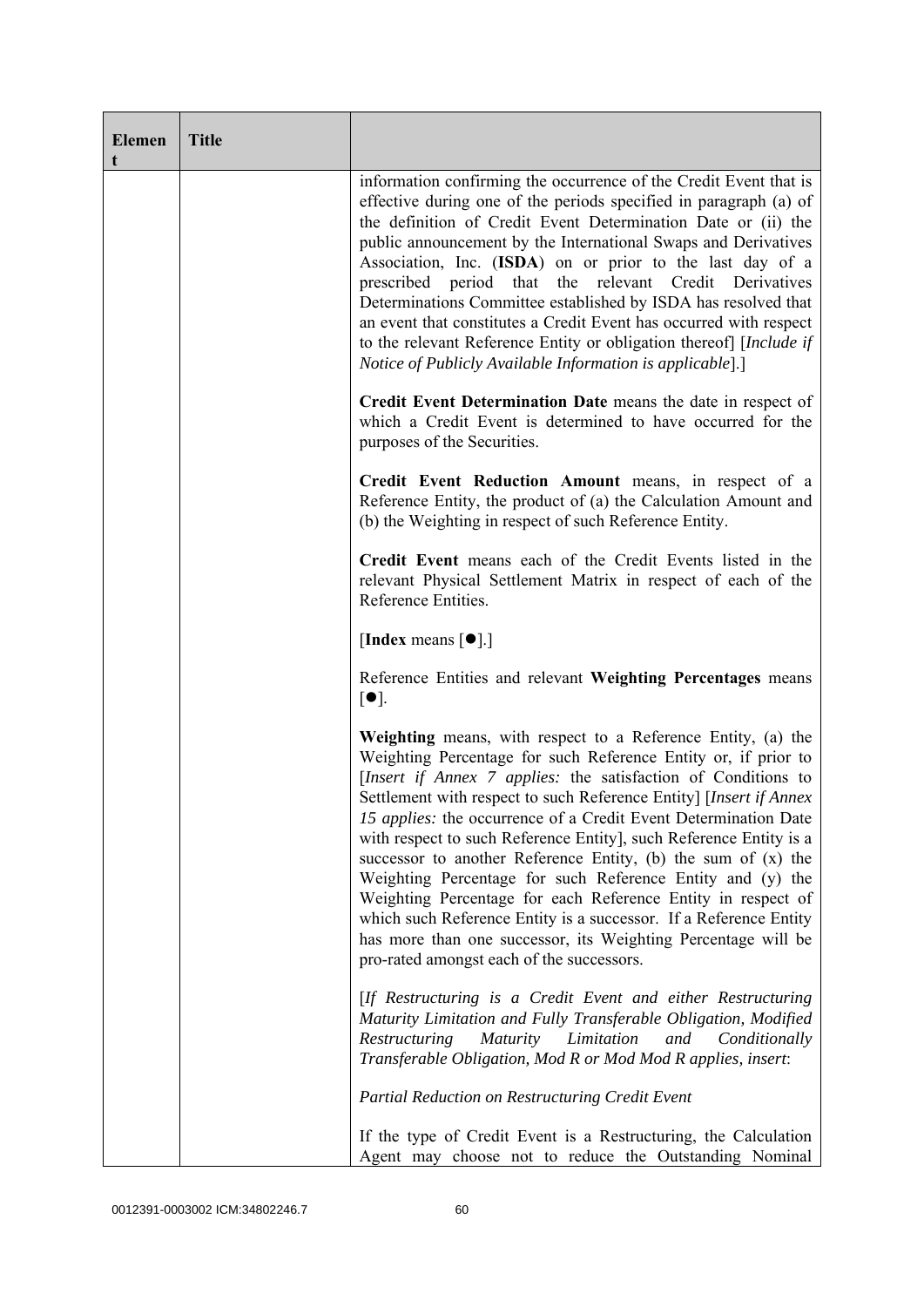| Element | Title | |
|---|---|---|
| | | information confirming the occurrence of the Credit Event that is effective during one of the periods specified in paragraph (a) of the definition of Credit Event Determination Date or (ii) the public announcement by the International Swaps and Derivatives Association, Inc. (**ISDA**) on or prior to the last day of a prescribed period that the relevant Credit Derivatives Determinations Committee established by ISDA has resolved that an event that constitutes a Credit Event has occurred with respect to the relevant Reference Entity or obligation thereof] [*Include if Notice of Publicly Available Information is applicable*].]<br><br>**Credit Event Determination Date** means the date in respect of which a Credit Event is determined to have occurred for the purposes of the Securities.<br><br>**Credit Event Reduction Amount** means, in respect of a Reference Entity, the product of (a) the Calculation Amount and (b) the Weighting in respect of such Reference Entity.<br><br>**Credit Event** means each of the Credit Events listed in the relevant Physical Settlement Matrix in respect of each of the Reference Entities.<br><br>[**Index** means [●].]<br><br>Reference Entities and relevant **Weighting Percentages** means [●].<br><br>**Weighting** means, with respect to a Reference Entity, (a) the Weighting Percentage for such Reference Entity or, if prior to [*Insert if Annex 7 applies:* the satisfaction of Conditions to Settlement with respect to such Reference Entity] [*Insert if Annex 15 applies:* the occurrence of a Credit Event Determination Date with respect to such Reference Entity], such Reference Entity is a successor to another Reference Entity, (b) the sum of (x) the Weighting Percentage for such Reference Entity and (y) the Weighting Percentage for each Reference Entity in respect of which such Reference Entity is a successor. If a Reference Entity has more than one successor, its Weighting Percentage will be pro-rated amongst each of the successors.<br><br>[*If Restructuring is a Credit Event and either Restructuring Maturity Limitation and Fully Transferable Obligation, Modified Restructuring Maturity Limitation and Conditionally Transferable Obligation, Mod R or Mod Mod R applies, insert*:<br><br>*Partial Reduction on Restructuring Credit Event*<br><br>If the type of Credit Event is a Restructuring, the Calculation Agent may choose not to reduce the Outstanding Nominal |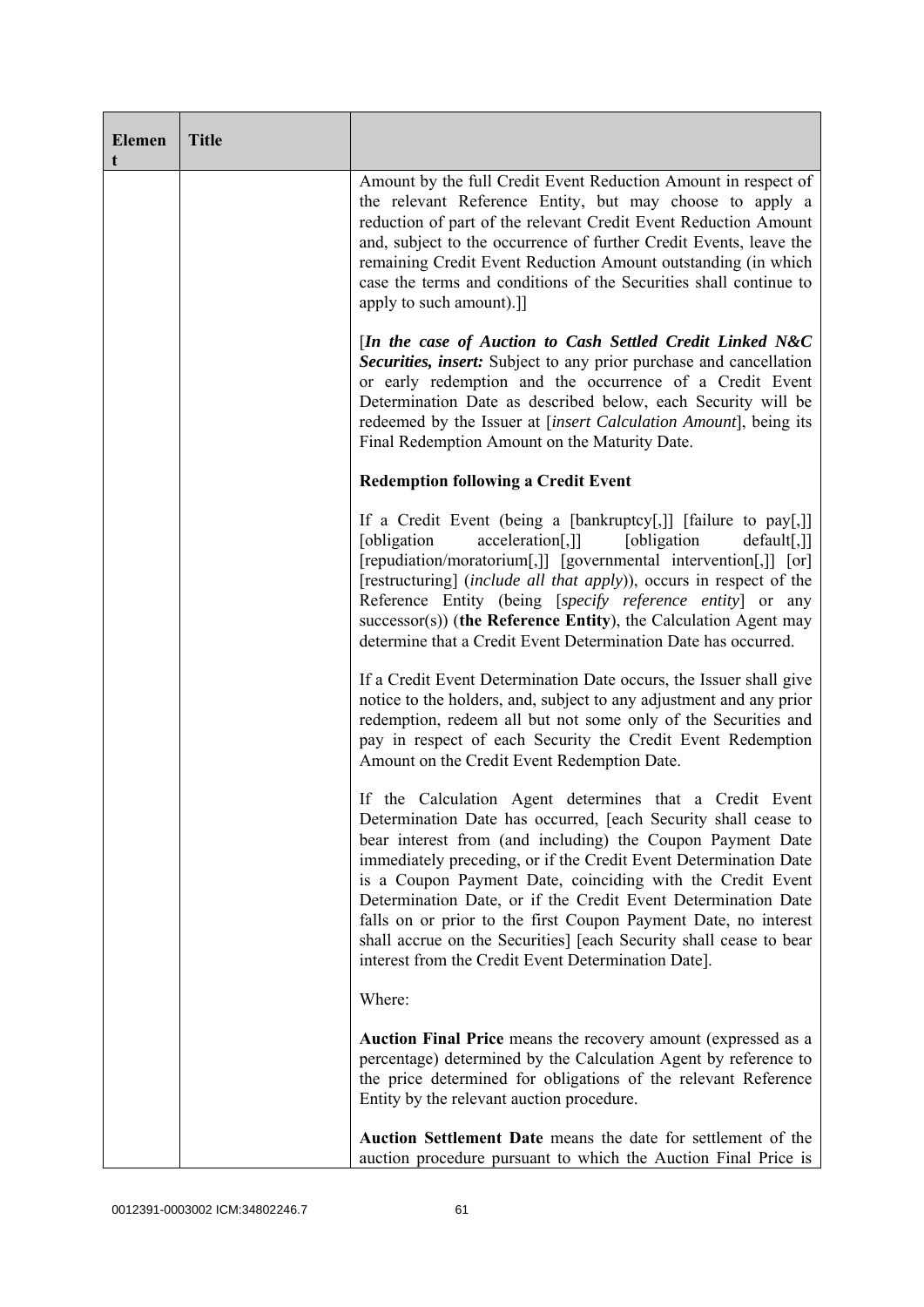| Element | Title | |
|---|---|---|
| | | Amount by the full Credit Event Reduction Amount in respect of the relevant Reference Entity, but may choose to apply a reduction of part of the relevant Credit Event Reduction Amount and, subject to the occurrence of further Credit Events, leave the remaining Credit Event Reduction Amount outstanding (in which case the terms and conditions of the Securities shall continue to apply to such amount).]]<br><br>[***In the case of Auction to Cash Settled Credit Linked N&C Securities, insert:*** Subject to any prior purchase and cancellation or early redemption and the occurrence of a Credit Event Determination Date as described below, each Security will be redeemed by the Issuer at [*insert Calculation Amount*], being its Final Redemption Amount on the Maturity Date.<br><br>**Redemption following a Credit Event**<br><br>If a Credit Event (being a [bankruptcy[,]] [failure to pay[,]] [obligation acceleration[,]] [obligation default[,]] [repudiation/moratorium[,]] [governmental intervention[,]] [or] [restructuring] (*include all that apply*)), occurs in respect of the Reference Entity (being [*specify reference entity*] or any successor(s)) (**the Reference Entity**), the Calculation Agent may determine that a Credit Event Determination Date has occurred.<br><br>If a Credit Event Determination Date occurs, the Issuer shall give notice to the holders, and, subject to any adjustment and any prior redemption, redeem all but not some only of the Securities and pay in respect of each Security the Credit Event Redemption Amount on the Credit Event Redemption Date.<br><br>If the Calculation Agent determines that a Credit Event Determination Date has occurred, [each Security shall cease to bear interest from (and including) the Coupon Payment Date immediately preceding, or if the Credit Event Determination Date is a Coupon Payment Date, coinciding with the Credit Event Determination Date, or if the Credit Event Determination Date falls on or prior to the first Coupon Payment Date, no interest shall accrue on the Securities] [each Security shall cease to bear interest from the Credit Event Determination Date].<br><br>Where:<br><br>**Auction Final Price** means the recovery amount (expressed as a percentage) determined by the Calculation Agent by reference to the price determined for obligations of the relevant Reference Entity by the relevant auction procedure.<br><br>**Auction Settlement Date** means the date for settlement of the auction procedure pursuant to which the Auction Final Price is |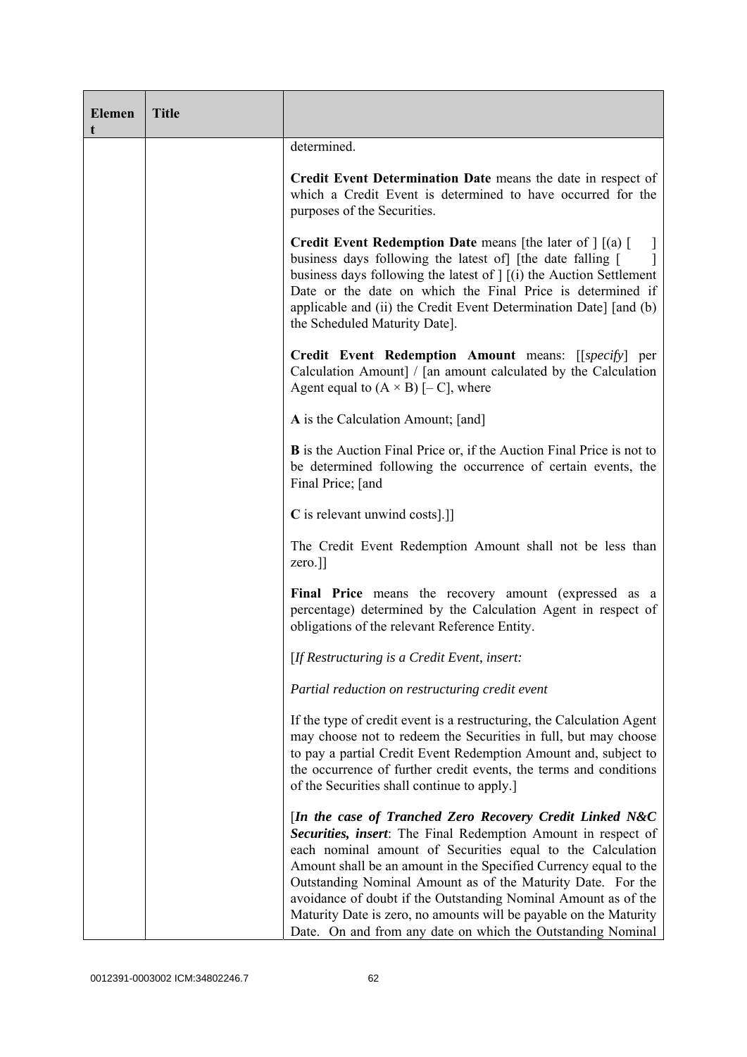| Element | Title | |
|---|---|---|
| | | determined.<br><br>**Credit Event Determination Date** means the date in respect of which a Credit Event is determined to have occurred for the purposes of the Securities.<br><br>**Credit Event Redemption Date** means [the later of ] [(a) [ ] business days following the latest of] [the date falling [ ] business days following the latest of ] [(i) the Auction Settlement Date or the date on which the Final Price is determined if applicable and (ii) the Credit Event Determination Date] [and (b) the Scheduled Maturity Date].<br><br>**Credit Event Redemption Amount** means: [[*specify*] per Calculation Amount] / [an amount calculated by the Calculation Agent equal to $(A \times B)$ [– C], where<br><br>**A** is the Calculation Amount; [and]<br><br>**B** is the Auction Final Price or, if the Auction Final Price is not to be determined following the occurrence of certain events, the Final Price; [and<br><br>**C** is relevant unwind costs].]]<br><br>The Credit Event Redemption Amount shall not be less than zero.]]<br><br>**Final Price** means the recovery amount (expressed as a percentage) determined by the Calculation Agent in respect of obligations of the relevant Reference Entity.<br><br>[*If Restructuring is a Credit Event, insert:*<br><br>*Partial reduction on restructuring credit event*<br><br>If the type of credit event is a restructuring, the Calculation Agent may choose not to redeem the Securities in full, but may choose to pay a partial Credit Event Redemption Amount and, subject to the occurrence of further credit events, the terms and conditions of the Securities shall continue to apply.]<br><br>[***In the case of Tranched Zero Recovery Credit Linked N&C Securities, insert***: The Final Redemption Amount in respect of each nominal amount of Securities equal to the Calculation Amount shall be an amount in the Specified Currency equal to the Outstanding Nominal Amount as of the Maturity Date. For the avoidance of doubt if the Outstanding Nominal Amount as of the Maturity Date is zero, no amounts will be payable on the Maturity Date. On and from any date on which the Outstanding Nominal |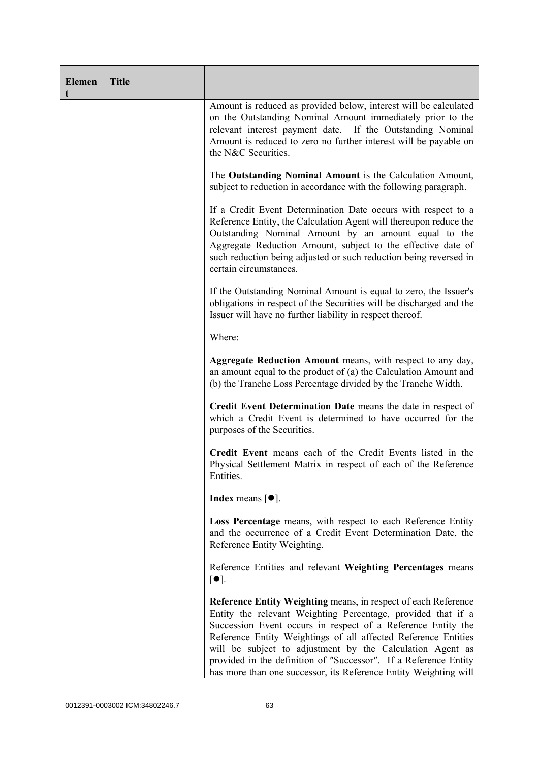| Element | Title |  |
|---|---|---|
| | | Amount is reduced as provided below, interest will be calculated on the Outstanding Nominal Amount immediately prior to the relevant interest payment date. If the Outstanding Nominal Amount is reduced to zero no further interest will be payable on the N&C Securities.<br><br>The **Outstanding Nominal Amount** is the Calculation Amount, subject to reduction in accordance with the following paragraph.<br><br>If a Credit Event Determination Date occurs with respect to a Reference Entity, the Calculation Agent will thereupon reduce the Outstanding Nominal Amount by an amount equal to the Aggregate Reduction Amount, subject to the effective date of such reduction being adjusted or such reduction being reversed in certain circumstances.<br><br>If the Outstanding Nominal Amount is equal to zero, the Issuer's obligations in respect of the Securities will be discharged and the Issuer will have no further liability in respect thereof.<br><br>Where:<br><br>**Aggregate Reduction Amount** means, with respect to any day, an amount equal to the product of (a) the Calculation Amount and (b) the Tranche Loss Percentage divided by the Tranche Width.<br><br>**Credit Event Determination Date** means the date in respect of which a Credit Event is determined to have occurred for the purposes of the Securities.<br><br>**Credit Event** means each of the Credit Events listed in the Physical Settlement Matrix in respect of each of the Reference Entities.<br><br>**Index** means [●].<br><br>**Loss Percentage** means, with respect to each Reference Entity and the occurrence of a Credit Event Determination Date, the Reference Entity Weighting.<br><br>Reference Entities and relevant **Weighting Percentages** means [●].<br><br>**Reference Entity Weighting** means, in respect of each Reference Entity the relevant Weighting Percentage, provided that if a Succession Event occurs in respect of a Reference Entity the Reference Entity Weightings of all affected Reference Entities will be subject to adjustment by the Calculation Agent as provided in the definition of "Successor". If a Reference Entity has more than one successor, its Reference Entity Weighting will |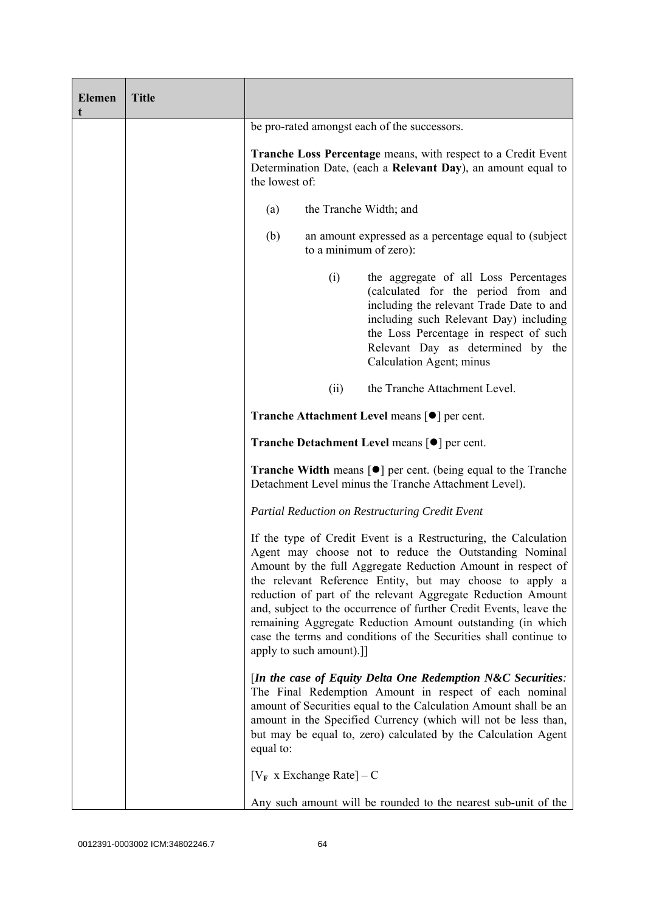| Element | Title | |
|---|---|---|
| | | be pro-rated amongst each of the successors.<br><br>**Tranche Loss Percentage** means, with respect to a Credit Event Determination Date, (each a **Relevant Day**), an amount equal to the lowest of:<br><br>(a) the Tranche Width; and<br><br>(b) an amount expressed as a percentage equal to (subject to a minimum of zero):<br><br>(i) the aggregate of all Loss Percentages (calculated for the period from and including the relevant Trade Date to and including such Relevant Day) including the Loss Percentage in respect of such Relevant Day as determined by the Calculation Agent; minus<br><br>(ii) the Tranche Attachment Level.<br><br>**Tranche Attachment Level** means [●] per cent.<br><br>**Tranche Detachment Level** means [●] per cent.<br><br>**Tranche Width** means [●] per cent. (being equal to the Tranche Detachment Level minus the Tranche Attachment Level).<br><br>*Partial Reduction on Restructuring Credit Event*<br><br>If the type of Credit Event is a Restructuring, the Calculation Agent may choose not to reduce the Outstanding Nominal Amount by the full Aggregate Reduction Amount in respect of the relevant Reference Entity, but may choose to apply a reduction of part of the relevant Aggregate Reduction Amount and, subject to the occurrence of further Credit Events, leave the remaining Aggregate Reduction Amount outstanding (in which case the terms and conditions of the Securities shall continue to apply to such amount).]]<br><br>[***In the case of Equity Delta One Redemption N&C Securities****:* The Final Redemption Amount in respect of each nominal amount of Securities equal to the Calculation Amount shall be an amount in the Specified Currency (which will not be less than, but may be equal to, zero) calculated by the Calculation Agent equal to:<br><br>$[V_F \text{ x Exchange Rate}] - C$<br><br>Any such amount will be rounded to the nearest sub-unit of the |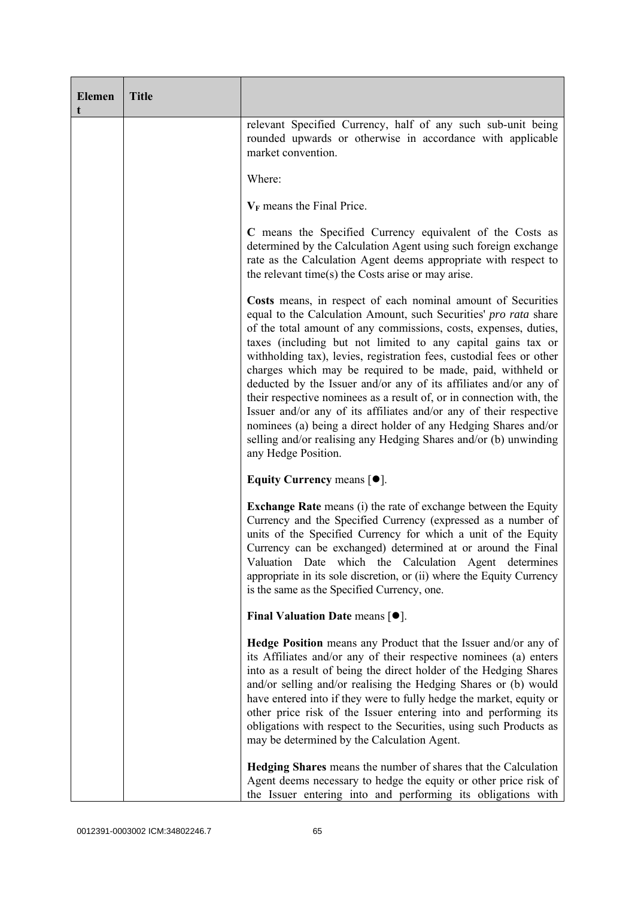| Element | Title | |
|---|---|---|
| | | relevant Specified Currency, half of any such sub-unit being rounded upwards or otherwise in accordance with applicable market convention.<br><br>Where:<br><br>$\mathbf{V_F}$ means the Final Price.<br><br>**C** means the Specified Currency equivalent of the Costs as determined by the Calculation Agent using such foreign exchange rate as the Calculation Agent deems appropriate with respect to the relevant time(s) the Costs arise or may arise.<br><br>**Costs** means, in respect of each nominal amount of Securities equal to the Calculation Amount, such Securities' *pro rata* share of the total amount of any commissions, costs, expenses, duties, taxes (including but not limited to any capital gains tax or withholding tax), levies, registration fees, custodial fees or other charges which may be required to be made, paid, withheld or deducted by the Issuer and/or any of its affiliates and/or any of their respective nominees as a result of, or in connection with, the Issuer and/or any of its affiliates and/or any of their respective nominees (a) being a direct holder of any Hedging Shares and/or selling and/or realising any Hedging Shares and/or (b) unwinding any Hedge Position.<br><br>**Equity Currency** means [●].<br><br>**Exchange Rate** means (i) the rate of exchange between the Equity Currency and the Specified Currency (expressed as a number of units of the Specified Currency for which a unit of the Equity Currency can be exchanged) determined at or around the Final Valuation Date which the Calculation Agent determines appropriate in its sole discretion, or (ii) where the Equity Currency is the same as the Specified Currency, one.<br><br>**Final Valuation Date** means [●].<br><br>**Hedge Position** means any Product that the Issuer and/or any of its Affiliates and/or any of their respective nominees (a) enters into as a result of being the direct holder of the Hedging Shares and/or selling and/or realising the Hedging Shares or (b) would have entered into if they were to fully hedge the market, equity or other price risk of the Issuer entering into and performing its obligations with respect to the Securities, using such Products as may be determined by the Calculation Agent.<br><br>**Hedging Shares** means the number of shares that the Calculation Agent deems necessary to hedge the equity or other price risk of the Issuer entering into and performing its obligations with |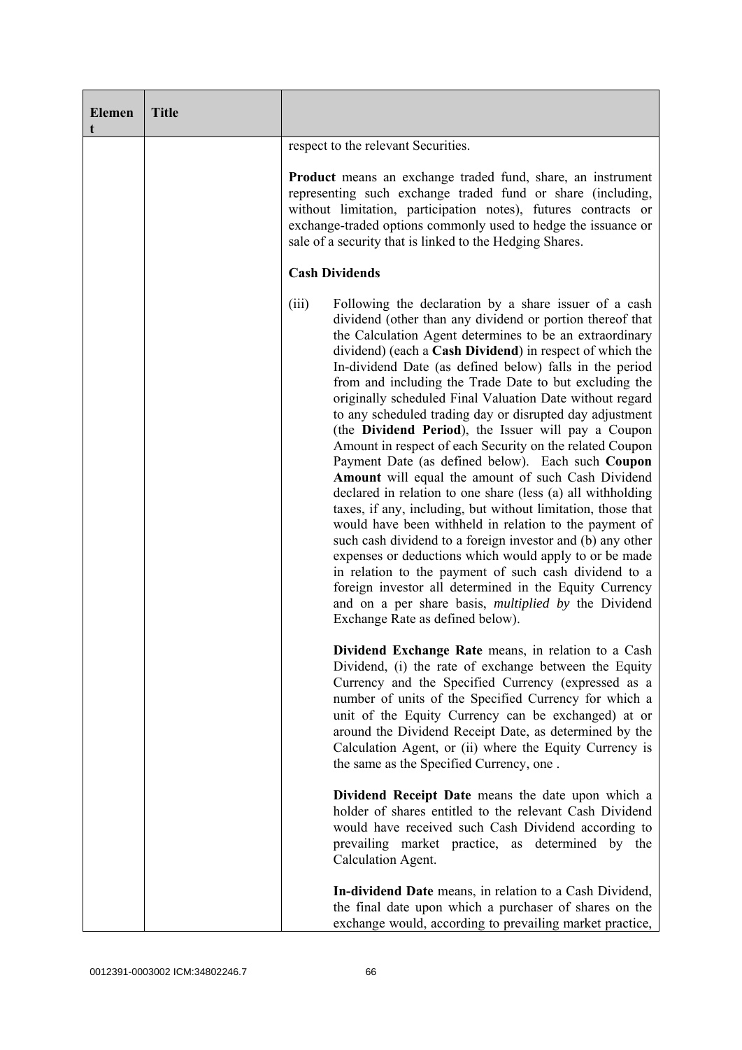| Element | Title | |
|---|---|---|
| | | respect to the relevant Securities.<br><br>**Product** means an exchange traded fund, share, an instrument representing such exchange traded fund or share (including, without limitation, participation notes), futures contracts or exchange-traded options commonly used to hedge the issuance or sale of a security that is linked to the Hedging Shares.<br><br>**Cash Dividends**<br><br>(iii) Following the declaration by a share issuer of a cash dividend (other than any dividend or portion thereof that the Calculation Agent determines to be an extraordinary dividend) (each a **Cash Dividend**) in respect of which the In-dividend Date (as defined below) falls in the period from and including the Trade Date to but excluding the originally scheduled Final Valuation Date without regard to any scheduled trading day or disrupted day adjustment (the **Dividend Period**), the Issuer will pay a Coupon Amount in respect of each Security on the related Coupon Payment Date (as defined below). Each such **Coupon Amount** will equal the amount of such Cash Dividend declared in relation to one share (less (a) all withholding taxes, if any, including, but without limitation, those that would have been withheld in relation to the payment of such cash dividend to a foreign investor and (b) any other expenses or deductions which would apply to or be made in relation to the payment of such cash dividend to a foreign investor all determined in the Equity Currency and on a per share basis, *multiplied by* the Dividend Exchange Rate as defined below).<br><br>**Dividend Exchange Rate** means, in relation to a Cash Dividend, (i) the rate of exchange between the Equity Currency and the Specified Currency (expressed as a number of units of the Specified Currency for which a unit of the Equity Currency can be exchanged) at or around the Dividend Receipt Date, as determined by the Calculation Agent, or (ii) where the Equity Currency is the same as the Specified Currency, one .<br><br>**Dividend Receipt Date** means the date upon which a holder of shares entitled to the relevant Cash Dividend would have received such Cash Dividend according to prevailing market practice, as determined by the Calculation Agent.<br><br>**In-dividend Date** means, in relation to a Cash Dividend, the final date upon which a purchaser of shares on the exchange would, according to prevailing market practice, |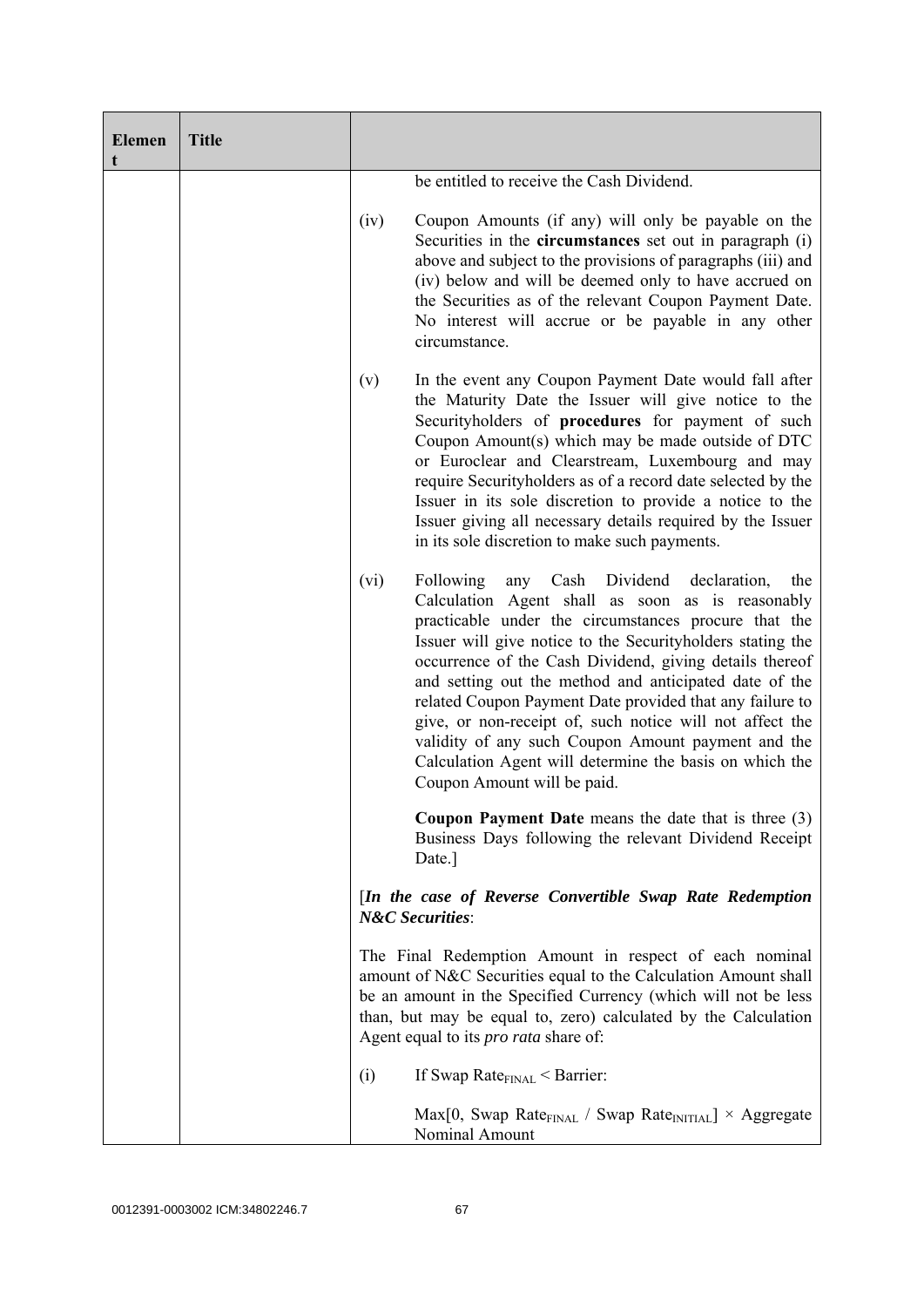| Element | Title | |
|---|---|---|
| | | be entitled to receive the Cash Dividend.<br><br>(iv) Coupon Amounts (if any) will only be payable on the Securities in the **circumstances** set out in paragraph (i) above and subject to the provisions of paragraphs (iii) and (iv) below and will be deemed only to have accrued on the Securities as of the relevant Coupon Payment Date. No interest will accrue or be payable in any other circumstance.<br><br>(v) In the event any Coupon Payment Date would fall after the Maturity Date the Issuer will give notice to the Securityholders of **procedures** for payment of such Coupon Amount(s) which may be made outside of DTC or Euroclear and Clearstream, Luxembourg and may require Securityholders as of a record date selected by the Issuer in its sole discretion to provide a notice to the Issuer giving all necessary details required by the Issuer in its sole discretion to make such payments.<br><br>(vi) Following any Cash Dividend declaration, the Calculation Agent shall as soon as is reasonably practicable under the circumstances procure that the Issuer will give notice to the Securityholders stating the occurrence of the Cash Dividend, giving details thereof and setting out the method and anticipated date of the related Coupon Payment Date provided that any failure to give, or non-receipt of, such notice will not affect the validity of any such Coupon Amount payment and the Calculation Agent will determine the basis on which the Coupon Amount will be paid.<br><br>**Coupon Payment Date** means the date that is three (3) Business Days following the relevant Dividend Receipt Date.]<br><br>[*In the case of Reverse Convertible Swap Rate Redemption N&C Securities*:<br><br>The Final Redemption Amount in respect of each nominal amount of N&C Securities equal to the Calculation Amount shall be an amount in the Specified Currency (which will not be less than, but may be equal to, zero) calculated by the Calculation Agent equal to its *pro rata* share of:<br><br>(i) If Swap $Rate_{FINAL}$ < Barrier:<br><br>Max[0, Swap $Rate_{FINAL}$ / Swap $Rate_{INITIAL}$] × Aggregate Nominal Amount |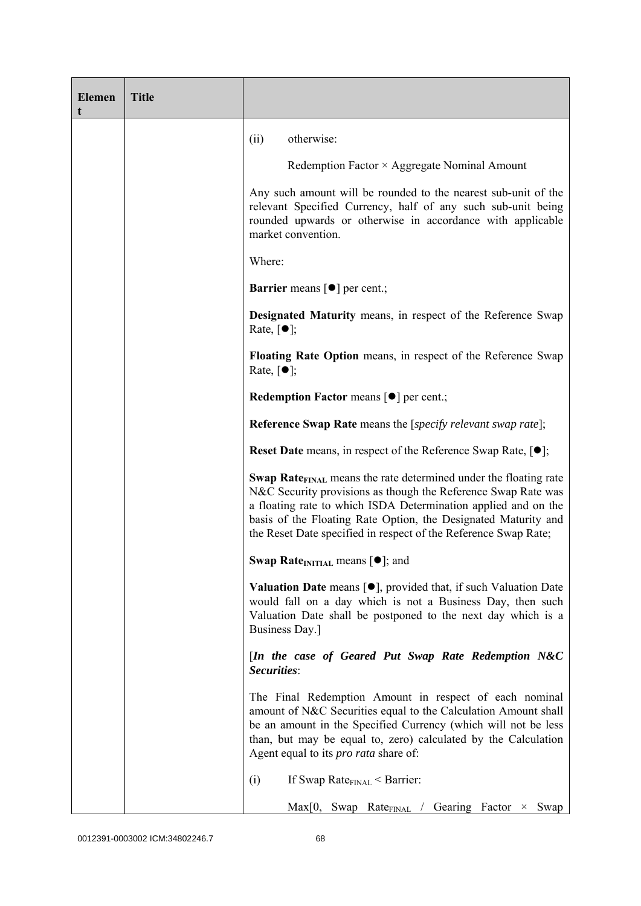| Element | Title | |
|---|---|---|
| | | (ii) otherwise:<br><br>Redemption Factor × Aggregate Nominal Amount<br><br>Any such amount will be rounded to the nearest sub-unit of the relevant Specified Currency, half of any such sub-unit being rounded upwards or otherwise in accordance with applicable market convention.<br><br>Where:<br><br>**Barrier** means [●] per cent.;<br><br>**Designated Maturity** means, in respect of the Reference Swap Rate, [●];<br><br>**Floating Rate Option** means, in respect of the Reference Swap Rate, [●];<br><br>**Redemption Factor** means [●] per cent.;<br><br>**Reference Swap Rate** means the [*specify relevant swap rate*];<br><br>**Reset Date** means, in respect of the Reference Swap Rate, [●];<br><br>**Swap Rate$_{FINAL}$** means the rate determined under the floating rate N&C Security provisions as though the Reference Swap Rate was a floating rate to which ISDA Determination applied and on the basis of the Floating Rate Option, the Designated Maturity and the Reset Date specified in respect of the Reference Swap Rate;<br><br>**Swap Rate$_{INITIAL}$** means [●]; and<br><br>**Valuation Date** means [●], provided that, if such Valuation Date would fall on a day which is not a Business Day, then such Valuation Date shall be postponed to the next day which is a Business Day.]<br><br>[***In the case of Geared Put Swap Rate Redemption N&C Securities***:<br><br>The Final Redemption Amount in respect of each nominal amount of N&C Securities equal to the Calculation Amount shall be an amount in the Specified Currency (which will not be less than, but may be equal to, zero) calculated by the Calculation Agent equal to its *pro rata* share of:<br><br>(i) If Swap Rate$_{FINAL}$ < Barrier:<br><br>Max[0, Swap Rate$_{FINAL}$ / Gearing Factor × Swap |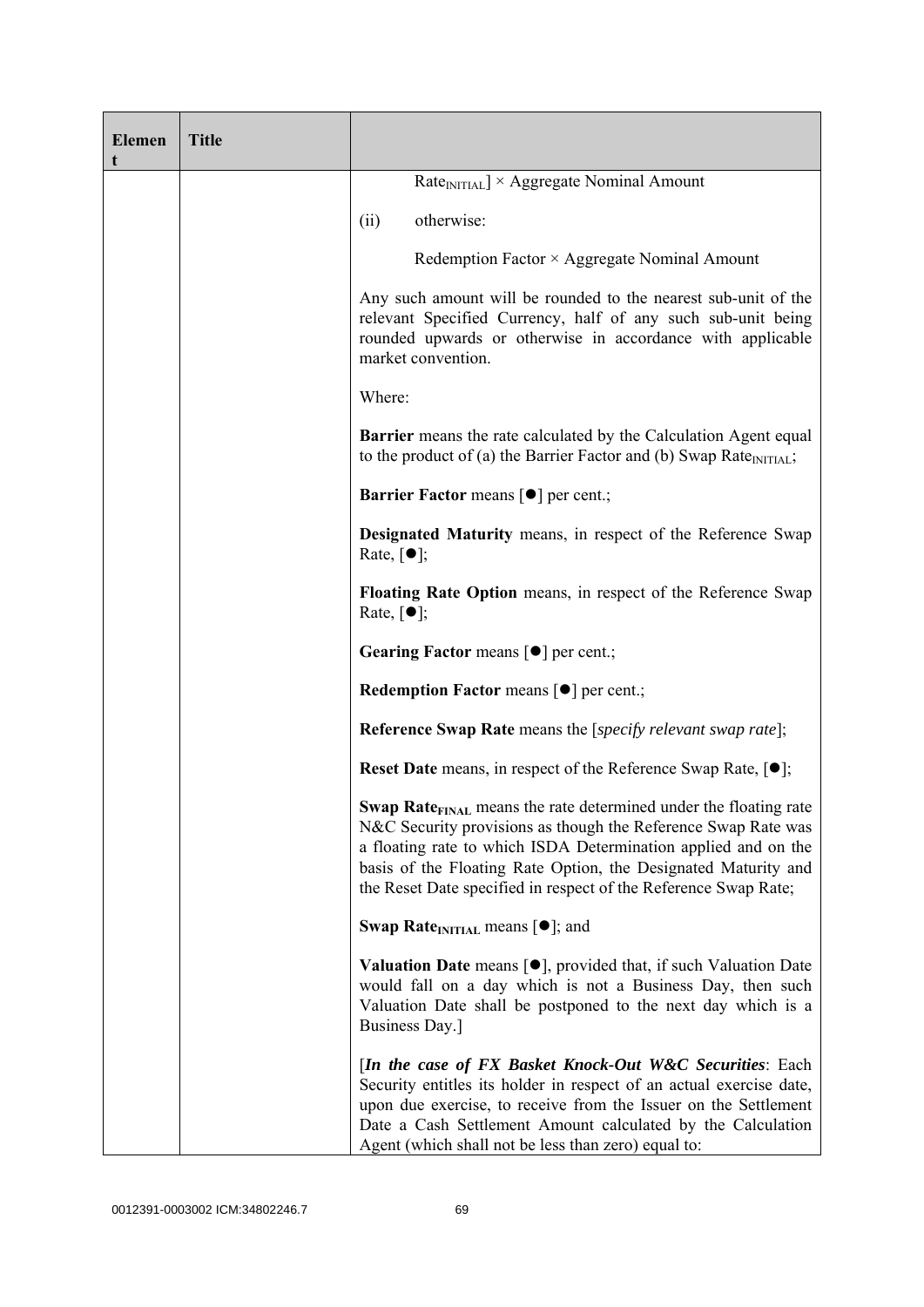| Element | Title | |
|---|---|---|
| | | $\text{Rate}_{\text{INITIAL}}] \times$ Aggregate Nominal Amount<br><br>(ii) otherwise:<br><br>Redemption Factor × Aggregate Nominal Amount<br><br>Any such amount will be rounded to the nearest sub-unit of the relevant Specified Currency, half of any such sub-unit being rounded upwards or otherwise in accordance with applicable market convention.<br><br>Where:<br><br>**Barrier** means the rate calculated by the Calculation Agent equal to the product of (a) the Barrier Factor and (b) Swap $\text{Rate}_{\text{INITIAL}}$;<br><br>**Barrier Factor** means [●] per cent.;<br><br>**Designated Maturity** means, in respect of the Reference Swap Rate, [●];<br><br>**Floating Rate Option** means, in respect of the Reference Swap Rate, [●];<br><br>**Gearing Factor** means [●] per cent.;<br><br>**Redemption Factor** means [●] per cent.;<br><br>**Reference Swap Rate** means the [*specify relevant swap rate*];<br><br>**Reset Date** means, in respect of the Reference Swap Rate, [●];<br><br>**Swap $\text{Rate}_{\text{FINAL}}$** means the rate determined under the floating rate N&C Security provisions as though the Reference Swap Rate was a floating rate to which ISDA Determination applied and on the basis of the Floating Rate Option, the Designated Maturity and the Reset Date specified in respect of the Reference Swap Rate;<br><br>**Swap $\text{Rate}_{\text{INITIAL}}$** means [●]; and<br><br>**Valuation Date** means [●], provided that, if such Valuation Date would fall on a day which is not a Business Day, then such Valuation Date shall be postponed to the next day which is a Business Day.]<br><br>[***In the case of FX Basket Knock-Out W&C Securities***: Each Security entitles its holder in respect of an actual exercise date, upon due exercise, to receive from the Issuer on the Settlement Date a Cash Settlement Amount calculated by the Calculation Agent (which shall not be less than zero) equal to: |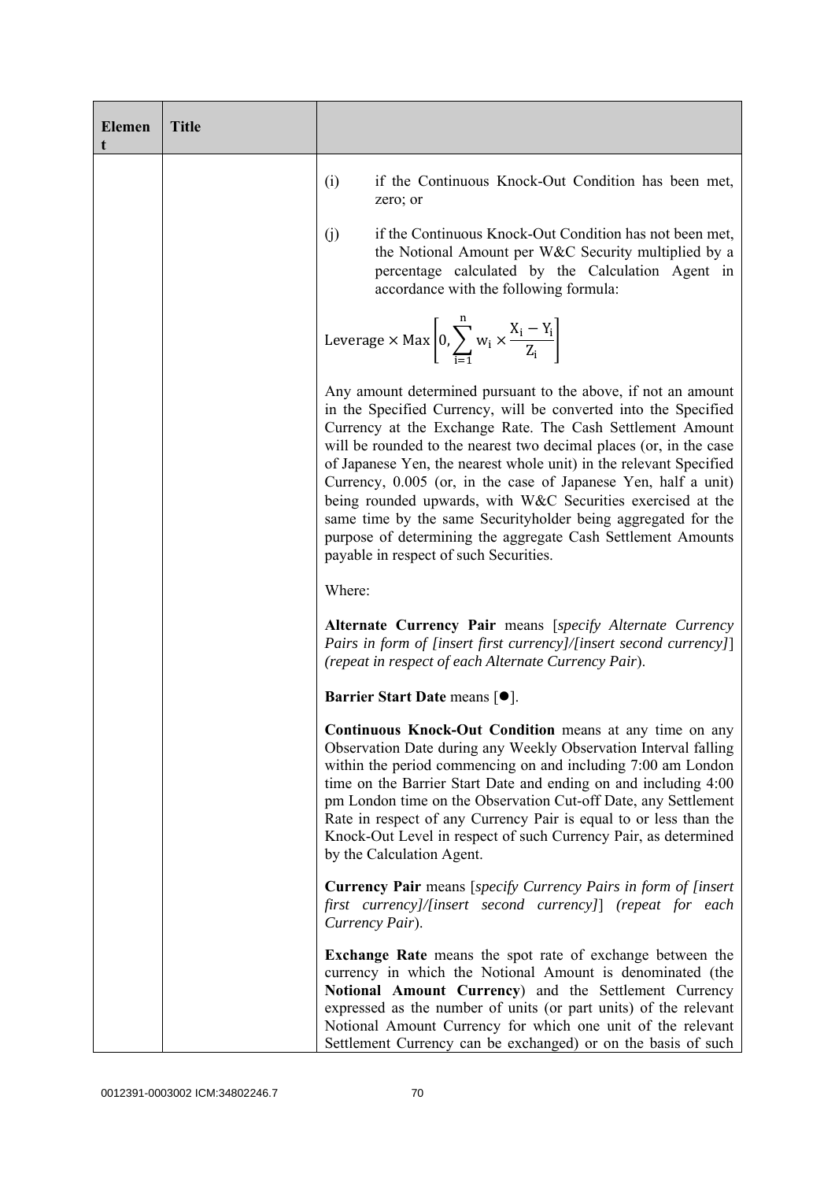| Element | Title | |
|---|---|---|
| | | (i) if the Continuous Knock-Out Condition has been met, zero; or<br><br>(j) if the Continuous Knock-Out Condition has not been met, the Notional Amount per W&C Security multiplied by a percentage calculated by the Calculation Agent in accordance with the following formula:<br><br>$$\text{Leverage} \times \text{Max}\left[0, \sum_{i=1}^{n} w_i \times \frac{X_i - Y_i}{Z_i}\right]$$<br><br>Any amount determined pursuant to the above, if not an amount in the Specified Currency, will be converted into the Specified Currency at the Exchange Rate. The Cash Settlement Amount will be rounded to the nearest two decimal places (or, in the case of Japanese Yen, the nearest whole unit) in the relevant Specified Currency, 0.005 (or, in the case of Japanese Yen, half a unit) being rounded upwards, with W&C Securities exercised at the same time by the same Securityholder being aggregated for the purpose of determining the aggregate Cash Settlement Amounts payable in respect of such Securities.<br><br>Where:<br><br>**Alternate Currency Pair** means [*specify Alternate Currency Pairs in form of [insert first currency]/[insert second currency]*] *(repeat in respect of each Alternate Currency Pair*).<br><br>**Barrier Start Date** means [●].<br><br>**Continuous Knock-Out Condition** means at any time on any Observation Date during any Weekly Observation Interval falling within the period commencing on and including 7:00 am London time on the Barrier Start Date and ending on and including 4:00 pm London time on the Observation Cut-off Date, any Settlement Rate in respect of any Currency Pair is equal to or less than the Knock-Out Level in respect of such Currency Pair, as determined by the Calculation Agent.<br><br>**Currency Pair** means [*specify Currency Pairs in form of [insert first currency]/[insert second currency]*] *(repeat for each Currency Pair*).<br><br>**Exchange Rate** means the spot rate of exchange between the currency in which the Notional Amount is denominated (the **Notional Amount Currency**) and the Settlement Currency expressed as the number of units (or part units) of the relevant Notional Amount Currency for which one unit of the relevant Settlement Currency can be exchanged) or on the basis of such |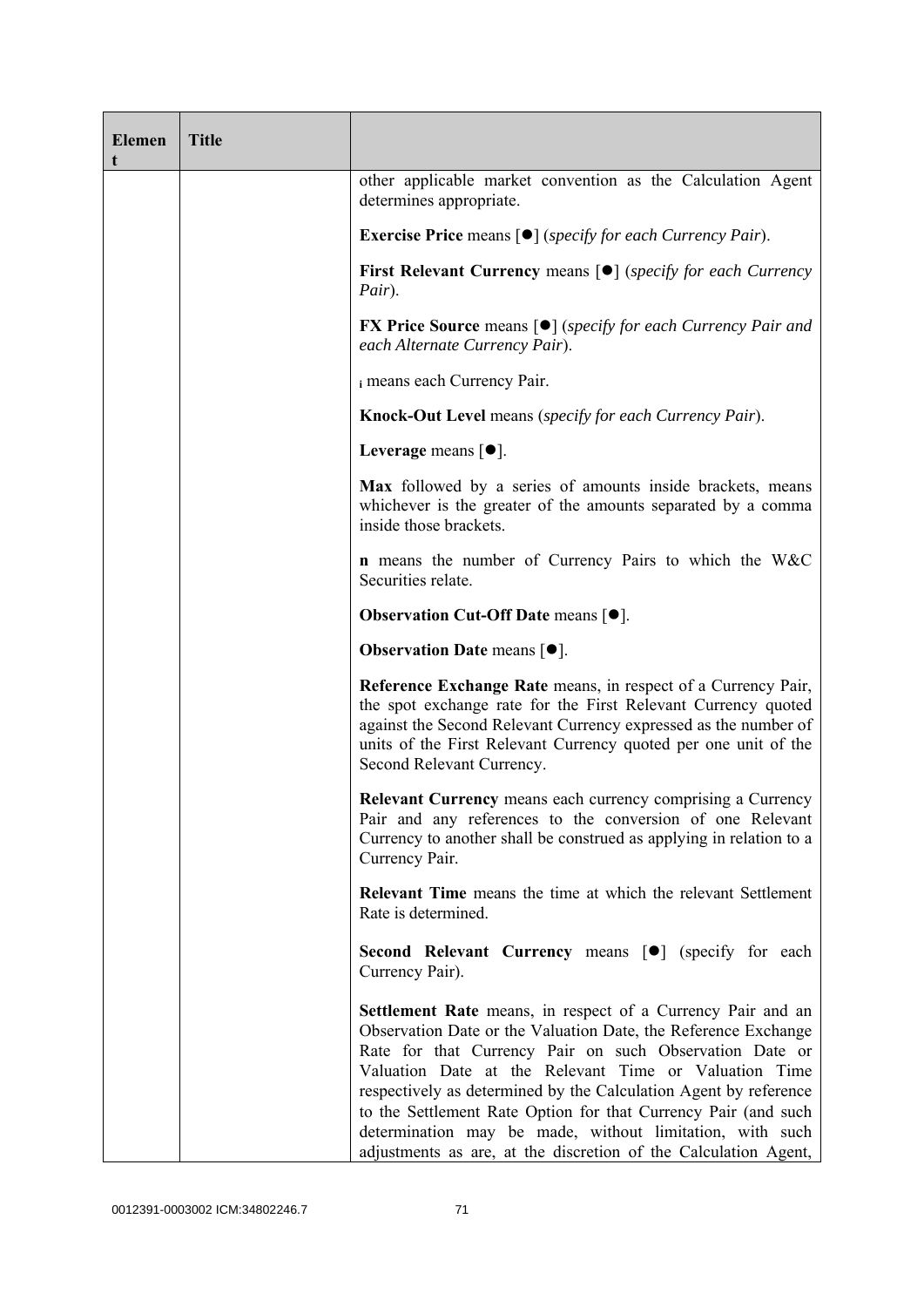| Element | Title | |
|---|---|---|
| | | other applicable market convention as the Calculation Agent determines appropriate.<br><br>**Exercise Price** means [●] (*specify for each Currency Pair*).<br><br>**First Relevant Currency** means [●] (*specify for each Currency Pair*).<br><br>**FX Price Source** means [●] (*specify for each Currency Pair and each Alternate Currency Pair*).<br><br>$_{i}$ means each Currency Pair.<br><br>**Knock-Out Level** means (*specify for each Currency Pair*).<br><br>**Leverage** means [●].<br><br>**Max** followed by a series of amounts inside brackets, means whichever is the greater of the amounts separated by a comma inside those brackets.<br><br>**n** means the number of Currency Pairs to which the W&C Securities relate.<br><br>**Observation Cut-Off Date** means [●].<br><br>**Observation Date** means [●].<br><br>**Reference Exchange Rate** means, in respect of a Currency Pair, the spot exchange rate for the First Relevant Currency quoted against the Second Relevant Currency expressed as the number of units of the First Relevant Currency quoted per one unit of the Second Relevant Currency.<br><br>**Relevant Currency** means each currency comprising a Currency Pair and any references to the conversion of one Relevant Currency to another shall be construed as applying in relation to a Currency Pair.<br><br>**Relevant Time** means the time at which the relevant Settlement Rate is determined.<br><br>**Second Relevant Currency** means [●] (specify for each Currency Pair).<br><br>**Settlement Rate** means, in respect of a Currency Pair and an Observation Date or the Valuation Date, the Reference Exchange Rate for that Currency Pair on such Observation Date or Valuation Date at the Relevant Time or Valuation Time respectively as determined by the Calculation Agent by reference to the Settlement Rate Option for that Currency Pair (and such determination may be made, without limitation, with such adjustments as are, at the discretion of the Calculation Agent, |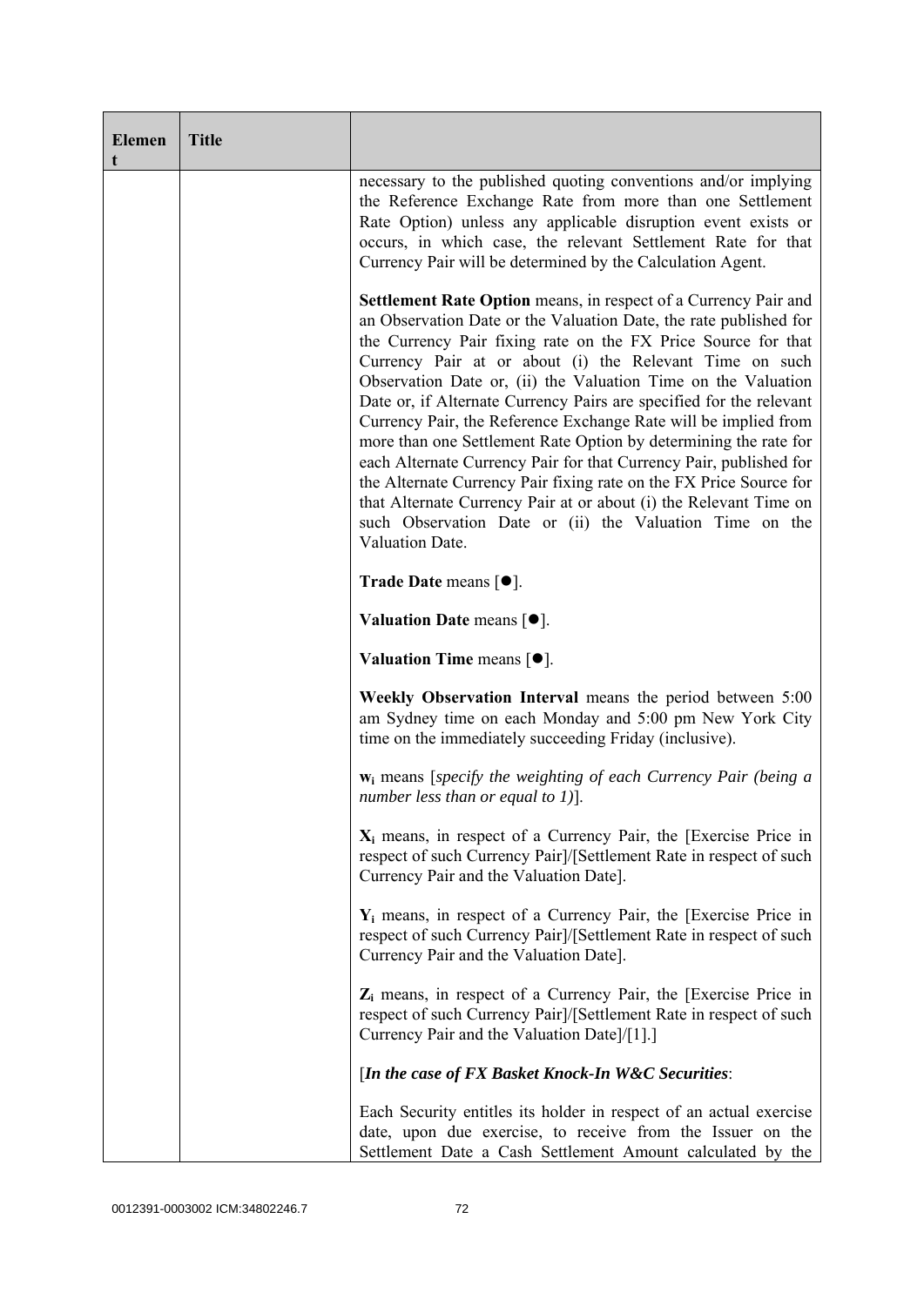| Element | Title | |
|---|---|---|
| | | necessary to the published quoting conventions and/or implying the Reference Exchange Rate from more than one Settlement Rate Option) unless any applicable disruption event exists or occurs, in which case, the relevant Settlement Rate for that Currency Pair will be determined by the Calculation Agent.<br><br>**Settlement Rate Option** means, in respect of a Currency Pair and an Observation Date or the Valuation Date, the rate published for the Currency Pair fixing rate on the FX Price Source for that Currency Pair at or about (i) the Relevant Time on such Observation Date or, (ii) the Valuation Time on the Valuation Date or, if Alternate Currency Pairs are specified for the relevant Currency Pair, the Reference Exchange Rate will be implied from more than one Settlement Rate Option by determining the rate for each Alternate Currency Pair for that Currency Pair, published for the Alternate Currency Pair fixing rate on the FX Price Source for that Alternate Currency Pair at or about (i) the Relevant Time on such Observation Date or (ii) the Valuation Time on the Valuation Date.<br><br>**Trade Date** means [●].<br><br>**Valuation Date** means [●].<br><br>**Valuation Time** means [●].<br><br>**Weekly Observation Interval** means the period between 5:00 am Sydney time on each Monday and 5:00 pm New York City time on the immediately succeeding Friday (inclusive).<br><br>$\mathbf{w_i}$ means [*specify the weighting of each Currency Pair (being a number less than or equal to 1)*].<br><br>$\mathbf{X_i}$ means, in respect of a Currency Pair, the [Exercise Price in respect of such Currency Pair]/[Settlement Rate in respect of such Currency Pair and the Valuation Date].<br><br>$\mathbf{Y_i}$ means, in respect of a Currency Pair, the [Exercise Price in respect of such Currency Pair]/[Settlement Rate in respect of such Currency Pair and the Valuation Date].<br><br>$\mathbf{Z_i}$ means, in respect of a Currency Pair, the [Exercise Price in respect of such Currency Pair]/[Settlement Rate in respect of such Currency Pair and the Valuation Date]/[1].]<br><br>[***In the case of FX Basket Knock-In W&C Securities***:<br><br>Each Security entitles its holder in respect of an actual exercise date, upon due exercise, to receive from the Issuer on the Settlement Date a Cash Settlement Amount calculated by the |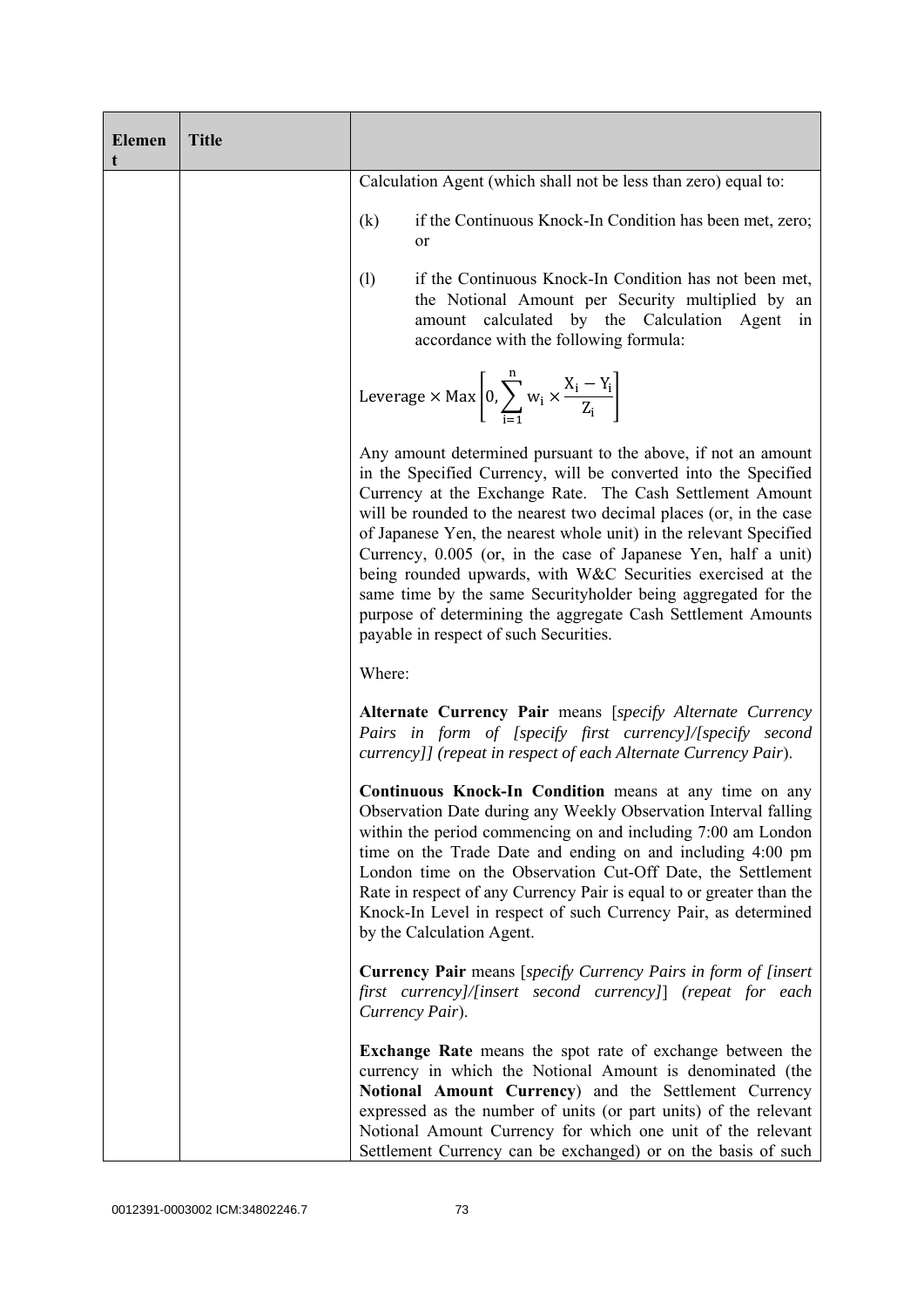| Element | Title | |
|---|---|---|
| | | Calculation Agent (which shall not be less than zero) equal to:<br><br>(k) if the Continuous Knock-In Condition has been met, zero; or<br><br>(l) if the Continuous Knock-In Condition has not been met, the Notional Amount per Security multiplied by an amount calculated by the Calculation Agent in accordance with the following formula:<br><br>$$\text{Leverage} \times \text{Max}\left[0, \sum_{i=1}^{n} w_i \times \frac{X_i - Y_i}{Z_i}\right]$$<br><br>Any amount determined pursuant to the above, if not an amount in the Specified Currency, will be converted into the Specified Currency at the Exchange Rate. The Cash Settlement Amount will be rounded to the nearest two decimal places (or, in the case of Japanese Yen, the nearest whole unit) in the relevant Specified Currency, 0.005 (or, in the case of Japanese Yen, half a unit) being rounded upwards, with W&C Securities exercised at the same time by the same Securityholder being aggregated for the purpose of determining the aggregate Cash Settlement Amounts payable in respect of such Securities.<br><br>Where:<br><br>**Alternate Currency Pair** means [*specify Alternate Currency Pairs in form of [specify first currency]/[specify second currency]] (repeat in respect of each Alternate Currency Pair*).<br><br>**Continuous Knock-In Condition** means at any time on any Observation Date during any Weekly Observation Interval falling within the period commencing on and including 7:00 am London time on the Trade Date and ending on and including 4:00 pm London time on the Observation Cut-Off Date, the Settlement Rate in respect of any Currency Pair is equal to or greater than the Knock-In Level in respect of such Currency Pair, as determined by the Calculation Agent.<br><br>**Currency Pair** means [*specify Currency Pairs in form of [insert first currency]/[insert second currency]*] *(repeat for each Currency Pair*).<br><br>**Exchange Rate** means the spot rate of exchange between the currency in which the Notional Amount is denominated (the **Notional Amount Currency**) and the Settlement Currency expressed as the number of units (or part units) of the relevant Notional Amount Currency for which one unit of the relevant Settlement Currency can be exchanged) or on the basis of such |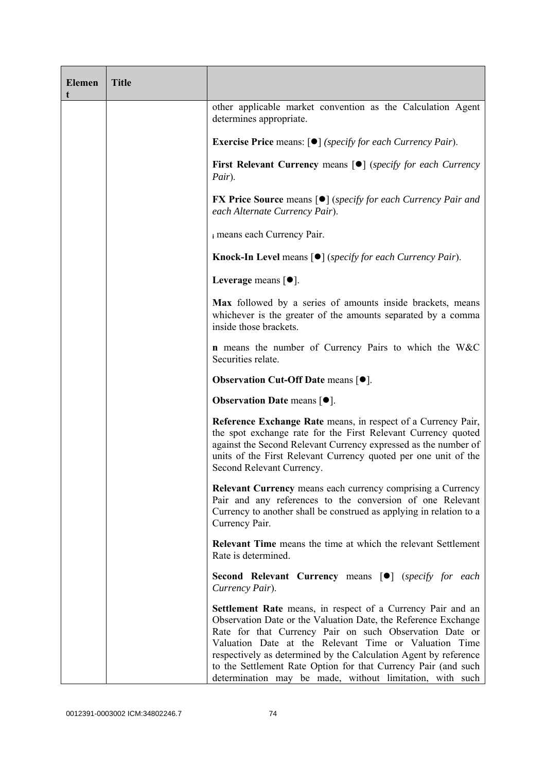| Element | Title | |
|---|---|---|
| | | other applicable market convention as the Calculation Agent determines appropriate.<br><br>**Exercise Price** means: [●] *(specify for each Currency Pair*).<br><br>**First Relevant Currency** means [●] (*specify for each Currency Pair*).<br><br>**FX Price Source** means [●] (*specify for each Currency Pair and each Alternate Currency Pair*).<br><br>$_{i}$ means each Currency Pair.<br><br>**Knock-In Level** means [●] (*specify for each Currency Pair*).<br><br>**Leverage** means [●].<br><br>**Max** followed by a series of amounts inside brackets, means whichever is the greater of the amounts separated by a comma inside those brackets.<br><br>**n** means the number of Currency Pairs to which the W&C Securities relate.<br><br>**Observation Cut-Off Date** means [●].<br><br>**Observation Date** means [●].<br><br>**Reference Exchange Rate** means, in respect of a Currency Pair, the spot exchange rate for the First Relevant Currency quoted against the Second Relevant Currency expressed as the number of units of the First Relevant Currency quoted per one unit of the Second Relevant Currency.<br><br>**Relevant Currency** means each currency comprising a Currency Pair and any references to the conversion of one Relevant Currency to another shall be construed as applying in relation to a Currency Pair.<br><br>**Relevant Time** means the time at which the relevant Settlement Rate is determined.<br><br>**Second Relevant Currency** means [●] (*specify for each Currency Pair*).<br><br>**Settlement Rate** means, in respect of a Currency Pair and an Observation Date or the Valuation Date, the Reference Exchange Rate for that Currency Pair on such Observation Date or Valuation Date at the Relevant Time or Valuation Time respectively as determined by the Calculation Agent by reference to the Settlement Rate Option for that Currency Pair (and such determination may be made, without limitation, with such |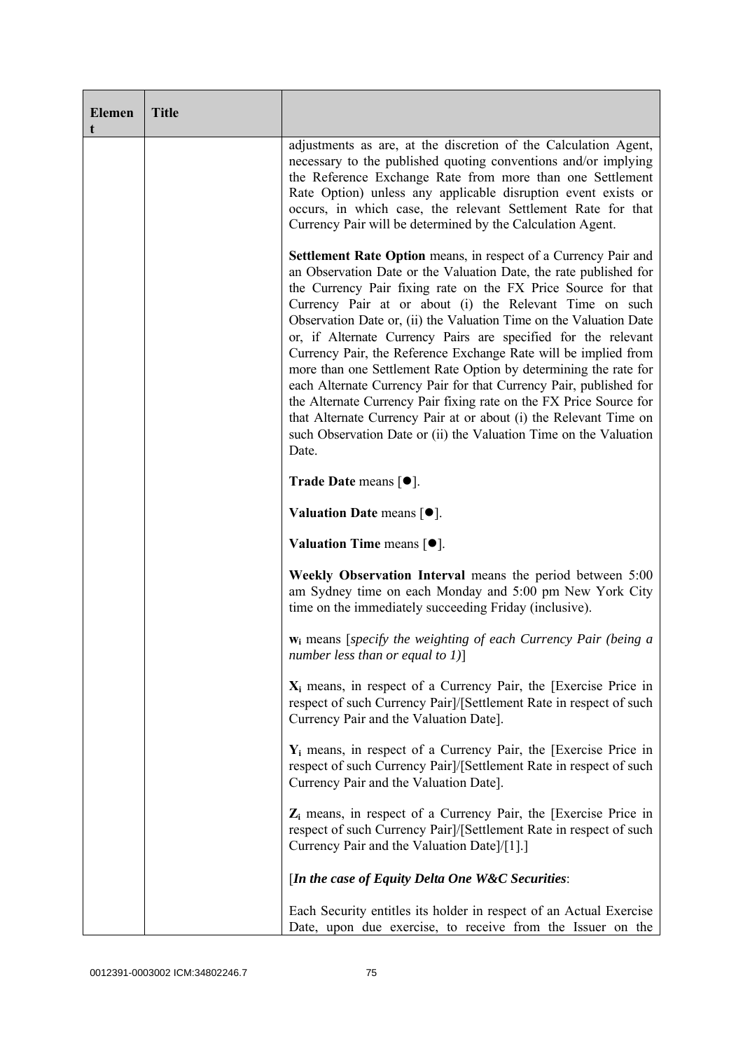| Element | Title | |
|---|---|---|
| | | adjustments as are, at the discretion of the Calculation Agent, necessary to the published quoting conventions and/or implying the Reference Exchange Rate from more than one Settlement Rate Option) unless any applicable disruption event exists or occurs, in which case, the relevant Settlement Rate for that Currency Pair will be determined by the Calculation Agent.<br><br>**Settlement Rate Option** means, in respect of a Currency Pair and an Observation Date or the Valuation Date, the rate published for the Currency Pair fixing rate on the FX Price Source for that Currency Pair at or about (i) the Relevant Time on such Observation Date or, (ii) the Valuation Time on the Valuation Date or, if Alternate Currency Pairs are specified for the relevant Currency Pair, the Reference Exchange Rate will be implied from more than one Settlement Rate Option by determining the rate for each Alternate Currency Pair for that Currency Pair, published for the Alternate Currency Pair fixing rate on the FX Price Source for that Alternate Currency Pair at or about (i) the Relevant Time on such Observation Date or (ii) the Valuation Time on the Valuation Date.<br><br>**Trade Date** means [●].<br><br>**Valuation Date** means [●].<br><br>**Valuation Time** means [●].<br><br>**Weekly Observation Interval** means the period between 5:00 am Sydney time on each Monday and 5:00 pm New York City time on the immediately succeeding Friday (inclusive).<br><br>$\mathbf{w_i}$ means [*specify the weighting of each Currency Pair (being a number less than or equal to 1)*]<br><br>$\mathbf{X_i}$ means, in respect of a Currency Pair, the [Exercise Price in respect of such Currency Pair]/[Settlement Rate in respect of such Currency Pair and the Valuation Date].<br><br>$\mathbf{Y_i}$ means, in respect of a Currency Pair, the [Exercise Price in respect of such Currency Pair]/[Settlement Rate in respect of such Currency Pair and the Valuation Date].<br><br>$\mathbf{Z_i}$ means, in respect of a Currency Pair, the [Exercise Price in respect of such Currency Pair]/[Settlement Rate in respect of such Currency Pair and the Valuation Date]/[1].]<br><br>[***In the case of Equity Delta One W&C Securities***:<br><br>Each Security entitles its holder in respect of an Actual Exercise Date, upon due exercise, to receive from the Issuer on the |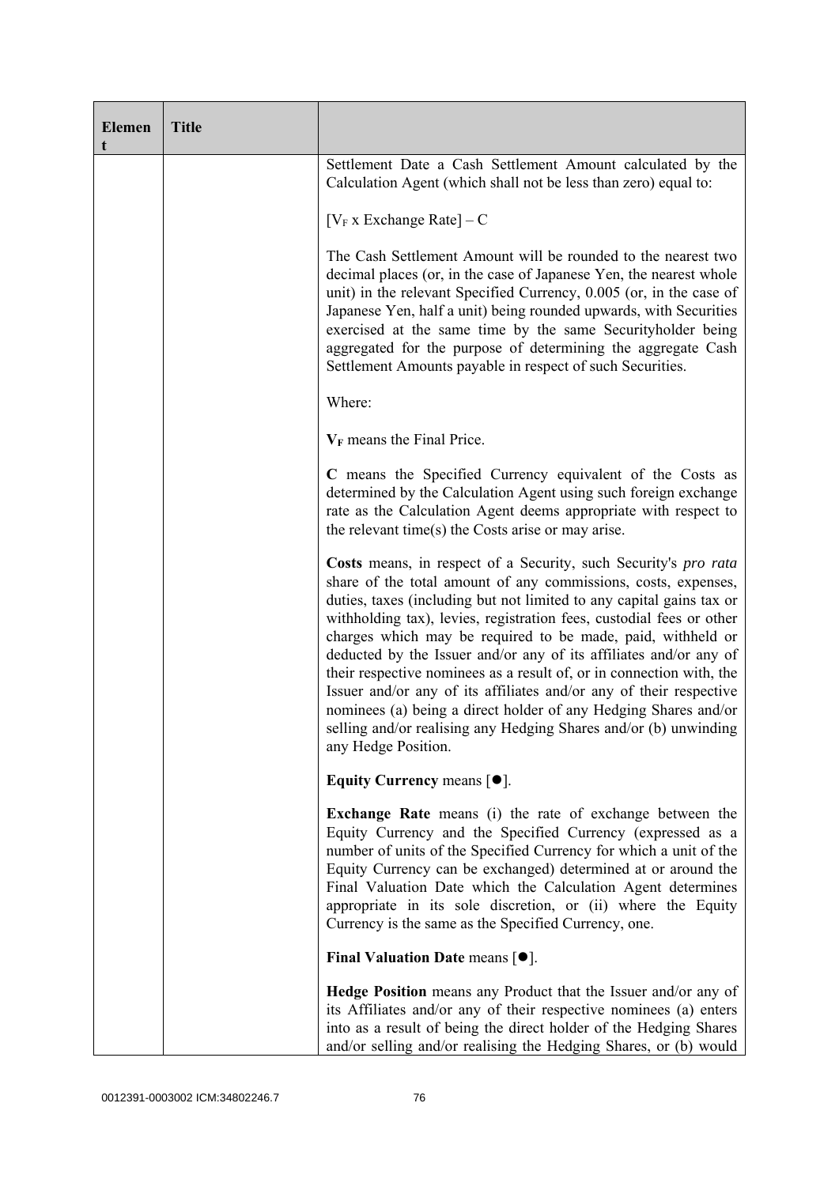| Element | Title | |
|---|---|---|
| | | Settlement Date a Cash Settlement Amount calculated by the Calculation Agent (which shall not be less than zero) equal to:<br><br>$[V_F \text{ x Exchange Rate}] - C$<br><br>The Cash Settlement Amount will be rounded to the nearest two decimal places (or, in the case of Japanese Yen, the nearest whole unit) in the relevant Specified Currency, 0.005 (or, in the case of Japanese Yen, half a unit) being rounded upwards, with Securities exercised at the same time by the same Securityholder being aggregated for the purpose of determining the aggregate Cash Settlement Amounts payable in respect of such Securities.<br><br>Where:<br><br>$\mathbf{V_F}$ means the Final Price.<br><br>**C** means the Specified Currency equivalent of the Costs as determined by the Calculation Agent using such foreign exchange rate as the Calculation Agent deems appropriate with respect to the relevant time(s) the Costs arise or may arise.<br><br>**Costs** means, in respect of a Security, such Security's *pro rata* share of the total amount of any commissions, costs, expenses, duties, taxes (including but not limited to any capital gains tax or withholding tax), levies, registration fees, custodial fees or other charges which may be required to be made, paid, withheld or deducted by the Issuer and/or any of its affiliates and/or any of their respective nominees as a result of, or in connection with, the Issuer and/or any of its affiliates and/or any of their respective nominees (a) being a direct holder of any Hedging Shares and/or selling and/or realising any Hedging Shares and/or (b) unwinding any Hedge Position.<br><br>**Equity Currency** means [●].<br><br>**Exchange Rate** means (i) the rate of exchange between the Equity Currency and the Specified Currency (expressed as a number of units of the Specified Currency for which a unit of the Equity Currency can be exchanged) determined at or around the Final Valuation Date which the Calculation Agent determines appropriate in its sole discretion, or (ii) where the Equity Currency is the same as the Specified Currency, one.<br><br>**Final Valuation Date** means [●].<br><br>**Hedge Position** means any Product that the Issuer and/or any of its Affiliates and/or any of their respective nominees (a) enters into as a result of being the direct holder of the Hedging Shares and/or selling and/or realising the Hedging Shares, or (b) would |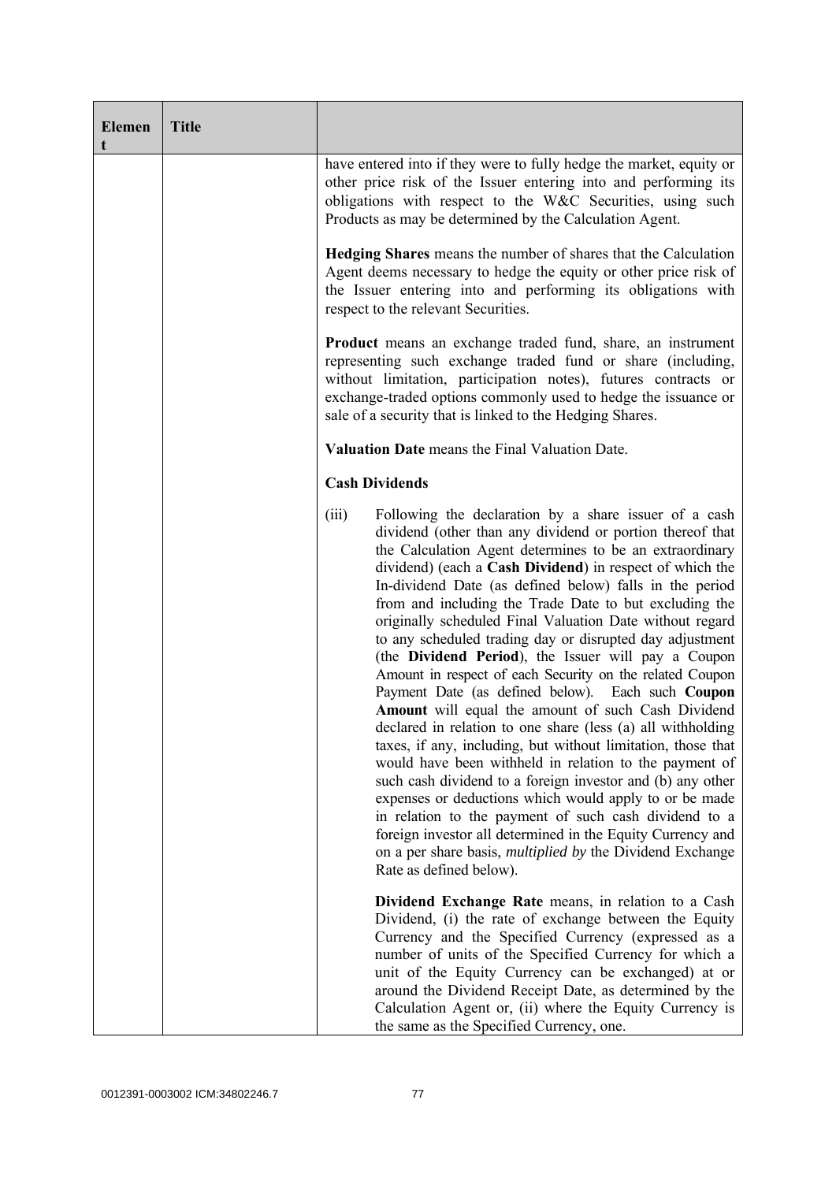| Element | Title | |
|---|---|---|
| | | have entered into if they were to fully hedge the market, equity or other price risk of the Issuer entering into and performing its obligations with respect to the W&C Securities, using such Products as may be determined by the Calculation Agent.<br><br>**Hedging Shares** means the number of shares that the Calculation Agent deems necessary to hedge the equity or other price risk of the Issuer entering into and performing its obligations with respect to the relevant Securities.<br><br>**Product** means an exchange traded fund, share, an instrument representing such exchange traded fund or share (including, without limitation, participation notes), futures contracts or exchange-traded options commonly used to hedge the issuance or sale of a security that is linked to the Hedging Shares.<br><br>**Valuation Date** means the Final Valuation Date.<br><br>**Cash Dividends**<br><br>(iii) Following the declaration by a share issuer of a cash dividend (other than any dividend or portion thereof that the Calculation Agent determines to be an extraordinary dividend) (each a **Cash Dividend**) in respect of which the In-dividend Date (as defined below) falls in the period from and including the Trade Date to but excluding the originally scheduled Final Valuation Date without regard to any scheduled trading day or disrupted day adjustment (the **Dividend Period**), the Issuer will pay a Coupon Amount in respect of each Security on the related Coupon Payment Date (as defined below). Each such **Coupon Amount** will equal the amount of such Cash Dividend declared in relation to one share (less (a) all withholding taxes, if any, including, but without limitation, those that would have been withheld in relation to the payment of such cash dividend to a foreign investor and (b) any other expenses or deductions which would apply to or be made in relation to the payment of such cash dividend to a foreign investor all determined in the Equity Currency and on a per share basis, *multiplied by* the Dividend Exchange Rate as defined below).<br><br>**Dividend Exchange Rate** means, in relation to a Cash Dividend, (i) the rate of exchange between the Equity Currency and the Specified Currency (expressed as a number of units of the Specified Currency for which a unit of the Equity Currency can be exchanged) at or around the Dividend Receipt Date, as determined by the Calculation Agent or, (ii) where the Equity Currency is the same as the Specified Currency, one. |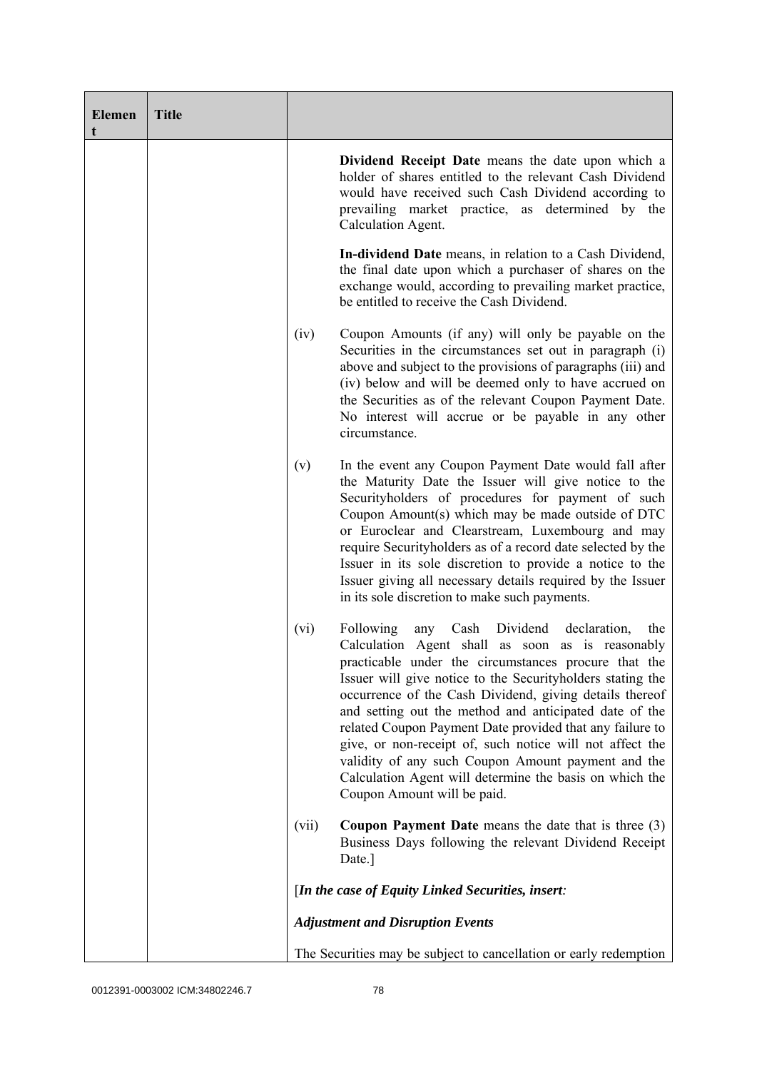| Element | Title | |
|---|---|---|
| | | **Dividend Receipt Date** means the date upon which a holder of shares entitled to the relevant Cash Dividend would have received such Cash Dividend according to prevailing market practice, as determined by the Calculation Agent.<br><br>**In-dividend Date** means, in relation to a Cash Dividend, the final date upon which a purchaser of shares on the exchange would, according to prevailing market practice, be entitled to receive the Cash Dividend.<br><br>(iv) Coupon Amounts (if any) will only be payable on the Securities in the circumstances set out in paragraph (i) above and subject to the provisions of paragraphs (iii) and (iv) below and will be deemed only to have accrued on the Securities as of the relevant Coupon Payment Date. No interest will accrue or be payable in any other circumstance.<br><br>(v) In the event any Coupon Payment Date would fall after the Maturity Date the Issuer will give notice to the Securityholders of procedures for payment of such Coupon Amount(s) which may be made outside of DTC or Euroclear and Clearstream, Luxembourg and may require Securityholders as of a record date selected by the Issuer in its sole discretion to provide a notice to the Issuer giving all necessary details required by the Issuer in its sole discretion to make such payments.<br><br>(vi) Following any Cash Dividend declaration, the Calculation Agent shall as soon as is reasonably practicable under the circumstances procure that the Issuer will give notice to the Securityholders stating the occurrence of the Cash Dividend, giving details thereof and setting out the method and anticipated date of the related Coupon Payment Date provided that any failure to give, or non-receipt of, such notice will not affect the validity of any such Coupon Amount payment and the Calculation Agent will determine the basis on which the Coupon Amount will be paid.<br><br>(vii) **Coupon Payment Date** means the date that is three (3) Business Days following the relevant Dividend Receipt Date.]<br><br>[***In the case of Equity Linked Securities, insert:***<br><br>***Adjustment and Disruption Events***<br><br>The Securities may be subject to cancellation or early redemption |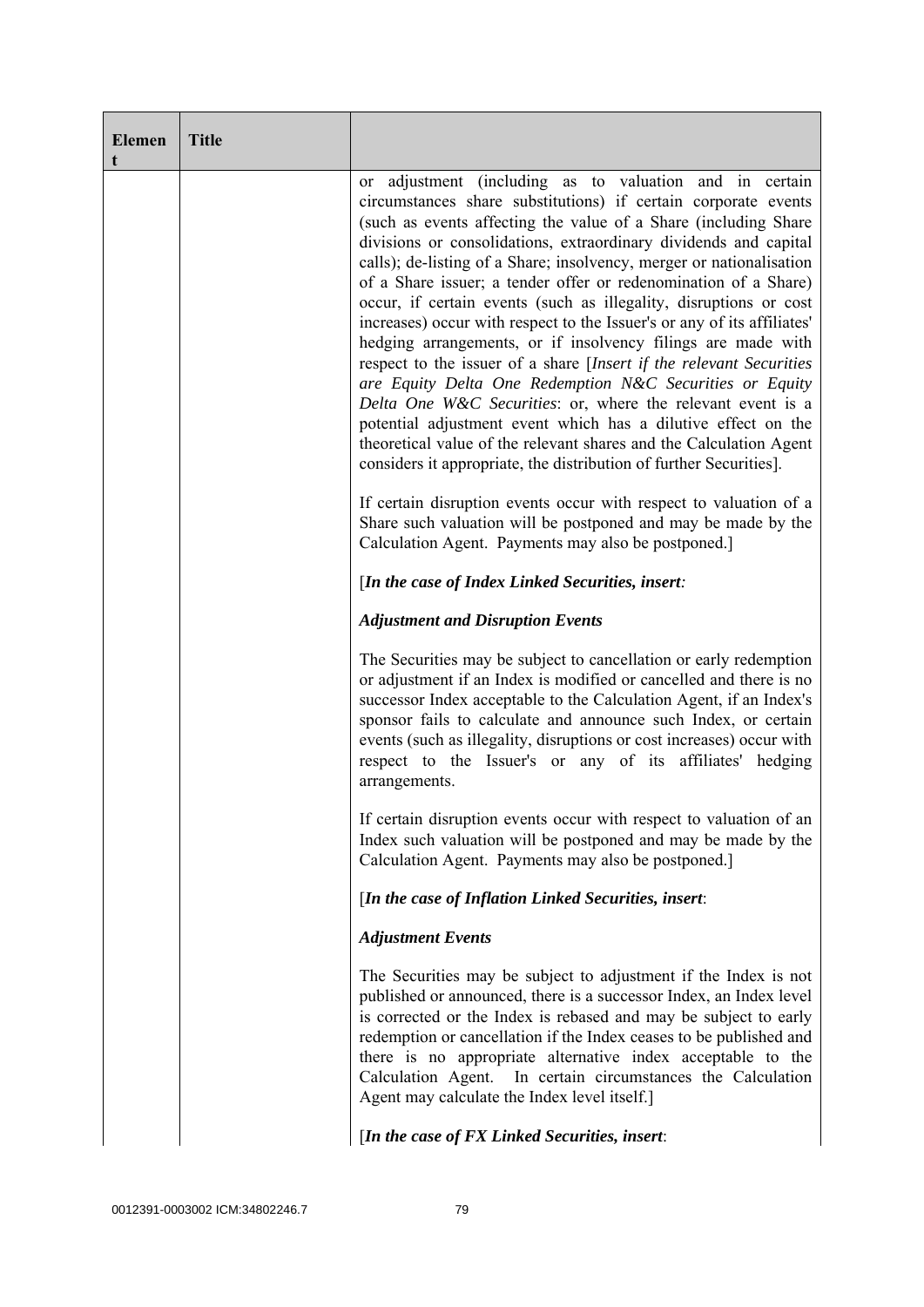| Element | Title | |
|---|---|---|
| | | or adjustment (including as to valuation and in certain circumstances share substitutions) if certain corporate events (such as events affecting the value of a Share (including Share divisions or consolidations, extraordinary dividends and capital calls); de-listing of a Share; insolvency, merger or nationalisation of a Share issuer; a tender offer or redenomination of a Share) occur, if certain events (such as illegality, disruptions or cost increases) occur with respect to the Issuer's or any of its affiliates' hedging arrangements, or if insolvency filings are made with respect to the issuer of a share [*Insert if the relevant Securities are Equity Delta One Redemption N&C Securities or Equity Delta One W&C Securities*: or, where the relevant event is a potential adjustment event which has a dilutive effect on the theoretical value of the relevant shares and the Calculation Agent considers it appropriate, the distribution of further Securities].<br><br>If certain disruption events occur with respect to valuation of a Share such valuation will be postponed and may be made by the Calculation Agent. Payments may also be postponed.]<br><br>[***In the case of Index Linked Securities, insert:***<br><br>***Adjustment and Disruption Events***<br><br>The Securities may be subject to cancellation or early redemption or adjustment if an Index is modified or cancelled and there is no successor Index acceptable to the Calculation Agent, if an Index's sponsor fails to calculate and announce such Index, or certain events (such as illegality, disruptions or cost increases) occur with respect to the Issuer's or any of its affiliates' hedging arrangements.<br><br>If certain disruption events occur with respect to valuation of an Index such valuation will be postponed and may be made by the Calculation Agent. Payments may also be postponed.]<br><br>[***In the case of Inflation Linked Securities, insert***:<br><br>***Adjustment Events***<br><br>The Securities may be subject to adjustment if the Index is not published or announced, there is a successor Index, an Index level is corrected or the Index is rebased and may be subject to early redemption or cancellation if the Index ceases to be published and there is no appropriate alternative index acceptable to the Calculation Agent. In certain circumstances the Calculation Agent may calculate the Index level itself.]<br><br>[***In the case of FX Linked Securities, insert***: |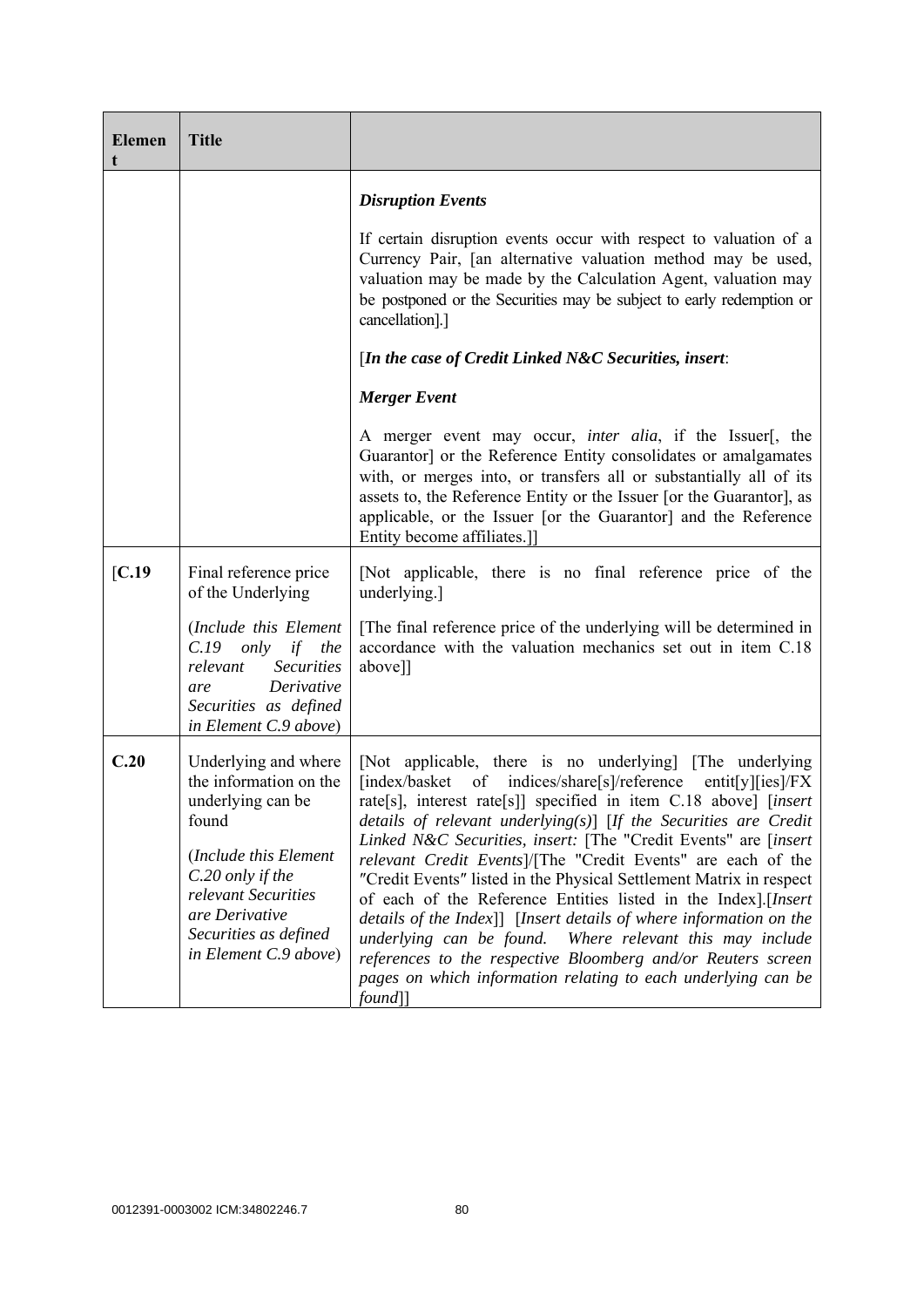| Element | Title | |
|---|---|---|
| | | ***Disruption Events***<br><br>If certain disruption events occur with respect to valuation of a Currency Pair, [an alternative valuation method may be used, valuation may be made by the Calculation Agent, valuation may be postponed or the Securities may be subject to early redemption or cancellation].]<br><br>[***In the case of Credit Linked N&C Securities, insert***:<br><br>***Merger Event***<br><br>A merger event may occur, *inter alia*, if the Issuer[, the Guarantor] or the Reference Entity consolidates or amalgamates with, or merges into, or transfers all or substantially all of its assets to, the Reference Entity or the Issuer [or the Guarantor], as applicable, or the Issuer [or the Guarantor] and the Reference Entity become affiliates.]] |
| [**C.19** | Final reference price of the Underlying<br><br>(*Include this Element C.19 only if the relevant Securities are Derivative Securities as defined in Element C.9 above*) | [Not applicable, there is no final reference price of the underlying.]<br><br>[The final reference price of the underlying will be determined in accordance with the valuation mechanics set out in item C.18 above]] |
| **C.20** | Underlying and where the information on the underlying can be found<br><br>(*Include this Element C.20 only if the relevant Securities are Derivative Securities as defined in Element C.9 above*) | [Not applicable, there is no underlying] [The underlying [index/basket of indices/share[s]/reference entit[y][ies]/FX rate[s], interest rate[s]] specified in item C.18 above] [*insert details of relevant underlying(s)*] [*If the Securities are Credit Linked N&C Securities, insert:* [The "Credit Events" are [*insert relevant Credit Events*]/[The "Credit Events" are each of the "Credit Events" listed in the Physical Settlement Matrix in respect of each of the Reference Entities listed in the Index].[*Insert details of the Index*]] [*Insert details of where information on the underlying can be found. Where relevant this may include references to the respective Bloomberg and/or Reuters screen pages on which information relating to each underlying can be found*]] |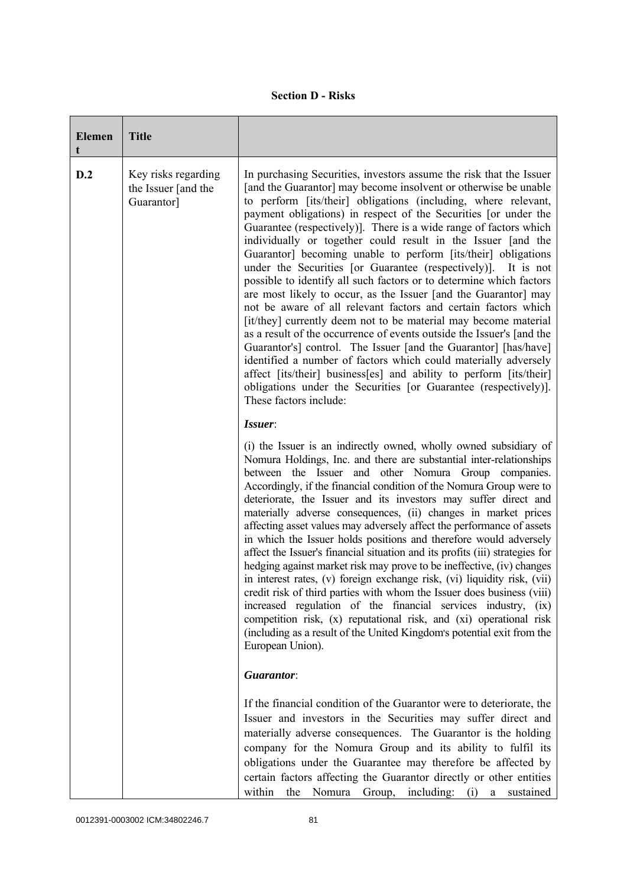**Section D - Risks**

| Element | Title | |
|---|---|---|
| D.2 | Key risks regarding the Issuer [and the Guarantor] | In purchasing Securities, investors assume the risk that the Issuer [and the Guarantor] may become insolvent or otherwise be unable to perform [its/their] obligations (including, where relevant, payment obligations) in respect of the Securities [or under the Guarantee (respectively)]. There is a wide range of factors which individually or together could result in the Issuer [and the Guarantor] becoming unable to perform [its/their] obligations under the Securities [or Guarantee (respectively)]. It is not possible to identify all such factors or to determine which factors are most likely to occur, as the Issuer [and the Guarantor] may not be aware of all relevant factors and certain factors which [it/they] currently deem not to be material may become material as a result of the occurrence of events outside the Issuer's [and the Guarantor's] control. The Issuer [and the Guarantor] [has/have] identified a number of factors which could materially adversely affect [its/their] business[es] and ability to perform [its/their] obligations under the Securities [or Guarantee (respectively)]. These factors include:<br><br>***Issuer***:<br><br>(i) the Issuer is an indirectly owned, wholly owned subsidiary of Nomura Holdings, Inc. and there are substantial inter-relationships between the Issuer and other Nomura Group companies. Accordingly, if the financial condition of the Nomura Group were to deteriorate, the Issuer and its investors may suffer direct and materially adverse consequences, (ii) changes in market prices affecting asset values may adversely affect the performance of assets in which the Issuer holds positions and therefore would adversely affect the Issuer's financial situation and its profits (iii) strategies for hedging against market risk may prove to be ineffective, (iv) changes in interest rates, (v) foreign exchange risk, (vi) liquidity risk, (vii) credit risk of third parties with whom the Issuer does business (viii) increased regulation of the financial services industry, (ix) competition risk, (x) reputational risk, and (xi) operational risk (including as a result of the United Kingdom's potential exit from the European Union).<br><br>***Guarantor***:<br><br>If the financial condition of the Guarantor were to deteriorate, the Issuer and investors in the Securities may suffer direct and materially adverse consequences. The Guarantor is the holding company for the Nomura Group and its ability to fulfil its obligations under the Guarantee may therefore be affected by certain factors affecting the Guarantor directly or other entities within the Nomura Group, including: (i) a sustained |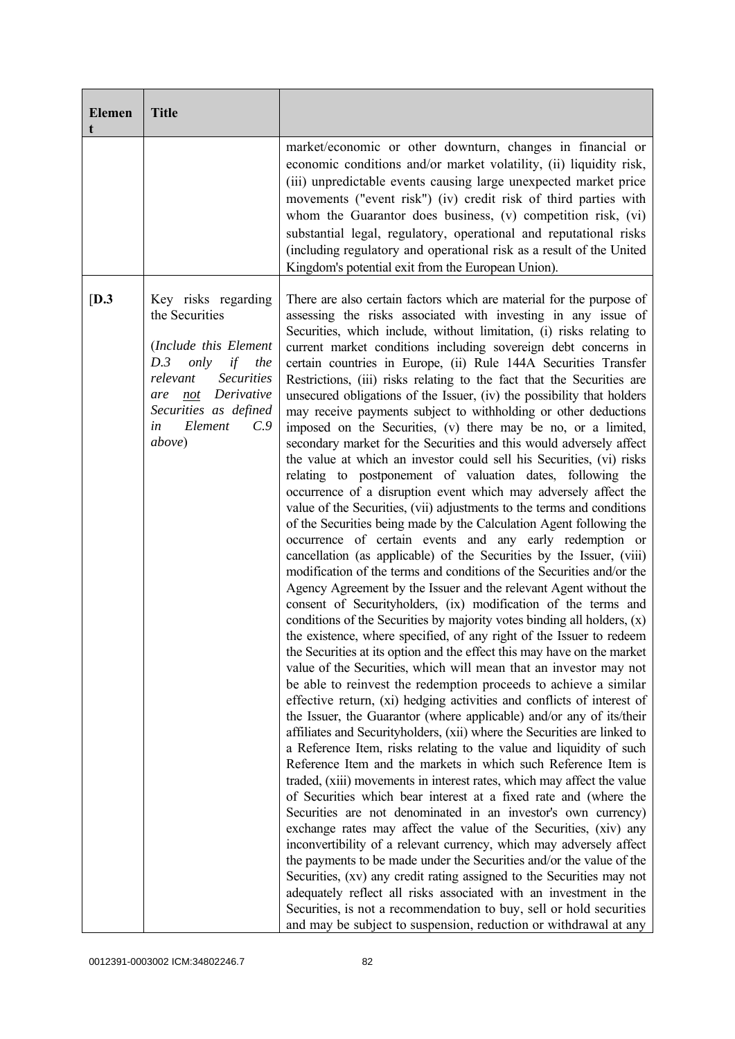| Element | Title | |
|---|---|---|
| | | market/economic or other downturn, changes in financial or economic conditions and/or market volatility, (ii) liquidity risk, (iii) unpredictable events causing large unexpected market price movements ("event risk") (iv) credit risk of third parties with whom the Guarantor does business, (v) competition risk, (vi) substantial legal, regulatory, operational and reputational risks (including regulatory and operational risk as a result of the United Kingdom's potential exit from the European Union). |
| [**D.3** | Key risks regarding the Securities<br><br>(*Include this Element D.3 only if the relevant Securities are* <u>*not*</u> *Derivative Securities as defined in Element C.9 above*) | There are also certain factors which are material for the purpose of assessing the risks associated with investing in any issue of Securities, which include, without limitation, (i) risks relating to current market conditions including sovereign debt concerns in certain countries in Europe, (ii) Rule 144A Securities Transfer Restrictions, (iii) risks relating to the fact that the Securities are unsecured obligations of the Issuer, (iv) the possibility that holders may receive payments subject to withholding or other deductions imposed on the Securities, (v) there may be no, or a limited, secondary market for the Securities and this would adversely affect the value at which an investor could sell his Securities, (vi) risks relating to postponement of valuation dates, following the occurrence of a disruption event which may adversely affect the value of the Securities, (vii) adjustments to the terms and conditions of the Securities being made by the Calculation Agent following the occurrence of certain events and any early redemption or cancellation (as applicable) of the Securities by the Issuer, (viii) modification of the terms and conditions of the Securities and/or the Agency Agreement by the Issuer and the relevant Agent without the consent of Securityholders, (ix) modification of the terms and conditions of the Securities by majority votes binding all holders, (x) the existence, where specified, of any right of the Issuer to redeem the Securities at its option and the effect this may have on the market value of the Securities, which will mean that an investor may not be able to reinvest the redemption proceeds to achieve a similar effective return, (xi) hedging activities and conflicts of interest of the Issuer, the Guarantor (where applicable) and/or any of its/their affiliates and Securityholders, (xii) where the Securities are linked to a Reference Item, risks relating to the value and liquidity of such Reference Item and the markets in which such Reference Item is traded, (xiii) movements in interest rates, which may affect the value of Securities which bear interest at a fixed rate and (where the Securities are not denominated in an investor's own currency) exchange rates may affect the value of the Securities, (xiv) any inconvertibility of a relevant currency, which may adversely affect the payments to be made under the Securities and/or the value of the Securities, (xv) any credit rating assigned to the Securities may not adequately reflect all risks associated with an investment in the Securities, is not a recommendation to buy, sell or hold securities and may be subject to suspension, reduction or withdrawal at any |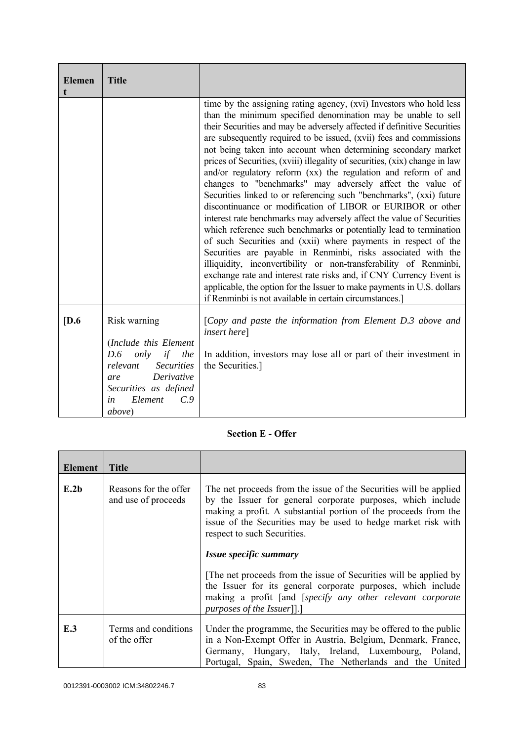| Element | Title | |
|---|---|---|
| | | time by the assigning rating agency, (xvi) Investors who hold less than the minimum specified denomination may be unable to sell their Securities and may be adversely affected if definitive Securities are subsequently required to be issued, (xvii) fees and commissions not being taken into account when determining secondary market prices of Securities, (xviii) illegality of securities, (xix) change in law and/or regulatory reform (xx) the regulation and reform of and changes to "benchmarks" may adversely affect the value of Securities linked to or referencing such "benchmarks", (xxi) future discontinuance or modification of LIBOR or EURIBOR or other interest rate benchmarks may adversely affect the value of Securities which reference such benchmarks or potentially lead to termination of such Securities and (xxii) where payments in respect of the Securities are payable in Renminbi, risks associated with the illiquidity, inconvertibility or non-transferability of Renminbi, exchange rate and interest rate risks and, if CNY Currency Event is applicable, the option for the Issuer to make payments in U.S. dollars if Renminbi is not available in certain circumstances.] |
| [**D.6** | Risk warning<br><br>(*Include this Element D.6 only if the relevant Securities are Derivative Securities as defined in Element C.9 above*) | [*Copy and paste the information from Element D.3 above and insert here*]<br><br>In addition, investors may lose all or part of their investment in the Securities.] |

**Section E - Offer**

| Element | Title | |
|---|---|---|
| **E.2b** | Reasons for the offer and use of proceeds | The net proceeds from the issue of the Securities will be applied by the Issuer for general corporate purposes, which include making a profit. A substantial portion of the proceeds from the issue of the Securities may be used to hedge market risk with respect to such Securities.<br><br>***Issue specific summary***<br><br>[The net proceeds from the issue of Securities will be applied by the Issuer for its general corporate purposes, which include making a profit [and [*specify any other relevant corporate purposes of the Issuer*]].] |
| **E.3** | Terms and conditions of the offer | Under the programme, the Securities may be offered to the public in a Non-Exempt Offer in Austria, Belgium, Denmark, France, Germany, Hungary, Italy, Ireland, Luxembourg, Poland, Portugal, Spain, Sweden, The Netherlands and the United |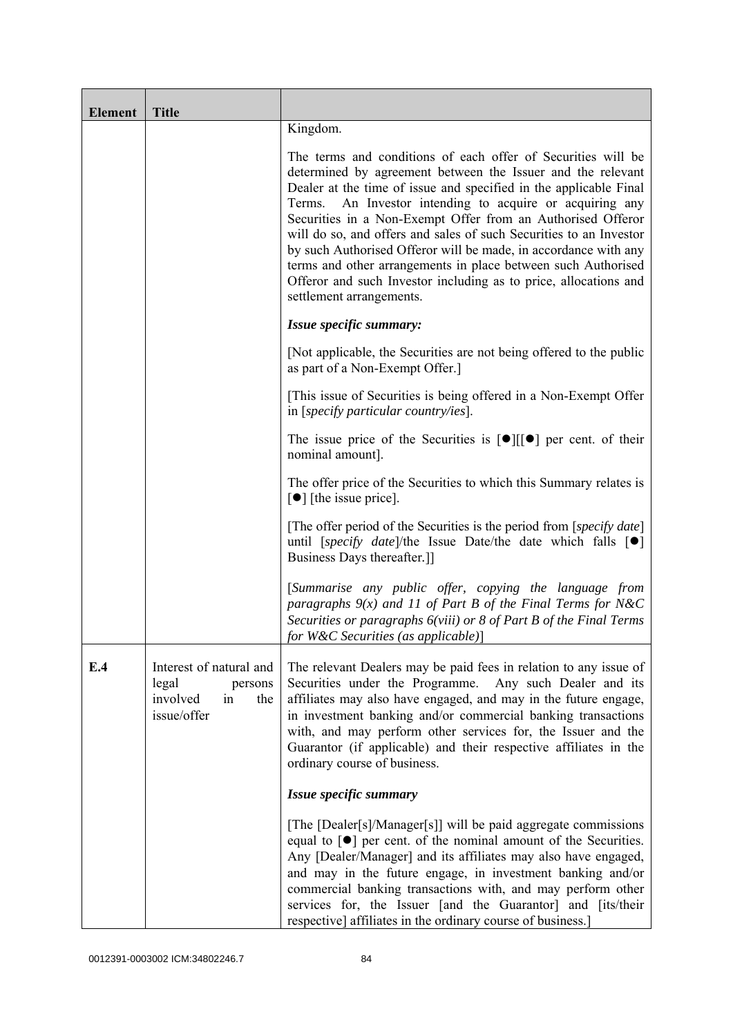| Element | Title | |
|---|---|---|
| | | Kingdom.<br><br>The terms and conditions of each offer of Securities will be determined by agreement between the Issuer and the relevant Dealer at the time of issue and specified in the applicable Final Terms. An Investor intending to acquire or acquiring any Securities in a Non-Exempt Offer from an Authorised Offeror will do so, and offers and sales of such Securities to an Investor by such Authorised Offeror will be made, in accordance with any terms and other arrangements in place between such Authorised Offeror and such Investor including as to price, allocations and settlement arrangements.<br><br>***Issue specific summary:***<br><br>[Not applicable, the Securities are not being offered to the public as part of a Non-Exempt Offer.]<br><br>[This issue of Securities is being offered in a Non-Exempt Offer in [*specify particular country/ies*].<br><br>The issue price of the Securities is [●][[●] per cent. of their nominal amount].<br><br>The offer price of the Securities to which this Summary relates is [●] [the issue price].<br><br>[The offer period of the Securities is the period from [*specify date*] until [*specify date*]/the Issue Date/the date which falls [●] Business Days thereafter.]]<br><br>[*Summarise any public offer, copying the language from paragraphs 9(x) and 11 of Part B of the Final Terms for N&C Securities or paragraphs 6(viii) or 8 of Part B of the Final Terms for W&C Securities (as applicable)*] |
| **E.4** | Interest of natural and legal persons involved in the issue/offer | The relevant Dealers may be paid fees in relation to any issue of Securities under the Programme. Any such Dealer and its affiliates may also have engaged, and may in the future engage, in investment banking and/or commercial banking transactions with, and may perform other services for, the Issuer and the Guarantor (if applicable) and their respective affiliates in the ordinary course of business.<br><br>***Issue specific summary***<br><br>[The [Dealer[s]/Manager[s]] will be paid aggregate commissions equal to [●] per cent. of the nominal amount of the Securities. Any [Dealer/Manager] and its affiliates may also have engaged, and may in the future engage, in investment banking and/or commercial banking transactions with, and may perform other services for, the Issuer [and the Guarantor] and [its/their respective] affiliates in the ordinary course of business.] |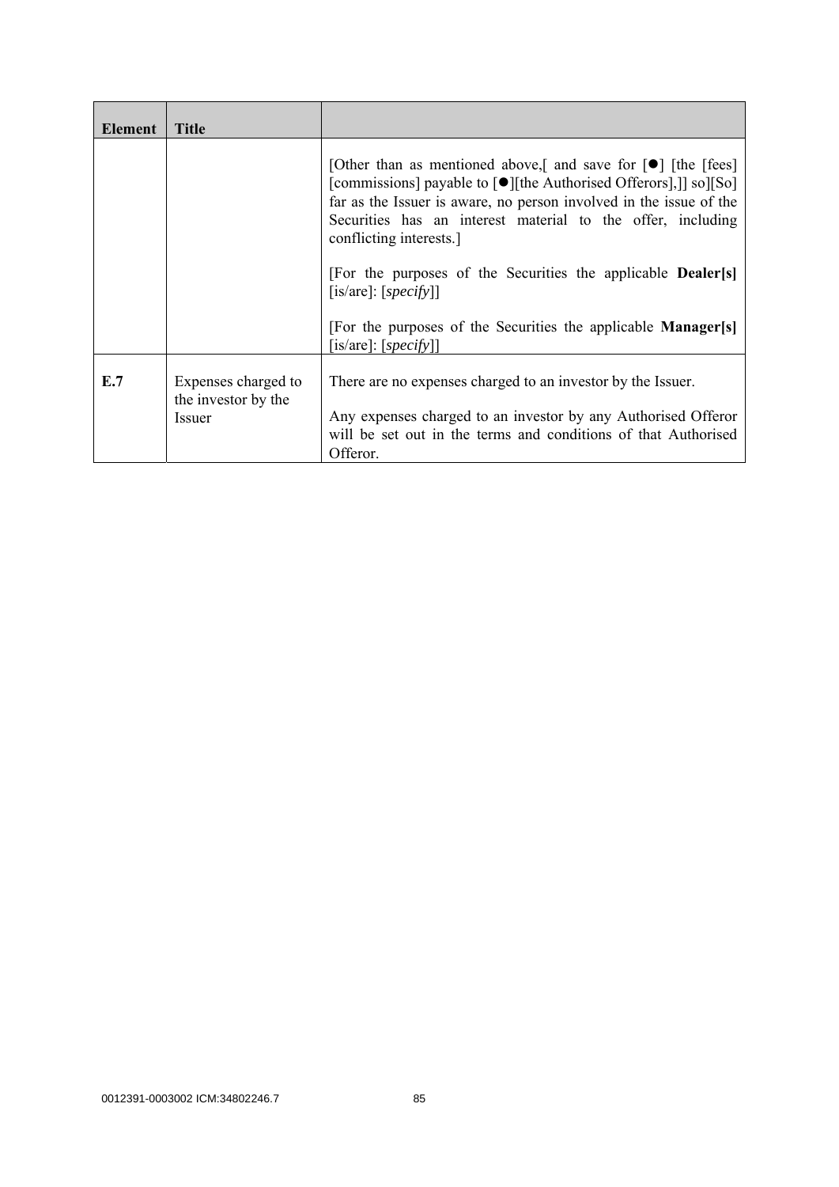| Element | Title | |
|---|---|---|
| | | [Other than as mentioned above,[ and save for [●] [the [fees] [commissions] payable to [●][the Authorised Offerors],]] so][So] far as the Issuer is aware, no person involved in the issue of the Securities has an interest material to the offer, including conflicting interests.]<br><br>[For the purposes of the Securities the applicable **Dealer[s]** [is/are]: [*specify*]]<br><br>[For the purposes of the Securities the applicable **Manager[s]** [is/are]: [*specify*]] |
| **E.7** | Expenses charged to the investor by the Issuer | There are no expenses charged to an investor by the Issuer.<br><br>Any expenses charged to an investor by any Authorised Offeror will be set out in the terms and conditions of that Authorised Offeror. |

0012391-0003002 ICM:34802246.7